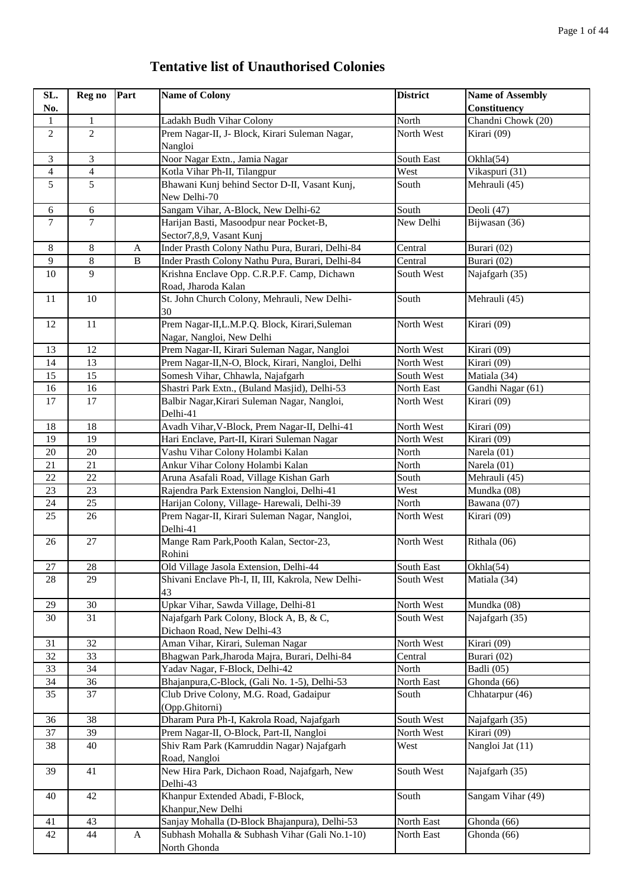# Tentative list of Unauthorised Colonies

| SL. No. | Reg no | Part | Name of Colony | District | Name of Assembly Constituency |
|---|---|---|---|---|---|
| 1 | 1 | | Ladakh Budh Vihar Colony | North | Chandni Chowk (20) |
| 2 | 2 | | Prem Nagar-II, J- Block, Kirari Suleman Nagar, Nangloi | North West | Kirari (09) |
| 3 | 3 | | Noor Nagar Extn., Jamia Nagar | South East | Okhla(54) |
| 4 | 4 | | Kotla Vihar Ph-II, Tilangpur | West | Vikaspuri (31) |
| 5 | 5 | | Bhawani Kunj behind Sector D-II, Vasant Kunj, New Delhi-70 | South | Mehrauli (45) |
| 6 | 6 | | Sangam Vihar, A-Block, New Delhi-62 | South | Deoli (47) |
| 7 | 7 | | Harijan Basti, Masoodpur near Pocket-B, Sector7,8,9, Vasant Kunj | New Delhi | Bijwasan (36) |
| 8 | 8 | A | Inder Prasth Colony Nathu Pura, Burari, Delhi-84 | Central | Burari (02) |
| 9 | 8 | B | Inder Prasth Colony Nathu Pura, Burari, Delhi-84 | Central | Burari (02) |
| 10 | 9 | | Krishna Enclave Opp. C.R.P.F. Camp, Dichawn Road, Jharoda Kalan | South West | Najafgarh (35) |
| 11 | 10 | | St. John Church Colony, Mehrauli, New Delhi-30 | South | Mehrauli (45) |
| 12 | 11 | | Prem Nagar-II,L.M.P.Q. Block, Kirari,Suleman Nagar, Nangloi, New Delhi | North West | Kirari (09) |
| 13 | 12 | | Prem Nagar-II, Kirari Suleman Nagar, Nangloi | North West | Kirari (09) |
| 14 | 13 | | Prem Nagar-II,N-O, Block, Kirari, Nangloi, Delhi | North West | Kirari (09) |
| 15 | 15 | | Somesh Vihar, Chhawla, Najafgarh | South West | Matiala (34) |
| 16 | 16 | | Shastri Park Extn., (Buland Masjid), Delhi-53 | North East | Gandhi Nagar (61) |
| 17 | 17 | | Balbir Nagar,Kirari Suleman Nagar, Nangloi, Delhi-41 | North West | Kirari (09) |
| 18 | 18 | | Avadh Vihar,V-Block, Prem Nagar-II, Delhi-41 | North West | Kirari (09) |
| 19 | 19 | | Hari Enclave, Part-II, Kirari Suleman Nagar | North West | Kirari (09) |
| 20 | 20 | | Vashu Vihar Colony Holambi Kalan | North | Narela (01) |
| 21 | 21 | | Ankur Vihar Colony Holambi Kalan | North | Narela (01) |
| 22 | 22 | | Aruna Asafali Road, Village Kishan Garh | South | Mehrauli (45) |
| 23 | 23 | | Rajendra Park Extension Nangloi, Delhi-41 | West | Mundka (08) |
| 24 | 25 | | Harijan Colony, Village- Harewali, Delhi-39 | North | Bawana (07) |
| 25 | 26 | | Prem Nagar-II, Kirari Suleman Nagar, Nangloi, Delhi-41 | North West | Kirari (09) |
| 26 | 27 | | Mange Ram Park,Pooth Kalan, Sector-23, Rohini | North West | Rithala (06) |
| 27 | 28 | | Old Village Jasola Extension, Delhi-44 | South East | Okhla(54) |
| 28 | 29 | | Shivani Enclave Ph-I, II, III, Kakrola, New Delhi-43 | South West | Matiala (34) |
| 29 | 30 | | Upkar Vihar, Sawda Village, Delhi-81 | North West | Mundka (08) |
| 30 | 31 | | Najafgarh Park Colony, Block A, B, & C, Dichaon Road, New Delhi-43 | South West | Najafgarh (35) |
| 31 | 32 | | Aman Vihar, Kirari, Suleman Nagar | North West | Kirari (09) |
| 32 | 33 | | Bhagwan Park,Jharoda Majra, Burari, Delhi-84 | Central | Burari (02) |
| 33 | 34 | | Yadav Nagar, F-Block, Delhi-42 | North | Badli (05) |
| 34 | 36 | | Bhajanpura,C-Block, (Gali No. 1-5), Delhi-53 | North East | Ghonda (66) |
| 35 | 37 | | Club Drive Colony, M.G. Road, Gadaipur (Opp.Ghitorni) | South | Chhatarpur (46) |
| 36 | 38 | | Dharam Pura Ph-I, Kakrola Road, Najafgarh | South West | Najafgarh (35) |
| 37 | 39 | | Prem Nagar-II, O-Block, Part-II, Nangloi | North West | Kirari (09) |
| 38 | 40 | | Shiv Ram Park (Kamruddin Nagar) Najafgarh Road, Nangloi | West | Nangloi Jat (11) |
| 39 | 41 | | New Hira Park, Dichaon Road, Najafgarh, New Delhi-43 | South West | Najafgarh (35) |
| 40 | 42 | | Khanpur Extended Abadi, F-Block, Khanpur,New Delhi | South | Sangam Vihar (49) |
| 41 | 43 | | Sanjay Mohalla (D-Block Bhajanpura), Delhi-53 | North East | Ghonda (66) |
| 42 | 44 | A | Subhash Mohalla & Subhash Vihar (Gali No.1-10) North Ghonda | North East | Ghonda (66) |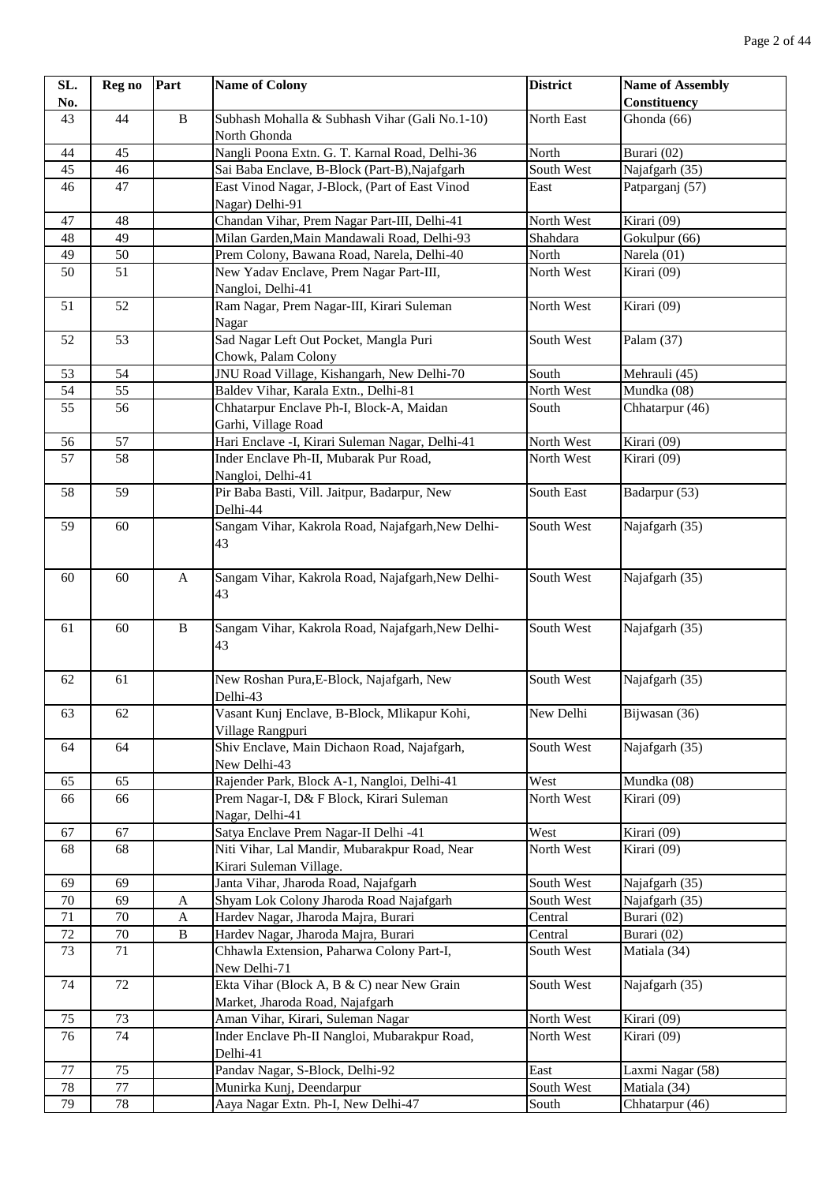| SL. No. | Reg no | Part | Name of Colony | District | Name of Assembly Constituency |
|---|---|---|---|---|---|
| 43 | 44 | B | Subhash Mohalla & Subhash Vihar (Gali No.1-10) North Ghonda | North East | Ghonda (66) |
| 44 | 45 | | Nangli Poona Extn. G. T. Karnal Road, Delhi-36 | North | Burari (02) |
| 45 | 46 | | Sai Baba Enclave, B-Block (Part-B),Najafgarh | South West | Najafgarh (35) |
| 46 | 47 | | East Vinod Nagar, J-Block, (Part of East Vinod Nagar) Delhi-91 | East | Patparganj (57) |
| 47 | 48 | | Chandan Vihar, Prem Nagar Part-III, Delhi-41 | North West | Kirari (09) |
| 48 | 49 | | Milan Garden,Main Mandawali Road, Delhi-93 | Shahdara | Gokulpur (66) |
| 49 | 50 | | Prem Colony, Bawana Road, Narela, Delhi-40 | North | Narela (01) |
| 50 | 51 | | New Yadav Enclave, Prem Nagar Part-III, Nangloi, Delhi-41 | North West | Kirari (09) |
| 51 | 52 | | Ram Nagar, Prem Nagar-III, Kirari Suleman Nagar | North West | Kirari (09) |
| 52 | 53 | | Sad Nagar Left Out Pocket, Mangla Puri Chowk, Palam Colony | South West | Palam (37) |
| 53 | 54 | | JNU Road Village, Kishangarh, New Delhi-70 | South | Mehrauli (45) |
| 54 | 55 | | Baldev Vihar, Karala Extn., Delhi-81 | North West | Mundka (08) |
| 55 | 56 | | Chhatarpur Enclave Ph-I, Block-A, Maidan Garhi, Village Road | South | Chhatarpur (46) |
| 56 | 57 | | Hari Enclave -I, Kirari Suleman Nagar, Delhi-41 | North West | Kirari (09) |
| 57 | 58 | | Inder Enclave Ph-II, Mubarak Pur Road, Nangloi, Delhi-41 | North West | Kirari (09) |
| 58 | 59 | | Pir Baba Basti, Vill. Jaitpur, Badarpur, New Delhi-44 | South East | Badarpur (53) |
| 59 | 60 | | Sangam Vihar, Kakrola Road, Najafgarh,New Delhi-43 | South West | Najafgarh (35) |
| 60 | 60 | A | Sangam Vihar, Kakrola Road, Najafgarh,New Delhi-43 | South West | Najafgarh (35) |
| 61 | 60 | B | Sangam Vihar, Kakrola Road, Najafgarh,New Delhi-43 | South West | Najafgarh (35) |
| 62 | 61 | | New Roshan Pura,E-Block, Najafgarh, New Delhi-43 | South West | Najafgarh (35) |
| 63 | 62 | | Vasant Kunj Enclave, B-Block, Mlikapur Kohi, Village Rangpuri | New Delhi | Bijwasan (36) |
| 64 | 64 | | Shiv Enclave, Main Dichaon Road, Najafgarh, New Delhi-43 | South West | Najafgarh (35) |
| 65 | 65 | | Rajender Park, Block A-1, Nangloi, Delhi-41 | West | Mundka (08) |
| 66 | 66 | | Prem Nagar-I, D& F Block, Kirari Suleman Nagar, Delhi-41 | North West | Kirari (09) |
| 67 | 67 | | Satya Enclave Prem Nagar-II Delhi -41 | West | Kirari (09) |
| 68 | 68 | | Niti Vihar, Lal Mandir, Mubarakpur Road, Near Kirari Suleman Village. | North West | Kirari (09) |
| 69 | 69 | | Janta Vihar, Jharoda Road, Najafgarh | South West | Najafgarh (35) |
| 70 | 69 | A | Shyam Lok Colony Jharoda Road Najafgarh | South West | Najafgarh (35) |
| 71 | 70 | A | Hardev Nagar, Jharoda Majra, Burari | Central | Burari (02) |
| 72 | 70 | B | Hardev Nagar, Jharoda Majra, Burari | Central | Burari (02) |
| 73 | 71 | | Chhawla Extension, Paharwa Colony Part-I, New Delhi-71 | South West | Matiala (34) |
| 74 | 72 | | Ekta Vihar (Block A, B & C) near New Grain Market, Jharoda Road, Najafgarh | South West | Najafgarh (35) |
| 75 | 73 | | Aman Vihar, Kirari, Suleman Nagar | North West | Kirari (09) |
| 76 | 74 | | Inder Enclave Ph-II Nangloi, Mubarakpur Road, Delhi-41 | North West | Kirari (09) |
| 77 | 75 | | Pandav Nagar, S-Block, Delhi-92 | East | Laxmi Nagar (58) |
| 78 | 77 | | Munirka Kunj, Deendarpur | South West | Matiala (34) |
| 79 | 78 | | Aaya Nagar Extn. Ph-I, New Delhi-47 | South | Chhatarpur (46) |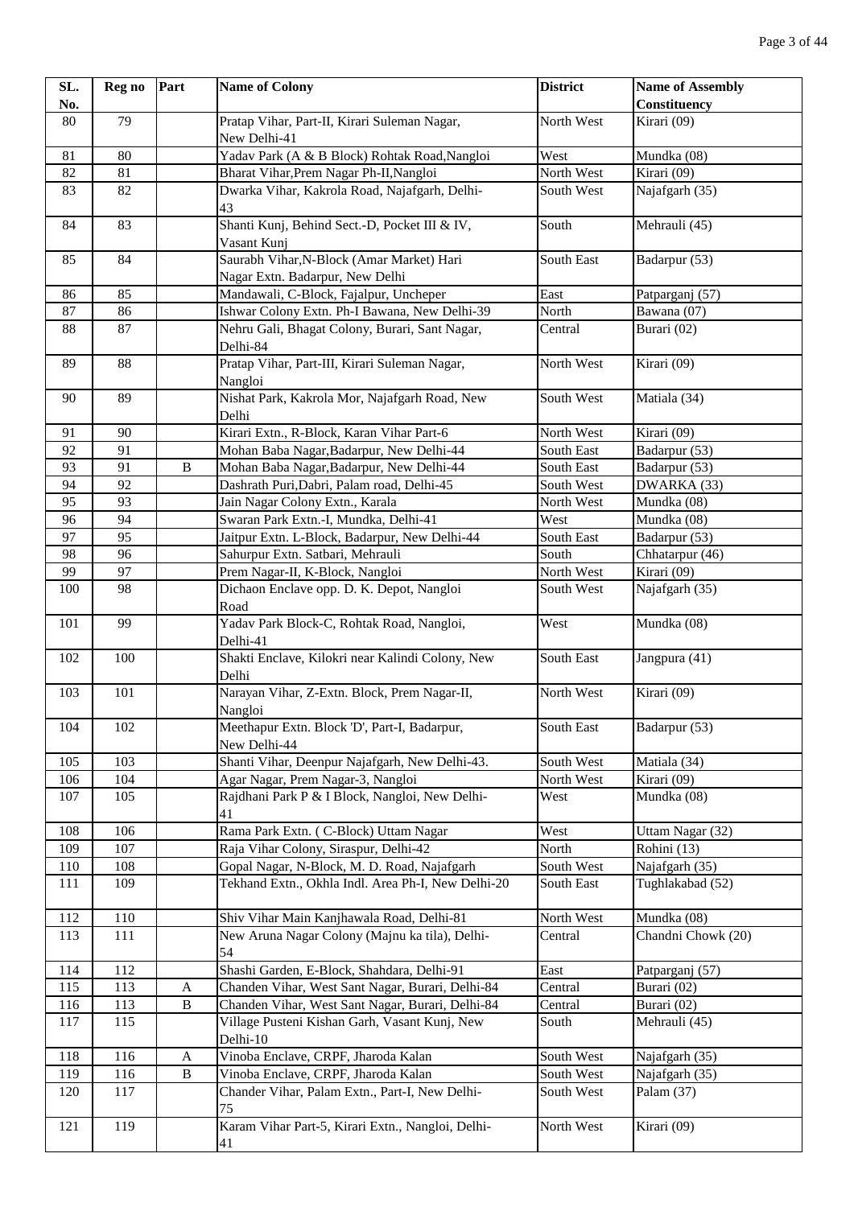| SL. No. | Reg no | Part | Name of Colony | District | Name of Assembly Constituency |
|---|---|---|---|---|---|
| 80 | 79 | | Pratap Vihar, Part-II, Kirari Suleman Nagar, New Delhi-41 | North West | Kirari (09) |
| 81 | 80 | | Yadav Park (A & B Block) Rohtak Road,Nangloi | West | Mundka (08) |
| 82 | 81 | | Bharat Vihar,Prem Nagar Ph-II,Nangloi | North West | Kirari (09) |
| 83 | 82 | | Dwarka Vihar, Kakrola Road, Najafgarh, Delhi-43 | South West | Najafgarh (35) |
| 84 | 83 | | Shanti Kunj, Behind Sect.-D, Pocket III & IV, Vasant Kunj | South | Mehrauli (45) |
| 85 | 84 | | Saurabh Vihar,N-Block (Amar Market) Hari Nagar Extn. Badarpur, New Delhi | South East | Badarpur (53) |
| 86 | 85 | | Mandawali, C-Block, Fajalpur, Uncheper | East | Patparganj (57) |
| 87 | 86 | | Ishwar Colony Extn. Ph-I Bawana, New Delhi-39 | North | Bawana (07) |
| 88 | 87 | | Nehru Gali, Bhagat Colony, Burari, Sant Nagar, Delhi-84 | Central | Burari (02) |
| 89 | 88 | | Pratap Vihar, Part-III, Kirari Suleman Nagar, Nangloi | North West | Kirari (09) |
| 90 | 89 | | Nishat Park, Kakrola Mor, Najafgarh Road, New Delhi | South West | Matiala (34) |
| 91 | 90 | | Kirari Extn., R-Block, Karan Vihar Part-6 | North West | Kirari (09) |
| 92 | 91 | | Mohan Baba Nagar,Badarpur, New Delhi-44 | South East | Badarpur (53) |
| 93 | 91 | B | Mohan Baba Nagar,Badarpur, New Delhi-44 | South East | Badarpur (53) |
| 94 | 92 | | Dashrath Puri,Dabri, Palam road, Delhi-45 | South West | DWARKA (33) |
| 95 | 93 | | Jain Nagar Colony Extn., Karala | North West | Mundka (08) |
| 96 | 94 | | Swaran Park Extn.-I, Mundka, Delhi-41 | West | Mundka (08) |
| 97 | 95 | | Jaitpur Extn. L-Block, Badarpur, New Delhi-44 | South East | Badarpur (53) |
| 98 | 96 | | Sahurpur Extn. Satbari, Mehrauli | South | Chhatarpur (46) |
| 99 | 97 | | Prem Nagar-II, K-Block, Nangloi | North West | Kirari (09) |
| 100 | 98 | | Dichaon Enclave opp. D. K. Depot, Nangloi Road | South West | Najafgarh (35) |
| 101 | 99 | | Yadav Park Block-C, Rohtak Road, Nangloi, Delhi-41 | West | Mundka (08) |
| 102 | 100 | | Shakti Enclave, Kilokri near Kalindi Colony, New Delhi | South East | Jangpura (41) |
| 103 | 101 | | Narayan Vihar, Z-Extn. Block, Prem Nagar-II, Nangloi | North West | Kirari (09) |
| 104 | 102 | | Meethapur Extn. Block 'D', Part-I, Badarpur, New Delhi-44 | South East | Badarpur (53) |
| 105 | 103 | | Shanti Vihar, Deenpur Najafgarh, New Delhi-43. | South West | Matiala (34) |
| 106 | 104 | | Agar Nagar, Prem Nagar-3, Nangloi | North West | Kirari (09) |
| 107 | 105 | | Rajdhani Park P & I Block, Nangloi, New Delhi-41 | West | Mundka (08) |
| 108 | 106 | | Rama Park Extn. ( C-Block) Uttam Nagar | West | Uttam Nagar (32) |
| 109 | 107 | | Raja Vihar Colony, Siraspur, Delhi-42 | North | Rohini (13) |
| 110 | 108 | | Gopal Nagar, N-Block, M. D. Road, Najafgarh | South West | Najafgarh (35) |
| 111 | 109 | | Tekhand Extn., Okhla Indl. Area Ph-I, New Delhi-20 | South East | Tughlakabad (52) |
| 112 | 110 | | Shiv Vihar Main Kanjhawala Road, Delhi-81 | North West | Mundka (08) |
| 113 | 111 | | New Aruna Nagar Colony (Majnu ka tila), Delhi-54 | Central | Chandni Chowk (20) |
| 114 | 112 | | Shashi Garden, E-Block, Shahdara, Delhi-91 | East | Patparganj (57) |
| 115 | 113 | A | Chanden Vihar, West Sant Nagar, Burari, Delhi-84 | Central | Burari (02) |
| 116 | 113 | B | Chanden Vihar, West Sant Nagar, Burari, Delhi-84 | Central | Burari (02) |
| 117 | 115 | | Village Pusteni Kishan Garh, Vasant Kunj, New Delhi-10 | South | Mehrauli (45) |
| 118 | 116 | A | Vinoba Enclave, CRPF, Jharoda Kalan | South West | Najafgarh (35) |
| 119 | 116 | B | Vinoba Enclave, CRPF, Jharoda Kalan | South West | Najafgarh (35) |
| 120 | 117 | | Chander Vihar, Palam Extn., Part-I, New Delhi-75 | South West | Palam (37) |
| 121 | 119 | | Karam Vihar Part-5, Kirari Extn., Nangloi, Delhi-41 | North West | Kirari (09) |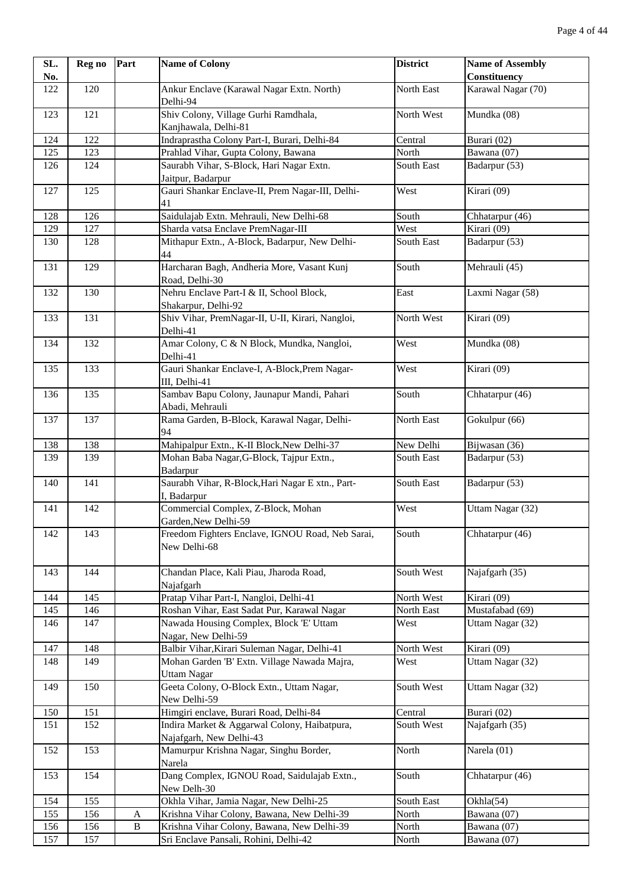| SL. No. | Reg no | Part | Name of Colony | District | Name of Assembly Constituency |
|---|---|---|---|---|---|
| 122 | 120 | | Ankur Enclave (Karawal Nagar Extn. North) Delhi-94 | North East | Karawal Nagar (70) |
| 123 | 121 | | Shiv Colony, Village Gurhi Ramdhala, Kanjhawala, Delhi-81 | North West | Mundka (08) |
| 124 | 122 | | Indraprastha Colony Part-I, Burari, Delhi-84 | Central | Burari (02) |
| 125 | 123 | | Prahlad Vihar, Gupta Colony, Bawana | North | Bawana (07) |
| 126 | 124 | | Saurabh Vihar, S-Block, Hari Nagar Extn. Jaitpur, Badarpur | South East | Badarpur (53) |
| 127 | 125 | | Gauri Shankar Enclave-II, Prem Nagar-III, Delhi-41 | West | Kirari (09) |
| 128 | 126 | | Saidulajab Extn. Mehrauli, New Delhi-68 | South | Chhatarpur (46) |
| 129 | 127 | | Sharda vatsa Enclave PremNagar-III | West | Kirari (09) |
| 130 | 128 | | Mithapur Extn., A-Block, Badarpur, New Delhi-44 | South East | Badarpur (53) |
| 131 | 129 | | Harcharan Bagh, Andheria More, Vasant Kunj Road, Delhi-30 | South | Mehrauli (45) |
| 132 | 130 | | Nehru Enclave Part-I & II, School Block, Shakarpur, Delhi-92 | East | Laxmi Nagar (58) |
| 133 | 131 | | Shiv Vihar, PremNagar-II, U-II, Kirari, Nangloi, Delhi-41 | North West | Kirari (09) |
| 134 | 132 | | Amar Colony, C & N Block, Mundka, Nangloi, Delhi-41 | West | Mundka (08) |
| 135 | 133 | | Gauri Shankar Enclave-I, A-Block,Prem Nagar-III, Delhi-41 | West | Kirari (09) |
| 136 | 135 | | Sambav Bapu Colony, Jaunapur Mandi, Pahari Abadi, Mehrauli | South | Chhatarpur (46) |
| 137 | 137 | | Rama Garden, B-Block, Karawal Nagar, Delhi-94 | North East | Gokulpur (66) |
| 138 | 138 | | Mahipalpur Extn., K-II Block,New Delhi-37 | New Delhi | Bijwasan (36) |
| 139 | 139 | | Mohan Baba Nagar,G-Block, Tajpur Extn., Badarpur | South East | Badarpur (53) |
| 140 | 141 | | Saurabh Vihar, R-Block,Hari Nagar E xtn., Part-I, Badarpur | South East | Badarpur (53) |
| 141 | 142 | | Commercial Complex, Z-Block, Mohan Garden,New Delhi-59 | West | Uttam Nagar (32) |
| 142 | 143 | | Freedom Fighters Enclave, IGNOU Road, Neb Sarai, New Delhi-68 | South | Chhatarpur (46) |
| 143 | 144 | | Chandan Place, Kali Piau, Jharoda Road, Najafgarh | South West | Najafgarh (35) |
| 144 | 145 | | Pratap Vihar Part-I, Nangloi, Delhi-41 | North West | Kirari (09) |
| 145 | 146 | | Roshan Vihar, East Sadat Pur, Karawal Nagar | North East | Mustafabad (69) |
| 146 | 147 | | Nawada Housing Complex, Block 'E' Uttam Nagar, New Delhi-59 | West | Uttam Nagar (32) |
| 147 | 148 | | Balbir Vihar,Kirari Suleman Nagar, Delhi-41 | North West | Kirari (09) |
| 148 | 149 | | Mohan Garden 'B' Extn. Village Nawada Majra, Uttam Nagar | West | Uttam Nagar (32) |
| 149 | 150 | | Geeta Colony, O-Block Extn., Uttam Nagar, New Delhi-59 | South West | Uttam Nagar (32) |
| 150 | 151 | | Himgiri enclave, Burari Road, Delhi-84 | Central | Burari (02) |
| 151 | 152 | | Indira Market & Aggarwal Colony, Haibatpura, Najafgarh, New Delhi-43 | South West | Najafgarh (35) |
| 152 | 153 | | Mamurpur Krishna Nagar, Singhu Border, Narela | North | Narela (01) |
| 153 | 154 | | Dang Complex, IGNOU Road, Saidulajab Extn., New Delh-30 | South | Chhatarpur (46) |
| 154 | 155 | | Okhla Vihar, Jamia Nagar, New Delhi-25 | South East | Okhla(54) |
| 155 | 156 | A | Krishna Vihar Colony, Bawana, New Delhi-39 | North | Bawana (07) |
| 156 | 156 | B | Krishna Vihar Colony, Bawana, New Delhi-39 | North | Bawana (07) |
| 157 | 157 | | Sri Enclave Pansali, Rohini, Delhi-42 | North | Bawana (07) |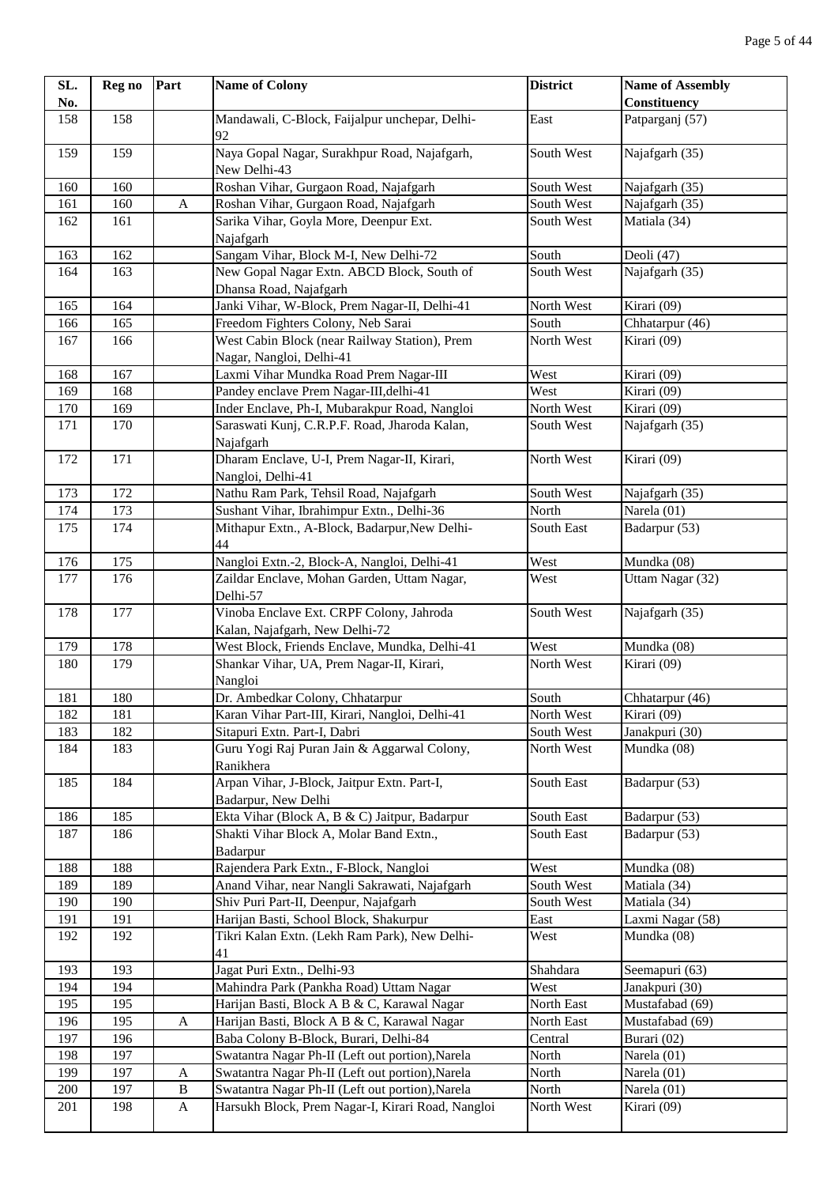| SL. No. | Reg no | Part | Name of Colony | District | Name of Assembly Constituency |
|---|---|---|---|---|---|
| 158 | 158 | | Mandawali, C-Block, Faijalpur unchepar, Delhi-92 | East | Patparganj (57) |
| 159 | 159 | | Naya Gopal Nagar, Surakhpur Road, Najafgarh, New Delhi-43 | South West | Najafgarh (35) |
| 160 | 160 | | Roshan Vihar, Gurgaon Road, Najafgarh | South West | Najafgarh (35) |
| 161 | 160 | A | Roshan Vihar, Gurgaon Road, Najafgarh | South West | Najafgarh (35) |
| 162 | 161 | | Sarika Vihar, Goyla More, Deenpur Ext. Najafgarh | South West | Matiala (34) |
| 163 | 162 | | Sangam Vihar, Block M-I, New Delhi-72 | South | Deoli (47) |
| 164 | 163 | | New Gopal Nagar Extn. ABCD Block, South of Dhansa Road, Najafgarh | South West | Najafgarh (35) |
| 165 | 164 | | Janki Vihar, W-Block, Prem Nagar-II, Delhi-41 | North West | Kirari (09) |
| 166 | 165 | | Freedom Fighters Colony, Neb Sarai | South | Chhatarpur (46) |
| 167 | 166 | | West Cabin Block (near Railway Station), Prem Nagar, Nangloi, Delhi-41 | North West | Kirari (09) |
| 168 | 167 | | Laxmi Vihar Mundka Road Prem Nagar-III | West | Kirari (09) |
| 169 | 168 | | Pandey enclave Prem Nagar-III,delhi-41 | West | Kirari (09) |
| 170 | 169 | | Inder Enclave, Ph-I, Mubarakpur Road, Nangloi | North West | Kirari (09) |
| 171 | 170 | | Saraswati Kunj, C.R.P.F. Road, Jharoda Kalan, Najafgarh | South West | Najafgarh (35) |
| 172 | 171 | | Dharam Enclave, U-I, Prem Nagar-II, Kirari, Nangloi, Delhi-41 | North West | Kirari (09) |
| 173 | 172 | | Nathu Ram Park, Tehsil Road, Najafgarh | South West | Najafgarh (35) |
| 174 | 173 | | Sushant Vihar, Ibrahimpur Extn., Delhi-36 | North | Narela (01) |
| 175 | 174 | | Mithapur Extn., A-Block, Badarpur,New Delhi-44 | South East | Badarpur (53) |
| 176 | 175 | | Nangloi Extn.-2, Block-A, Nangloi, Delhi-41 | West | Mundka (08) |
| 177 | 176 | | Zaildar Enclave, Mohan Garden, Uttam Nagar, Delhi-57 | West | Uttam Nagar (32) |
| 178 | 177 | | Vinoba Enclave Ext. CRPF Colony, Jahroda Kalan, Najafgarh, New Delhi-72 | South West | Najafgarh (35) |
| 179 | 178 | | West Block, Friends Enclave, Mundka, Delhi-41 | West | Mundka (08) |
| 180 | 179 | | Shankar Vihar, UA, Prem Nagar-II, Kirari, Nangloi | North West | Kirari (09) |
| 181 | 180 | | Dr. Ambedkar Colony, Chhatarpur | South | Chhatarpur (46) |
| 182 | 181 | | Karan Vihar Part-III, Kirari, Nangloi, Delhi-41 | North West | Kirari (09) |
| 183 | 182 | | Sitapuri Extn. Part-I, Dabri | South West | Janakpuri (30) |
| 184 | 183 | | Guru Yogi Raj Puran Jain & Aggarwal Colony, Ranikhera | North West | Mundka (08) |
| 185 | 184 | | Arpan Vihar, J-Block, Jaitpur Extn. Part-I, Badarpur, New Delhi | South East | Badarpur (53) |
| 186 | 185 | | Ekta Vihar (Block A, B & C) Jaitpur, Badarpur | South East | Badarpur (53) |
| 187 | 186 | | Shakti Vihar Block A, Molar Band Extn., Badarpur | South East | Badarpur (53) |
| 188 | 188 | | Rajendera Park Extn., F-Block, Nangloi | West | Mundka (08) |
| 189 | 189 | | Anand Vihar, near Nangli Sakrawati, Najafgarh | South West | Matiala (34) |
| 190 | 190 | | Shiv Puri Part-II, Deenpur, Najafgarh | South West | Matiala (34) |
| 191 | 191 | | Harijan Basti, School Block, Shakurpur | East | Laxmi Nagar (58) |
| 192 | 192 | | Tikri Kalan Extn. (Lekh Ram Park), New Delhi-41 | West | Mundka (08) |
| 193 | 193 | | Jagat Puri Extn., Delhi-93 | Shahdara | Seemapuri (63) |
| 194 | 194 | | Mahindra Park (Pankha Road) Uttam Nagar | West | Janakpuri (30) |
| 195 | 195 | | Harijan Basti, Block A B & C, Karawal Nagar | North East | Mustafabad (69) |
| 196 | 195 | A | Harijan Basti, Block A B & C, Karawal Nagar | North East | Mustafabad (69) |
| 197 | 196 | | Baba Colony B-Block, Burari, Delhi-84 | Central | Burari (02) |
| 198 | 197 | | Swatantra Nagar Ph-II (Left out portion),Narela | North | Narela (01) |
| 199 | 197 | A | Swatantra Nagar Ph-II (Left out portion),Narela | North | Narela (01) |
| 200 | 197 | B | Swatantra Nagar Ph-II (Left out portion),Narela | North | Narela (01) |
| 201 | 198 | A | Harsukh Block, Prem Nagar-I, Kirari Road, Nangloi | North West | Kirari (09) |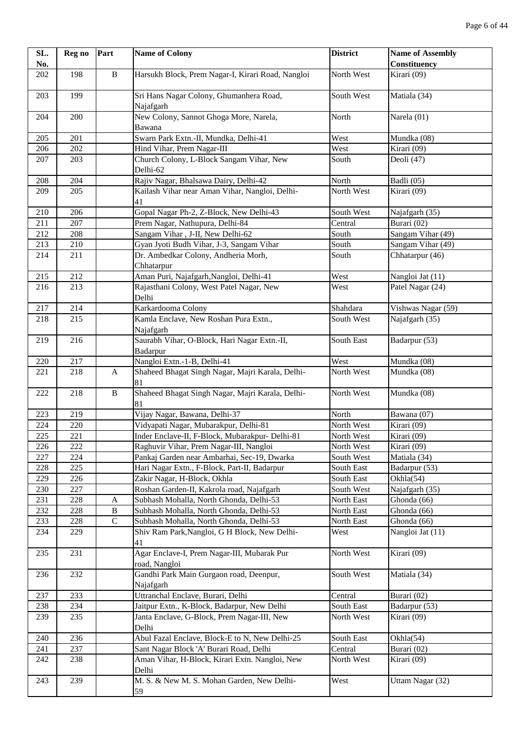| SL. No. | Reg no | Part | Name of Colony | District | Name of Assembly Constituency |
|---|---|---|---|---|---|
| 202 | 198 | B | Harsukh Block, Prem Nagar-I, Kirari Road, Nangloi | North West | Kirari (09) |
| 203 | 199 | | Sri Hans Nagar Colony, Ghumanhera Road, Najafgarh | South West | Matiala (34) |
| 204 | 200 | | New Colony, Sannot Ghoga More, Narela, Bawana | North | Narela (01) |
| 205 | 201 | | Swarn Park Extn.-II, Mundka, Delhi-41 | West | Mundka (08) |
| 206 | 202 | | Hind Vihar, Prem Nagar-III | West | Kirari (09) |
| 207 | 203 | | Church Colony, L-Block Sangam Vihar, New Delhi-62 | South | Deoli (47) |
| 208 | 204 | | Rajiv Nagar, Bhalsawa Dairy, Delhi-42 | North | Badli (05) |
| 209 | 205 | | Kailash Vihar near Aman Vihar, Nangloi, Delhi-41 | North West | Kirari (09) |
| 210 | 206 | | Gopal Nagar Ph-2, Z-Block, New Delhi-43 | South West | Najafgarh (35) |
| 211 | 207 | | Prem Nagar, Nathupura, Delhi-84 | Central | Burari (02) |
| 212 | 208 | | Sangam Vihar , J-II, New Delhi-62 | South | Sangam Vihar (49) |
| 213 | 210 | | Gyan Jyoti Budh Vihar, J-3, Sangam Vihar | South | Sangam Vihar (49) |
| 214 | 211 | | Dr. Ambedkar Colony, Andheria Morh, Chhatarpur | South | Chhatarpur (46) |
| 215 | 212 | | Aman Puri, Najafgarh,Nangloi, Delhi-41 | West | Nangloi Jat (11) |
| 216 | 213 | | Rajasthani Colony, West Patel Nagar, New Delhi | West | Patel Nagar (24) |
| 217 | 214 | | Karkardooma Colony | Shahdara | Vishwas Nagar (59) |
| 218 | 215 | | Kamla Enclave, New Roshan Pura Extn., Najafgarh | South West | Najafgarh (35) |
| 219 | 216 | | Saurabh Vihar, O-Block, Hari Nagar Extn.-II, Badarpur | South East | Badarpur (53) |
| 220 | 217 | | Nangloi Extn.-1-B, Delhi-41 | West | Mundka (08) |
| 221 | 218 | A | Shaheed Bhagat Singh Nagar, Majri Karala, Delhi-81 | North West | Mundka (08) |
| 222 | 218 | B | Shaheed Bhagat Singh Nagar, Majri Karala, Delhi-81 | North West | Mundka (08) |
| 223 | 219 | | Vijay Nagar, Bawana, Delhi-37 | North | Bawana (07) |
| 224 | 220 | | Vidyapati Nagar, Mubarakpur, Delhi-81 | North West | Kirari (09) |
| 225 | 221 | | Inder Enclave-II, F-Block, Mubarakpur- Delhi-81 | North West | Kirari (09) |
| 226 | 222 | | Raghuvir Vihar, Prem Nagar-III, Nangloi | North West | Kirari (09) |
| 227 | 224 | | Pankaj Garden near Ambarhai, Sec-19, Dwarka | South West | Matiala (34) |
| 228 | 225 | | Hari Nagar Extn., F-Block, Part-II, Badarpur | South East | Badarpur (53) |
| 229 | 226 | | Zakir Nagar, H-Block, Okhla | South East | Okhla(54) |
| 230 | 227 | | Roshan Garden-II, Kakrola road, Najafgarh | South West | Najafgarh (35) |
| 231 | 228 | A | Subhash Mohalla, North Ghonda, Delhi-53 | North East | Ghonda (66) |
| 232 | 228 | B | Subhash Mohalla, North Ghonda, Delhi-53 | North East | Ghonda (66) |
| 233 | 228 | C | Subhash Mohalla, North Ghonda, Delhi-53 | North East | Ghonda (66) |
| 234 | 229 | | Shiv Ram Park,Nangloi, G H Block, New Delhi-41 | West | Nangloi Jat (11) |
| 235 | 231 | | Agar Enclave-I, Prem Nagar-III, Mubarak Pur road, Nangloi | North West | Kirari (09) |
| 236 | 232 | | Gandhi Park Main Gurgaon road, Deenpur, Najafgarh | South West | Matiala (34) |
| 237 | 233 | | Uttranchal Enclave, Burari, Delhi | Central | Burari (02) |
| 238 | 234 | | Jaitpur Extn., K-Block, Badarpur, New Delhi | South East | Badarpur (53) |
| 239 | 235 | | Janta Enclave, G-Block, Prem Nagar-III, New Delhi | North West | Kirari (09) |
| 240 | 236 | | Abul Fazal Enclave, Block-E to N, New Delhi-25 | South East | Okhla(54) |
| 241 | 237 | | Sant Nagar Block 'A' Burari Road, Delhi | Central | Burari (02) |
| 242 | 238 | | Aman Vihar, H-Block, Kirari Extn. Nangloi, New Delhi | North West | Kirari (09) |
| 243 | 239 | | M. S. & New M. S. Mohan Garden, New Delhi-59 | West | Uttam Nagar (32) |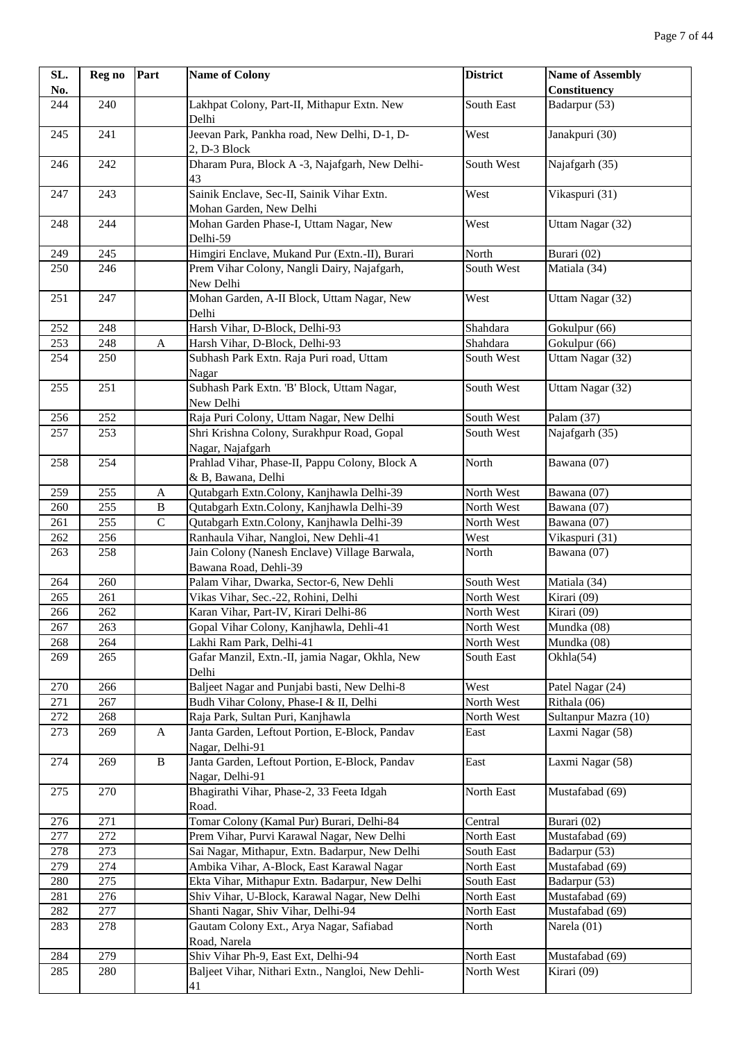| SL. No. | Reg no | Part | Name of Colony | District | Name of Assembly Constituency |
|---|---|---|---|---|---|
| 244 | 240 | | Lakhpat Colony, Part-II, Mithapur Extn. New Delhi | South East | Badarpur (53) |
| 245 | 241 | | Jeevan Park, Pankha road, New Delhi, D-1, D-2, D-3 Block | West | Janakpuri (30) |
| 246 | 242 | | Dharam Pura, Block A -3, Najafgarh, New Delhi-43 | South West | Najafgarh (35) |
| 247 | 243 | | Sainik Enclave, Sec-II, Sainik Vihar Extn. Mohan Garden, New Delhi | West | Vikaspuri (31) |
| 248 | 244 | | Mohan Garden Phase-I, Uttam Nagar, New Delhi-59 | West | Uttam Nagar (32) |
| 249 | 245 | | Himgiri Enclave, Mukand Pur (Extn.-II), Burari | North | Burari (02) |
| 250 | 246 | | Prem Vihar Colony, Nangli Dairy, Najafgarh, New Delhi | South West | Matiala (34) |
| 251 | 247 | | Mohan Garden, A-II Block, Uttam Nagar, New Delhi | West | Uttam Nagar (32) |
| 252 | 248 | | Harsh Vihar, D-Block, Delhi-93 | Shahdara | Gokulpur (66) |
| 253 | 248 | A | Harsh Vihar, D-Block, Delhi-93 | Shahdara | Gokulpur (66) |
| 254 | 250 | | Subhash Park Extn. Raja Puri road, Uttam Nagar | South West | Uttam Nagar (32) |
| 255 | 251 | | Subhash Park Extn. 'B' Block, Uttam Nagar, New Delhi | South West | Uttam Nagar (32) |
| 256 | 252 | | Raja Puri Colony, Uttam Nagar, New Delhi | South West | Palam (37) |
| 257 | 253 | | Shri Krishna Colony, Surakhpur Road, Gopal Nagar, Najafgarh | South West | Najafgarh (35) |
| 258 | 254 | | Prahlad Vihar, Phase-II, Pappu Colony, Block A & B, Bawana, Delhi | North | Bawana (07) |
| 259 | 255 | A | Qutabgarh Extn.Colony, Kanjhawla Delhi-39 | North West | Bawana (07) |
| 260 | 255 | B | Qutabgarh Extn.Colony, Kanjhawla Delhi-39 | North West | Bawana (07) |
| 261 | 255 | C | Qutabgarh Extn.Colony, Kanjhawla Delhi-39 | North West | Bawana (07) |
| 262 | 256 | | Ranhaula Vihar, Nangloi, New Dehli-41 | West | Vikaspuri (31) |
| 263 | 258 | | Jain Colony (Nanesh Enclave) Village Barwala, Bawana Road, Dehli-39 | North | Bawana (07) |
| 264 | 260 | | Palam Vihar, Dwarka, Sector-6, New Dehli | South West | Matiala (34) |
| 265 | 261 | | Vikas Vihar, Sec.-22, Rohini, Delhi | North West | Kirari (09) |
| 266 | 262 | | Karan Vihar, Part-IV, Kirari Delhi-86 | North West | Kirari (09) |
| 267 | 263 | | Gopal Vihar Colony, Kanjhawla, Dehli-41 | North West | Mundka (08) |
| 268 | 264 | | Lakhi Ram Park, Delhi-41 | North West | Mundka (08) |
| 269 | 265 | | Gafar Manzil, Extn.-II, jamia Nagar, Okhla, New Delhi | South East | Okhla(54) |
| 270 | 266 | | Baljeet Nagar and Punjabi basti, New Delhi-8 | West | Patel Nagar (24) |
| 271 | 267 | | Budh Vihar Colony, Phase-I & II, Delhi | North West | Rithala (06) |
| 272 | 268 | | Raja Park, Sultan Puri, Kanjhawla | North West | Sultanpur Mazra (10) |
| 273 | 269 | A | Janta Garden, Leftout Portion, E-Block, Pandav Nagar, Delhi-91 | East | Laxmi Nagar (58) |
| 274 | 269 | B | Janta Garden, Leftout Portion, E-Block, Pandav Nagar, Delhi-91 | East | Laxmi Nagar (58) |
| 275 | 270 | | Bhagirathi Vihar, Phase-2, 33 Feeta Idgah Road. | North East | Mustafabad (69) |
| 276 | 271 | | Tomar Colony (Kamal Pur) Burari, Delhi-84 | Central | Burari (02) |
| 277 | 272 | | Prem Vihar, Purvi Karawal Nagar, New Delhi | North East | Mustafabad (69) |
| 278 | 273 | | Sai Nagar, Mithapur, Extn. Badarpur, New Delhi | South East | Badarpur (53) |
| 279 | 274 | | Ambika Vihar, A-Block, East Karawal Nagar | North East | Mustafabad (69) |
| 280 | 275 | | Ekta Vihar, Mithapur Extn. Badarpur, New Delhi | South East | Badarpur (53) |
| 281 | 276 | | Shiv Vihar, U-Block, Karawal Nagar, New Delhi | North East | Mustafabad (69) |
| 282 | 277 | | Shanti Nagar, Shiv Vihar, Delhi-94 | North East | Mustafabad (69) |
| 283 | 278 | | Gautam Colony Ext., Arya Nagar, Safiabad Road, Narela | North | Narela (01) |
| 284 | 279 | | Shiv Vihar Ph-9, East Ext, Delhi-94 | North East | Mustafabad (69) |
| 285 | 280 | | Baljeet Vihar, Nithari Extn., Nangloi, New Dehli-41 | North West | Kirari (09) |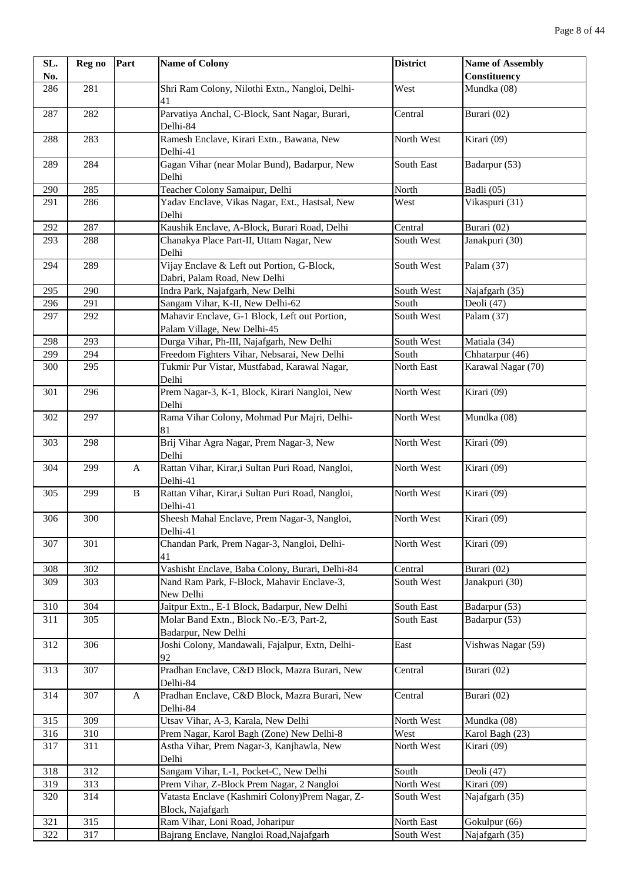| SL. No. | Reg no | Part | Name of Colony | District | Name of Assembly Constituency |
|---|---|---|---|---|---|
| 286 | 281 | | Shri Ram Colony, Nilothi Extn., Nangloi, Delhi-41 | West | Mundka (08) |
| 287 | 282 | | Parvatiya Anchal, C-Block, Sant Nagar, Burari, Delhi-84 | Central | Burari (02) |
| 288 | 283 | | Ramesh Enclave, Kirari Extn., Bawana, New Delhi-41 | North West | Kirari (09) |
| 289 | 284 | | Gagan Vihar (near Molar Bund), Badarpur, New Delhi | South East | Badarpur (53) |
| 290 | 285 | | Teacher Colony Samaipur, Delhi | North | Badli (05) |
| 291 | 286 | | Yadav Enclave, Vikas Nagar, Ext., Hastsal, New Delhi | West | Vikaspuri (31) |
| 292 | 287 | | Kaushik Enclave, A-Block, Burari Road, Delhi | Central | Burari (02) |
| 293 | 288 | | Chanakya Place Part-II, Uttam Nagar, New Delhi | South West | Janakpuri (30) |
| 294 | 289 | | Vijay Enclave & Left out Portion, G-Block, Dabri, Palam Road, New Delhi | South West | Palam (37) |
| 295 | 290 | | Indra Park, Najafgarh, New Delhi | South West | Najafgarh (35) |
| 296 | 291 | | Sangam Vihar, K-II, New Delhi-62 | South | Deoli (47) |
| 297 | 292 | | Mahavir Enclave, G-1 Block, Left out Portion, Palam Village, New Delhi-45 | South West | Palam (37) |
| 298 | 293 | | Durga Vihar, Ph-III, Najafgarh, New Delhi | South West | Matiala (34) |
| 299 | 294 | | Freedom Fighters Vihar, Nebsarai, New Delhi | South | Chhatarpur (46) |
| 300 | 295 | | Tukmir Pur Vistar, Mustfabad, Karawal Nagar, Delhi | North East | Karawal Nagar (70) |
| 301 | 296 | | Prem Nagar-3, K-1, Block, Kirari Nangloi, New Delhi | North West | Kirari (09) |
| 302 | 297 | | Rama Vihar Colony, Mohmad Pur Majri, Delhi-81 | North West | Mundka (08) |
| 303 | 298 | | Brij Vihar Agra Nagar, Prem Nagar-3, New Delhi | North West | Kirari (09) |
| 304 | 299 | A | Rattan Vihar, Kirar,i Sultan Puri Road, Nangloi, Delhi-41 | North West | Kirari (09) |
| 305 | 299 | B | Rattan Vihar, Kirar,i Sultan Puri Road, Nangloi, Delhi-41 | North West | Kirari (09) |
| 306 | 300 | | Sheesh Mahal Enclave, Prem Nagar-3, Nangloi, Delhi-41 | North West | Kirari (09) |
| 307 | 301 | | Chandan Park, Prem Nagar-3, Nangloi, Delhi-41 | North West | Kirari (09) |
| 308 | 302 | | Vashisht Enclave, Baba Colony, Burari, Delhi-84 | Central | Burari (02) |
| 309 | 303 | | Nand Ram Park, F-Block, Mahavir Enclave-3, New Delhi | South West | Janakpuri (30) |
| 310 | 304 | | Jaitpur Extn., E-1 Block, Badarpur, New Delhi | South East | Badarpur (53) |
| 311 | 305 | | Molar Band Extn., Block No.-E/3, Part-2, Badarpur, New Delhi | South East | Badarpur (53) |
| 312 | 306 | | Joshi Colony, Mandawali, Fajalpur, Extn, Delhi-92 | East | Vishwas Nagar (59) |
| 313 | 307 | | Pradhan Enclave, C&D Block, Mazra Burari, New Delhi-84 | Central | Burari (02) |
| 314 | 307 | A | Pradhan Enclave, C&D Block, Mazra Burari, New Delhi-84 | Central | Burari (02) |
| 315 | 309 | | Utsav Vihar, A-3, Karala, New Delhi | North West | Mundka (08) |
| 316 | 310 | | Prem Nagar, Karol Bagh (Zone) New Delhi-8 | West | Karol Bagh (23) |
| 317 | 311 | | Astha Vihar, Prem Nagar-3, Kanjhawla, New Delhi | North West | Kirari (09) |
| 318 | 312 | | Sangam Vihar, L-1, Pocket-C, New Delhi | South | Deoli (47) |
| 319 | 313 | | Prem Vihar, Z-Block Prem Nagar, 2 Nangloi | North West | Kirari (09) |
| 320 | 314 | | Vatasta Enclave (Kashmiri Colony)Prem Nagar, Z-Block, Najafgarh | South West | Najafgarh (35) |
| 321 | 315 | | Ram Vihar, Loni Road, Joharipur | North East | Gokulpur (66) |
| 322 | 317 | | Bajrang Enclave, Nangloi Road,Najafgarh | South West | Najafgarh (35) |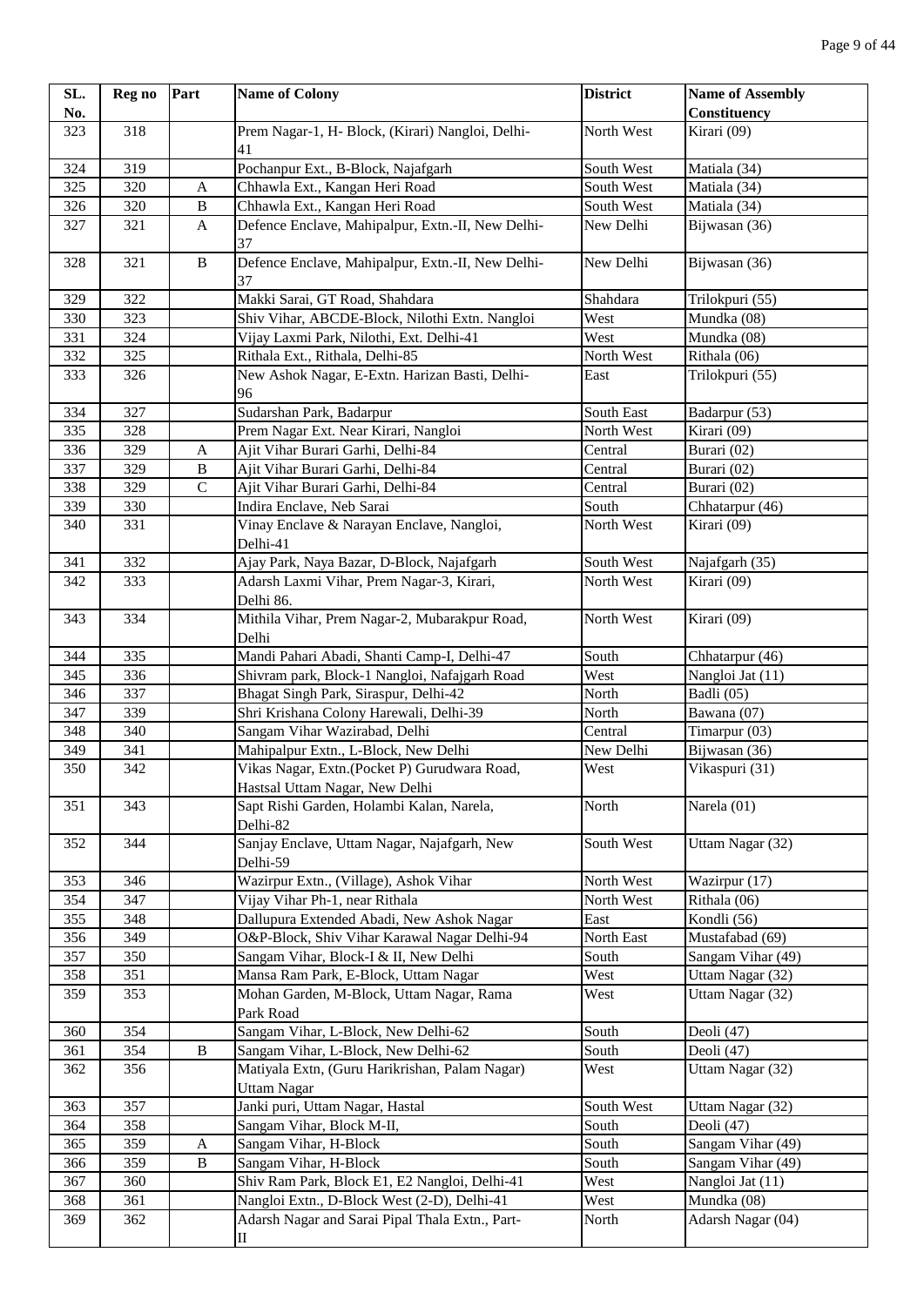| SL. No. | Reg no | Part | Name of Colony | District | Name of Assembly Constituency |
|---|---|---|---|---|---|
| 323 | 318 | | Prem Nagar-1, H- Block, (Kirari) Nangloi, Delhi-41 | North West | Kirari (09) |
| 324 | 319 | | Pochanpur Ext., B-Block, Najafgarh | South West | Matiala (34) |
| 325 | 320 | A | Chhawla Ext., Kangan Heri Road | South West | Matiala (34) |
| 326 | 320 | B | Chhawla Ext., Kangan Heri Road | South West | Matiala (34) |
| 327 | 321 | A | Defence Enclave, Mahipalpur, Extn.-II, New Delhi-37 | New Delhi | Bijwasan (36) |
| 328 | 321 | B | Defence Enclave, Mahipalpur, Extn.-II, New Delhi-37 | New Delhi | Bijwasan (36) |
| 329 | 322 | | Makki Sarai, GT Road, Shahdara | Shahdara | Trilokpuri (55) |
| 330 | 323 | | Shiv Vihar, ABCDE-Block, Nilothi Extn. Nangloi | West | Mundka (08) |
| 331 | 324 | | Vijay Laxmi Park, Nilothi, Ext. Delhi-41 | West | Mundka (08) |
| 332 | 325 | | Rithala Ext., Rithala, Delhi-85 | North West | Rithala (06) |
| 333 | 326 | | New Ashok Nagar, E-Extn. Harizan Basti, Delhi-96 | East | Trilokpuri (55) |
| 334 | 327 | | Sudarshan Park, Badarpur | South East | Badarpur (53) |
| 335 | 328 | | Prem Nagar Ext. Near Kirari, Nangloi | North West | Kirari (09) |
| 336 | 329 | A | Ajit Vihar Burari Garhi, Delhi-84 | Central | Burari (02) |
| 337 | 329 | B | Ajit Vihar Burari Garhi, Delhi-84 | Central | Burari (02) |
| 338 | 329 | C | Ajit Vihar Burari Garhi, Delhi-84 | Central | Burari (02) |
| 339 | 330 | | Indira Enclave, Neb Sarai | South | Chhatarpur (46) |
| 340 | 331 | | Vinay Enclave & Narayan Enclave, Nangloi, Delhi-41 | North West | Kirari (09) |
| 341 | 332 | | Ajay Park, Naya Bazar, D-Block, Najafgarh | South West | Najafgarh (35) |
| 342 | 333 | | Adarsh Laxmi Vihar, Prem Nagar-3, Kirari, Delhi 86. | North West | Kirari (09) |
| 343 | 334 | | Mithila Vihar, Prem Nagar-2, Mubarakpur Road, Delhi | North West | Kirari (09) |
| 344 | 335 | | Mandi Pahari Abadi, Shanti Camp-I, Delhi-47 | South | Chhatarpur (46) |
| 345 | 336 | | Shivram park, Block-1 Nangloi, Nafajgarh Road | West | Nangloi Jat (11) |
| 346 | 337 | | Bhagat Singh Park, Siraspur, Delhi-42 | North | Badli (05) |
| 347 | 339 | | Shri Krishana Colony Harewali, Delhi-39 | North | Bawana (07) |
| 348 | 340 | | Sangam Vihar Wazirabad, Delhi | Central | Timarpur (03) |
| 349 | 341 | | Mahipalpur Extn., L-Block, New Delhi | New Delhi | Bijwasan (36) |
| 350 | 342 | | Vikas Nagar, Extn.(Pocket P) Gurudwara Road, Hastsal Uttam Nagar, New Delhi | West | Vikaspuri (31) |
| 351 | 343 | | Sapt Rishi Garden, Holambi Kalan, Narela, Delhi-82 | North | Narela (01) |
| 352 | 344 | | Sanjay Enclave, Uttam Nagar, Najafgarh, New Delhi-59 | South West | Uttam Nagar (32) |
| 353 | 346 | | Wazirpur Extn., (Village), Ashok Vihar | North West | Wazirpur (17) |
| 354 | 347 | | Vijay Vihar Ph-1, near Rithala | North West | Rithala (06) |
| 355 | 348 | | Dallupura Extended Abadi, New Ashok Nagar | East | Kondli (56) |
| 356 | 349 | | O&P-Block, Shiv Vihar Karawal Nagar Delhi-94 | North East | Mustafabad (69) |
| 357 | 350 | | Sangam Vihar, Block-I & II, New Delhi | South | Sangam Vihar (49) |
| 358 | 351 | | Mansa Ram Park, E-Block, Uttam Nagar | West | Uttam Nagar (32) |
| 359 | 353 | | Mohan Garden, M-Block, Uttam Nagar, Rama Park Road | West | Uttam Nagar (32) |
| 360 | 354 | | Sangam Vihar, L-Block, New Delhi-62 | South | Deoli (47) |
| 361 | 354 | B | Sangam Vihar, L-Block, New Delhi-62 | South | Deoli (47) |
| 362 | 356 | | Matiyala Extn, (Guru Harikrishan, Palam Nagar) Uttam Nagar | West | Uttam Nagar (32) |
| 363 | 357 | | Janki puri, Uttam Nagar, Hastal | South West | Uttam Nagar (32) |
| 364 | 358 | | Sangam Vihar, Block M-II, | South | Deoli (47) |
| 365 | 359 | A | Sangam Vihar, H-Block | South | Sangam Vihar (49) |
| 366 | 359 | B | Sangam Vihar, H-Block | South | Sangam Vihar (49) |
| 367 | 360 | | Shiv Ram Park, Block E1, E2 Nangloi, Delhi-41 | West | Nangloi Jat (11) |
| 368 | 361 | | Nangloi Extn., D-Block West (2-D), Delhi-41 | West | Mundka (08) |
| 369 | 362 | | Adarsh Nagar and Sarai Pipal Thala Extn., Part-II | North | Adarsh Nagar (04) |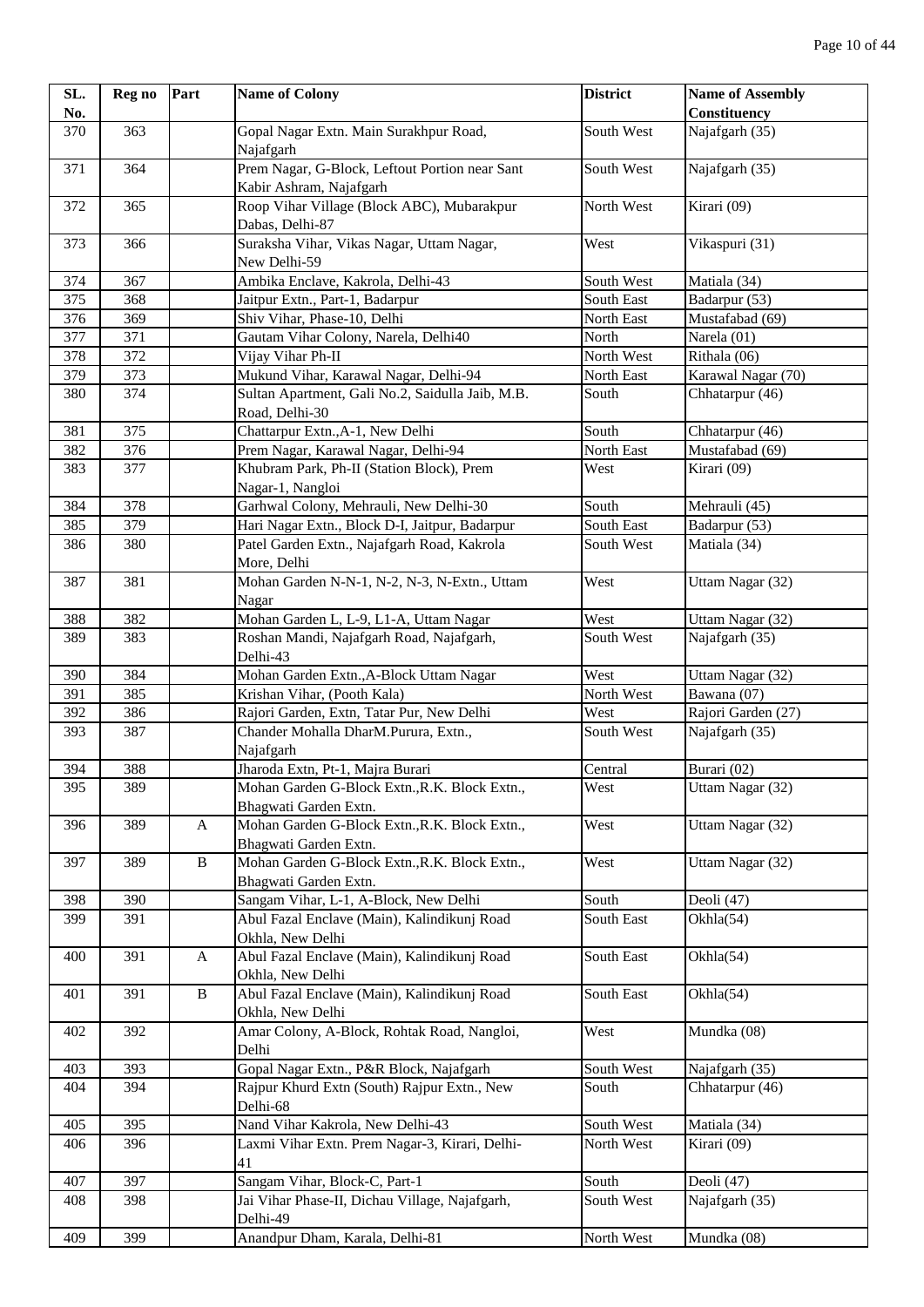| SL. No. | Reg no | Part | Name of Colony | District | Name of Assembly Constituency |
|---|---|---|---|---|---|
| 370 | 363 | | Gopal Nagar Extn. Main Surakhpur Road, Najafgarh | South West | Najafgarh (35) |
| 371 | 364 | | Prem Nagar, G-Block, Leftout Portion near Sant Kabir Ashram, Najafgarh | South West | Najafgarh (35) |
| 372 | 365 | | Roop Vihar Village (Block ABC), Mubarakpur Dabas, Delhi-87 | North West | Kirari (09) |
| 373 | 366 | | Suraksha Vihar, Vikas Nagar, Uttam Nagar, New Delhi-59 | West | Vikaspuri (31) |
| 374 | 367 | | Ambika Enclave, Kakrola, Delhi-43 | South West | Matiala (34) |
| 375 | 368 | | Jaitpur Extn., Part-1, Badarpur | South East | Badarpur (53) |
| 376 | 369 | | Shiv Vihar, Phase-10, Delhi | North East | Mustafabad (69) |
| 377 | 371 | | Gautam Vihar Colony, Narela, Delhi40 | North | Narela (01) |
| 378 | 372 | | Vijay Vihar Ph-II | North West | Rithala (06) |
| 379 | 373 | | Mukund Vihar, Karawal Nagar, Delhi-94 | North East | Karawal Nagar (70) |
| 380 | 374 | | Sultan Apartment, Gali No.2, Saidulla Jaib, M.B. Road, Delhi-30 | South | Chhatarpur (46) |
| 381 | 375 | | Chattarpur Extn.,A-1, New Delhi | South | Chhatarpur (46) |
| 382 | 376 | | Prem Nagar, Karawal Nagar, Delhi-94 | North East | Mustafabad (69) |
| 383 | 377 | | Khubram Park, Ph-II (Station Block), Prem Nagar-1, Nangloi | West | Kirari (09) |
| 384 | 378 | | Garhwal Colony, Mehrauli, New Delhi-30 | South | Mehrauli (45) |
| 385 | 379 | | Hari Nagar Extn., Block D-I, Jaitpur, Badarpur | South East | Badarpur (53) |
| 386 | 380 | | Patel Garden Extn., Najafgarh Road, Kakrola More, Delhi | South West | Matiala (34) |
| 387 | 381 | | Mohan Garden N-N-1, N-2, N-3, N-Extn., Uttam Nagar | West | Uttam Nagar (32) |
| 388 | 382 | | Mohan Garden L, L-9, L1-A, Uttam Nagar | West | Uttam Nagar (32) |
| 389 | 383 | | Roshan Mandi, Najafgarh Road, Najafgarh, Delhi-43 | South West | Najafgarh (35) |
| 390 | 384 | | Mohan Garden Extn.,A-Block Uttam Nagar | West | Uttam Nagar (32) |
| 391 | 385 | | Krishan Vihar, (Pooth Kala) | North West | Bawana (07) |
| 392 | 386 | | Rajori Garden, Extn, Tatar Pur, New Delhi | West | Rajori Garden (27) |
| 393 | 387 | | Chander Mohalla DharM.Purura, Extn., Najafgarh | South West | Najafgarh (35) |
| 394 | 388 | | Jharoda Extn, Pt-1, Majra Burari | Central | Burari (02) |
| 395 | 389 | | Mohan Garden G-Block Extn.,R.K. Block Extn., Bhagwati Garden Extn. | West | Uttam Nagar (32) |
| 396 | 389 | A | Mohan Garden G-Block Extn.,R.K. Block Extn., Bhagwati Garden Extn. | West | Uttam Nagar (32) |
| 397 | 389 | B | Mohan Garden G-Block Extn.,R.K. Block Extn., Bhagwati Garden Extn. | West | Uttam Nagar (32) |
| 398 | 390 | | Sangam Vihar, L-1, A-Block, New Delhi | South | Deoli (47) |
| 399 | 391 | | Abul Fazal Enclave (Main), Kalindikunj Road Okhla, New Delhi | South East | Okhla(54) |
| 400 | 391 | A | Abul Fazal Enclave (Main), Kalindikunj Road Okhla, New Delhi | South East | Okhla(54) |
| 401 | 391 | B | Abul Fazal Enclave (Main), Kalindikunj Road Okhla, New Delhi | South East | Okhla(54) |
| 402 | 392 | | Amar Colony, A-Block, Rohtak Road, Nangloi, Delhi | West | Mundka (08) |
| 403 | 393 | | Gopal Nagar Extn., P&R Block, Najafgarh | South West | Najafgarh (35) |
| 404 | 394 | | Rajpur Khurd Extn (South) Rajpur Extn., New Delhi-68 | South | Chhatarpur (46) |
| 405 | 395 | | Nand Vihar Kakrola, New Delhi-43 | South West | Matiala (34) |
| 406 | 396 | | Laxmi Vihar Extn. Prem Nagar-3, Kirari, Delhi-41 | North West | Kirari (09) |
| 407 | 397 | | Sangam Vihar, Block-C, Part-1 | South | Deoli (47) |
| 408 | 398 | | Jai Vihar Phase-II, Dichau Village, Najafgarh, Delhi-49 | South West | Najafgarh (35) |
| 409 | 399 | | Anandpur Dham, Karala, Delhi-81 | North West | Mundka (08) |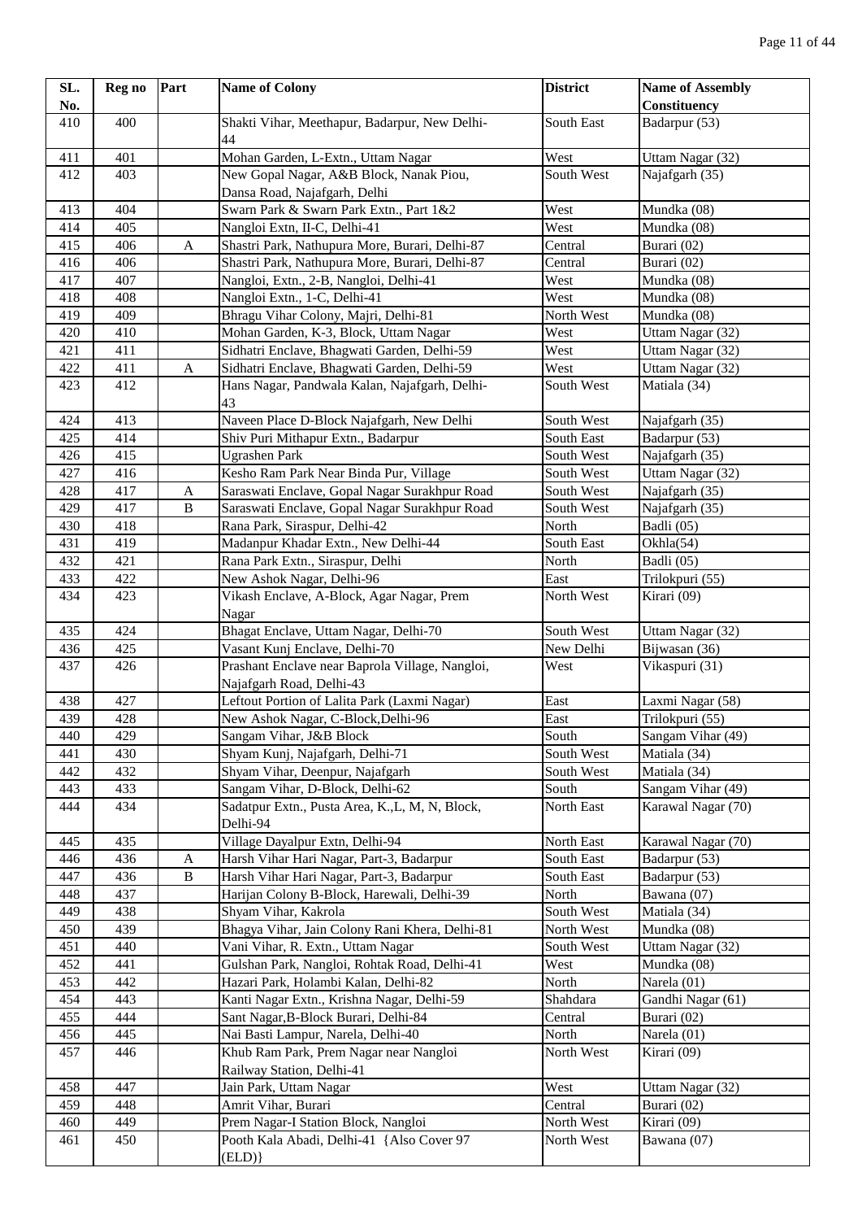| SL. No. | Reg no | Part | Name of Colony | District | Name of Assembly Constituency |
|---|---|---|---|---|---|
| 410 | 400 | | Shakti Vihar, Meethapur, Badarpur, New Delhi-44 | South East | Badarpur (53) |
| 411 | 401 | | Mohan Garden, L-Extn., Uttam Nagar | West | Uttam Nagar (32) |
| 412 | 403 | | New Gopal Nagar, A&B Block, Nanak Piou, Dansa Road, Najafgarh, Delhi | South West | Najafgarh (35) |
| 413 | 404 | | Swarn Park & Swarn Park Extn., Part 1&2 | West | Mundka (08) |
| 414 | 405 | | Nangloi Extn, II-C, Delhi-41 | West | Mundka (08) |
| 415 | 406 | A | Shastri Park, Nathupura More, Burari, Delhi-87 | Central | Burari (02) |
| 416 | 406 | | Shastri Park, Nathupura More, Burari, Delhi-87 | Central | Burari (02) |
| 417 | 407 | | Nangloi, Extn., 2-B, Nangloi, Delhi-41 | West | Mundka (08) |
| 418 | 408 | | Nangloi Extn., 1-C, Delhi-41 | West | Mundka (08) |
| 419 | 409 | | Bhragu Vihar Colony, Majri, Delhi-81 | North West | Mundka (08) |
| 420 | 410 | | Mohan Garden, K-3, Block, Uttam Nagar | West | Uttam Nagar (32) |
| 421 | 411 | | Sidhatri Enclave, Bhagwati Garden, Delhi-59 | West | Uttam Nagar (32) |
| 422 | 411 | A | Sidhatri Enclave, Bhagwati Garden, Delhi-59 | West | Uttam Nagar (32) |
| 423 | 412 | | Hans Nagar, Pandwala Kalan, Najafgarh, Delhi-43 | South West | Matiala (34) |
| 424 | 413 | | Naveen Place D-Block Najafgarh, New Delhi | South West | Najafgarh (35) |
| 425 | 414 | | Shiv Puri Mithapur Extn., Badarpur | South East | Badarpur (53) |
| 426 | 415 | | Ugrashen Park | South West | Najafgarh (35) |
| 427 | 416 | | Kesho Ram Park Near Binda Pur, Village | South West | Uttam Nagar (32) |
| 428 | 417 | A | Saraswati Enclave, Gopal Nagar Surakhpur Road | South West | Najafgarh (35) |
| 429 | 417 | B | Saraswati Enclave, Gopal Nagar Surakhpur Road | South West | Najafgarh (35) |
| 430 | 418 | | Rana Park, Siraspur, Delhi-42 | North | Badli (05) |
| 431 | 419 | | Madanpur Khadar Extn., New Delhi-44 | South East | Okhla(54) |
| 432 | 421 | | Rana Park Extn., Siraspur, Delhi | North | Badli (05) |
| 433 | 422 | | New Ashok Nagar, Delhi-96 | East | Trilokpuri (55) |
| 434 | 423 | | Vikash Enclave, A-Block, Agar Nagar, Prem Nagar | North West | Kirari (09) |
| 435 | 424 | | Bhagat Enclave, Uttam Nagar, Delhi-70 | South West | Uttam Nagar (32) |
| 436 | 425 | | Vasant Kunj Enclave, Delhi-70 | New Delhi | Bijwasan (36) |
| 437 | 426 | | Prashant Enclave near Baprola Village, Nangloi, Najafgarh Road, Delhi-43 | West | Vikaspuri (31) |
| 438 | 427 | | Leftout Portion of Lalita Park (Laxmi Nagar) | East | Laxmi Nagar (58) |
| 439 | 428 | | New Ashok Nagar, C-Block,Delhi-96 | East | Trilokpuri (55) |
| 440 | 429 | | Sangam Vihar, J&B Block | South | Sangam Vihar (49) |
| 441 | 430 | | Shyam Kunj, Najafgarh, Delhi-71 | South West | Matiala (34) |
| 442 | 432 | | Shyam Vihar, Deenpur, Najafgarh | South West | Matiala (34) |
| 443 | 433 | | Sangam Vihar, D-Block, Delhi-62 | South | Sangam Vihar (49) |
| 444 | 434 | | Sadatpur Extn., Pusta Area, K.,L, M, N, Block, Delhi-94 | North East | Karawal Nagar (70) |
| 445 | 435 | | Village Dayalpur Extn, Delhi-94 | North East | Karawal Nagar (70) |
| 446 | 436 | A | Harsh Vihar Hari Nagar, Part-3, Badarpur | South East | Badarpur (53) |
| 447 | 436 | B | Harsh Vihar Hari Nagar, Part-3, Badarpur | South East | Badarpur (53) |
| 448 | 437 | | Harijan Colony B-Block, Harewali, Delhi-39 | North | Bawana (07) |
| 449 | 438 | | Shyam Vihar, Kakrola | South West | Matiala (34) |
| 450 | 439 | | Bhagya Vihar, Jain Colony Rani Khera, Delhi-81 | North West | Mundka (08) |
| 451 | 440 | | Vani Vihar, R. Extn., Uttam Nagar | South West | Uttam Nagar (32) |
| 452 | 441 | | Gulshan Park, Nangloi, Rohtak Road, Delhi-41 | West | Mundka (08) |
| 453 | 442 | | Hazari Park, Holambi Kalan, Delhi-82 | North | Narela (01) |
| 454 | 443 | | Kanti Nagar Extn., Krishna Nagar, Delhi-59 | Shahdara | Gandhi Nagar (61) |
| 455 | 444 | | Sant Nagar,B-Block Burari, Delhi-84 | Central | Burari (02) |
| 456 | 445 | | Nai Basti Lampur, Narela, Delhi-40 | North | Narela (01) |
| 457 | 446 | | Khub Ram Park, Prem Nagar near Nangloi Railway Station, Delhi-41 | North West | Kirari (09) |
| 458 | 447 | | Jain Park, Uttam Nagar | West | Uttam Nagar (32) |
| 459 | 448 | | Amrit Vihar, Burari | Central | Burari (02) |
| 460 | 449 | | Prem Nagar-I Station Block, Nangloi | North West | Kirari (09) |
| 461 | 450 | | Pooth Kala Abadi, Delhi-41 {Also Cover 97 (ELD)} | North West | Bawana (07) |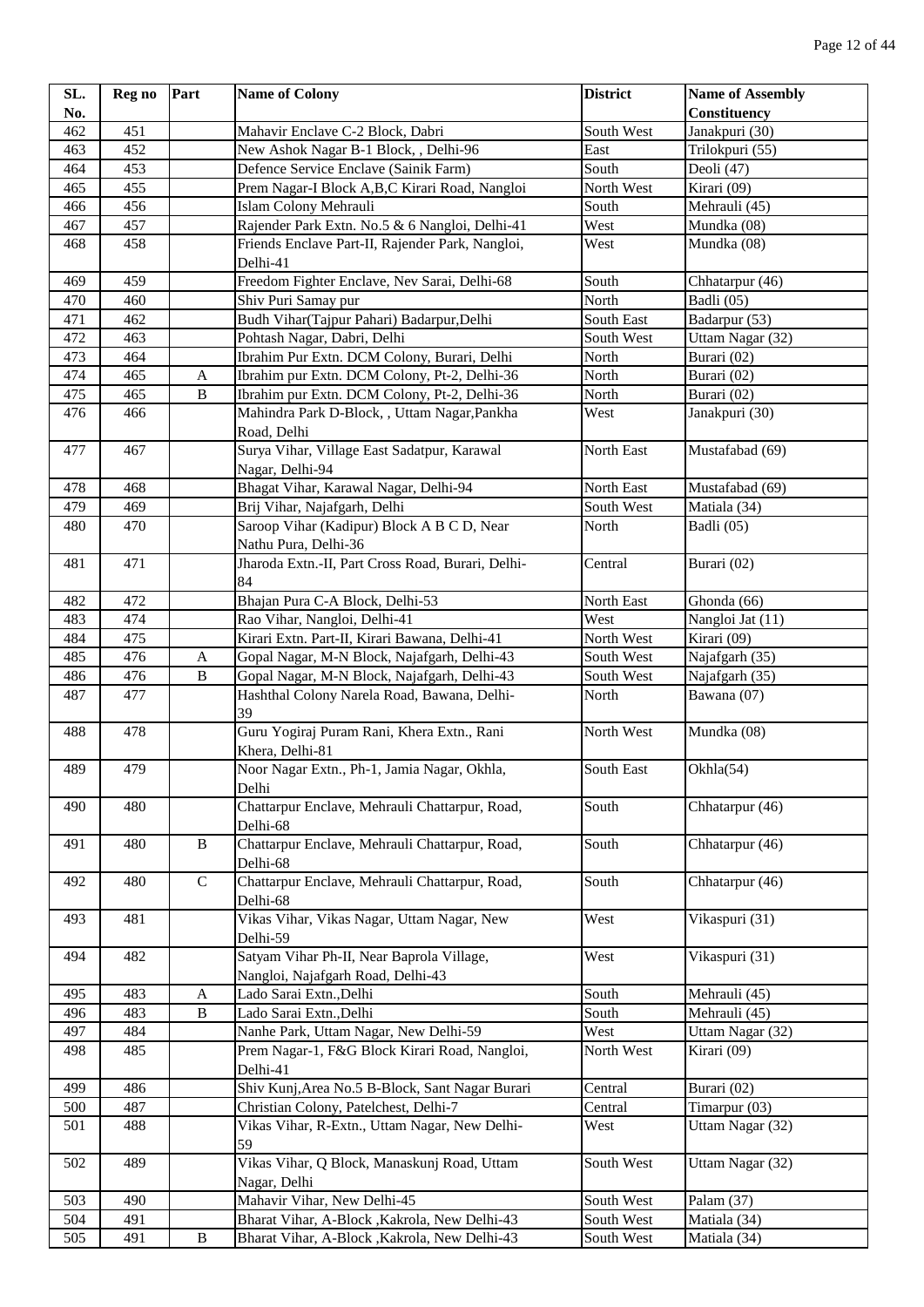| SL. No. | Reg no | Part | Name of Colony | District | Name of Assembly Constituency |
|---|---|---|---|---|---|
| 462 | 451 | | Mahavir Enclave C-2 Block, Dabri | South West | Janakpuri (30) |
| 463 | 452 | | New Ashok Nagar B-1 Block, , Delhi-96 | East | Trilokpuri (55) |
| 464 | 453 | | Defence Service Enclave (Sainik Farm) | South | Deoli (47) |
| 465 | 455 | | Prem Nagar-I Block A,B,C Kirari Road, Nangloi | North West | Kirari (09) |
| 466 | 456 | | Islam Colony Mehrauli | South | Mehrauli (45) |
| 467 | 457 | | Rajender Park Extn. No.5 & 6 Nangloi, Delhi-41 | West | Mundka (08) |
| 468 | 458 | | Friends Enclave Part-II, Rajender Park, Nangloi, Delhi-41 | West | Mundka (08) |
| 469 | 459 | | Freedom Fighter Enclave, Nev Sarai, Delhi-68 | South | Chhatarpur (46) |
| 470 | 460 | | Shiv Puri Samay pur | North | Badli (05) |
| 471 | 462 | | Budh Vihar(Tajpur Pahari) Badarpur,Delhi | South East | Badarpur (53) |
| 472 | 463 | | Pohtash Nagar, Dabri, Delhi | South West | Uttam Nagar (32) |
| 473 | 464 | | Ibrahim Pur Extn. DCM Colony, Burari, Delhi | North | Burari (02) |
| 474 | 465 | A | Ibrahim pur Extn. DCM Colony, Pt-2, Delhi-36 | North | Burari (02) |
| 475 | 465 | B | Ibrahim pur Extn. DCM Colony, Pt-2, Delhi-36 | North | Burari (02) |
| 476 | 466 | | Mahindra Park D-Block, , Uttam Nagar,Pankha Road, Delhi | West | Janakpuri (30) |
| 477 | 467 | | Surya Vihar, Village East Sadatpur, Karawal Nagar, Delhi-94 | North East | Mustafabad (69) |
| 478 | 468 | | Bhagat Vihar, Karawal Nagar, Delhi-94 | North East | Mustafabad (69) |
| 479 | 469 | | Brij Vihar, Najafgarh, Delhi | South West | Matiala (34) |
| 480 | 470 | | Saroop Vihar (Kadipur) Block A B C D, Near Nathu Pura, Delhi-36 | North | Badli (05) |
| 481 | 471 | | Jharoda Extn.-II, Part Cross Road, Burari, Delhi-84 | Central | Burari (02) |
| 482 | 472 | | Bhajan Pura C-A Block, Delhi-53 | North East | Ghonda (66) |
| 483 | 474 | | Rao Vihar, Nangloi, Delhi-41 | West | Nangloi Jat (11) |
| 484 | 475 | | Kirari Extn. Part-II, Kirari Bawana, Delhi-41 | North West | Kirari (09) |
| 485 | 476 | A | Gopal Nagar, M-N Block, Najafgarh, Delhi-43 | South West | Najafgarh (35) |
| 486 | 476 | B | Gopal Nagar, M-N Block, Najafgarh, Delhi-43 | South West | Najafgarh (35) |
| 487 | 477 | | Hashthal Colony Narela Road, Bawana, Delhi-39 | North | Bawana (07) |
| 488 | 478 | | Guru Yogiraj Puram Rani, Khera Extn., Rani Khera, Delhi-81 | North West | Mundka (08) |
| 489 | 479 | | Noor Nagar Extn., Ph-1, Jamia Nagar, Okhla, Delhi | South East | Okhla(54) |
| 490 | 480 | | Chattarpur Enclave, Mehrauli Chattarpur, Road, Delhi-68 | South | Chhatarpur (46) |
| 491 | 480 | B | Chattarpur Enclave, Mehrauli Chattarpur, Road, Delhi-68 | South | Chhatarpur (46) |
| 492 | 480 | C | Chattarpur Enclave, Mehrauli Chattarpur, Road, Delhi-68 | South | Chhatarpur (46) |
| 493 | 481 | | Vikas Vihar, Vikas Nagar, Uttam Nagar, New Delhi-59 | West | Vikaspuri (31) |
| 494 | 482 | | Satyam Vihar Ph-II, Near Baprola Village, Nangloi, Najafgarh Road, Delhi-43 | West | Vikaspuri (31) |
| 495 | 483 | A | Lado Sarai Extn.,Delhi | South | Mehrauli (45) |
| 496 | 483 | B | Lado Sarai Extn.,Delhi | South | Mehrauli (45) |
| 497 | 484 | | Nanhe Park, Uttam Nagar, New Delhi-59 | West | Uttam Nagar (32) |
| 498 | 485 | | Prem Nagar-1, F&G Block Kirari Road, Nangloi, Delhi-41 | North West | Kirari (09) |
| 499 | 486 | | Shiv Kunj,Area No.5 B-Block, Sant Nagar Burari | Central | Burari (02) |
| 500 | 487 | | Christian Colony, Patelchest, Delhi-7 | Central | Timarpur (03) |
| 501 | 488 | | Vikas Vihar, R-Extn., Uttam Nagar, New Delhi-59 | West | Uttam Nagar (32) |
| 502 | 489 | | Vikas Vihar, Q Block, Manaskunj Road, Uttam Nagar, Delhi | South West | Uttam Nagar (32) |
| 503 | 490 | | Mahavir Vihar, New Delhi-45 | South West | Palam (37) |
| 504 | 491 | | Bharat Vihar, A-Block ,Kakrola, New Delhi-43 | South West | Matiala (34) |
| 505 | 491 | B | Bharat Vihar, A-Block ,Kakrola, New Delhi-43 | South West | Matiala (34) |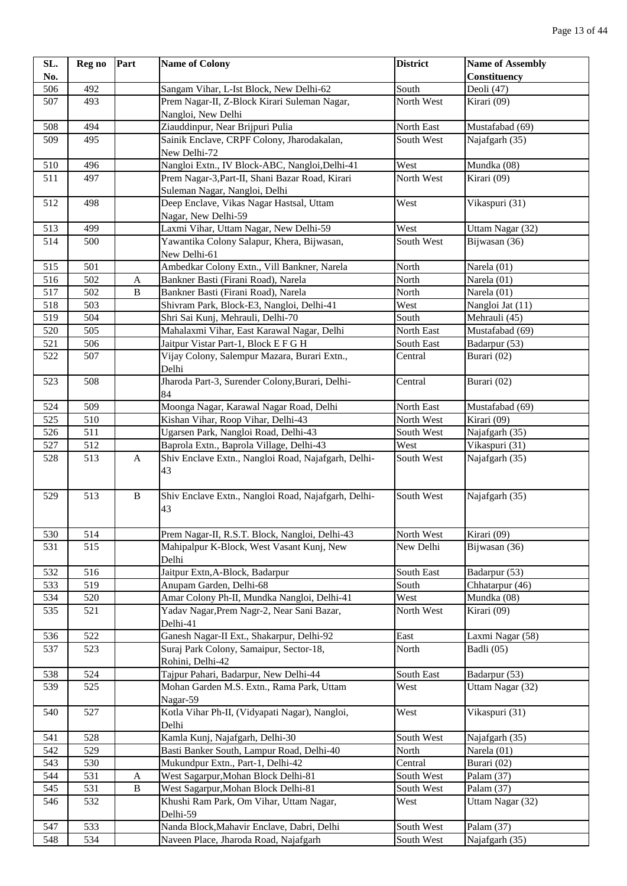| SL. No. | Reg no | Part | Name of Colony | District | Name of Assembly Constituency |
|---|---|---|---|---|---|
| 506 | 492 | | Sangam Vihar, L-Ist Block, New Delhi-62 | South | Deoli (47) |
| 507 | 493 | | Prem Nagar-II, Z-Block Kirari Suleman Nagar, Nangloi, New Delhi | North West | Kirari (09) |
| 508 | 494 | | Ziauddinpur, Near Brijpuri Pulia | North East | Mustafabad (69) |
| 509 | 495 | | Sainik Enclave, CRPF Colony, Jharodakalan, New Delhi-72 | South West | Najafgarh (35) |
| 510 | 496 | | Nangloi Extn., IV Block-ABC, Nangloi,Delhi-41 | West | Mundka (08) |
| 511 | 497 | | Prem Nagar-3,Part-II, Shani Bazar Road, Kirari Suleman Nagar, Nangloi, Delhi | North West | Kirari (09) |
| 512 | 498 | | Deep Enclave, Vikas Nagar Hastsal, Uttam Nagar, New Delhi-59 | West | Vikaspuri (31) |
| 513 | 499 | | Laxmi Vihar, Uttam Nagar, New Delhi-59 | West | Uttam Nagar (32) |
| 514 | 500 | | Yawantika Colony Salapur, Khera, Bijwasan, New Delhi-61 | South West | Bijwasan (36) |
| 515 | 501 | | Ambedkar Colony Extn., Vill Bankner, Narela | North | Narela (01) |
| 516 | 502 | A | Bankner Basti (Firani Road), Narela | North | Narela (01) |
| 517 | 502 | B | Bankner Basti (Firani Road), Narela | North | Narela (01) |
| 518 | 503 | | Shivram Park, Block-E3, Nangloi, Delhi-41 | West | Nangloi Jat (11) |
| 519 | 504 | | Shri Sai Kunj, Mehrauli, Delhi-70 | South | Mehrauli (45) |
| 520 | 505 | | Mahalaxmi Vihar, East Karawal Nagar, Delhi | North East | Mustafabad (69) |
| 521 | 506 | | Jaitpur Vistar Part-1, Block E F G H | South East | Badarpur (53) |
| 522 | 507 | | Vijay Colony, Salempur Mazara, Burari Extn., Delhi | Central | Burari (02) |
| 523 | 508 | | Jharoda Part-3, Surender Colony,Burari, Delhi-84 | Central | Burari (02) |
| 524 | 509 | | Moonga Nagar, Karawal Nagar Road, Delhi | North East | Mustafabad (69) |
| 525 | 510 | | Kishan Vihar, Roop Vihar, Delhi-43 | North West | Kirari (09) |
| 526 | 511 | | Ugarsen Park, Nangloi Road, Delhi-43 | South West | Najafgarh (35) |
| 527 | 512 | | Baprola Extn., Baprola Village, Delhi-43 | West | Vikaspuri (31) |
| 528 | 513 | A | Shiv Enclave Extn., Nangloi Road, Najafgarh, Delhi-43 | South West | Najafgarh (35) |
| 529 | 513 | B | Shiv Enclave Extn., Nangloi Road, Najafgarh, Delhi-43 | South West | Najafgarh (35) |
| 530 | 514 | | Prem Nagar-II, R.S.T. Block, Nangloi, Delhi-43 | North West | Kirari (09) |
| 531 | 515 | | Mahipalpur K-Block, West Vasant Kunj, New Delhi | New Delhi | Bijwasan (36) |
| 532 | 516 | | Jaitpur Extn,A-Block, Badarpur | South East | Badarpur (53) |
| 533 | 519 | | Anupam Garden, Delhi-68 | South | Chhatarpur (46) |
| 534 | 520 | | Amar Colony Ph-II, Mundka Nangloi, Delhi-41 | West | Mundka (08) |
| 535 | 521 | | Yadav Nagar,Prem Nagr-2, Near Sani Bazar, Delhi-41 | North West | Kirari (09) |
| 536 | 522 | | Ganesh Nagar-II Ext., Shakarpur, Delhi-92 | East | Laxmi Nagar (58) |
| 537 | 523 | | Suraj Park Colony, Samaipur, Sector-18, Rohini, Delhi-42 | North | Badli (05) |
| 538 | 524 | | Tajpur Pahari, Badarpur, New Delhi-44 | South East | Badarpur (53) |
| 539 | 525 | | Mohan Garden M.S. Extn., Rama Park, Uttam Nagar-59 | West | Uttam Nagar (32) |
| 540 | 527 | | Kotla Vihar Ph-II, (Vidyapati Nagar), Nangloi, Delhi | West | Vikaspuri (31) |
| 541 | 528 | | Kamla Kunj, Najafgarh, Delhi-30 | South West | Najafgarh (35) |
| 542 | 529 | | Basti Banker South, Lampur Road, Delhi-40 | North | Narela (01) |
| 543 | 530 | | Mukundpur Extn., Part-1, Delhi-42 | Central | Burari (02) |
| 544 | 531 | A | West Sagarpur,Mohan Block Delhi-81 | South West | Palam (37) |
| 545 | 531 | B | West Sagarpur,Mohan Block Delhi-81 | South West | Palam (37) |
| 546 | 532 | | Khushi Ram Park, Om Vihar, Uttam Nagar, Delhi-59 | West | Uttam Nagar (32) |
| 547 | 533 | | Nanda Block,Mahavir Enclave, Dabri, Delhi | South West | Palam (37) |
| 548 | 534 | | Naveen Place, Jharoda Road, Najafgarh | South West | Najafgarh (35) |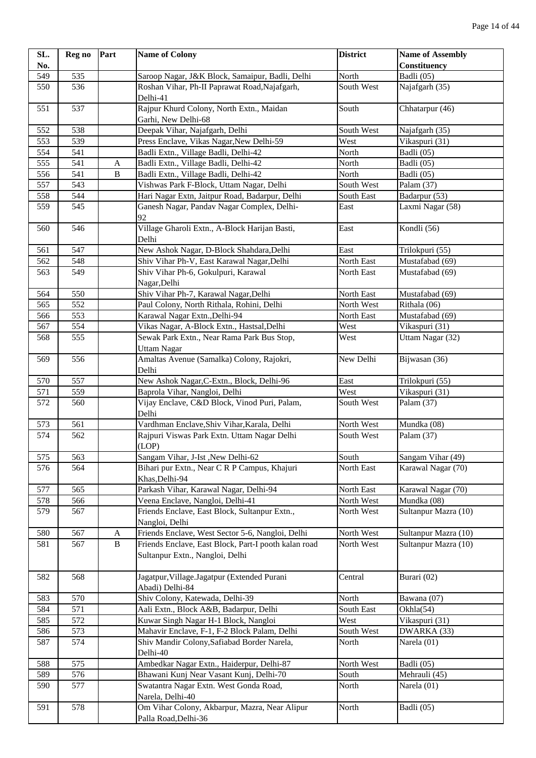| SL. No. | Reg no | Part | Name of Colony | District | Name of Assembly Constituency |
|---|---|---|---|---|---|
| 549 | 535 | | Saroop Nagar, J&K Block, Samaipur, Badli, Delhi | North | Badli (05) |
| 550 | 536 | | Roshan Vihar, Ph-II Paprawat Road,Najafgarh, Delhi-41 | South West | Najafgarh (35) |
| 551 | 537 | | Rajpur Khurd Colony, North Extn., Maidan Garhi, New Delhi-68 | South | Chhatarpur (46) |
| 552 | 538 | | Deepak Vihar, Najafgarh, Delhi | South West | Najafgarh (35) |
| 553 | 539 | | Press Enclave, Vikas Nagar,New Delhi-59 | West | Vikaspuri (31) |
| 554 | 541 | | Badli Extn., Village Badli, Delhi-42 | North | Badli (05) |
| 555 | 541 | A | Badli Extn., Village Badli, Delhi-42 | North | Badli (05) |
| 556 | 541 | B | Badli Extn., Village Badli, Delhi-42 | North | Badli (05) |
| 557 | 543 | | Vishwas Park F-Block, Uttam Nagar, Delhi | South West | Palam (37) |
| 558 | 544 | | Hari Nagar Extn, Jaitpur Road, Badarpur, Delhi | South East | Badarpur (53) |
| 559 | 545 | | Ganesh Nagar, Pandav Nagar Complex, Delhi-92 | East | Laxmi Nagar (58) |
| 560 | 546 | | Village Gharoli Extn., A-Block Harijan Basti, Delhi | East | Kondli (56) |
| 561 | 547 | | New Ashok Nagar, D-Block Shahdara,Delhi | East | Trilokpuri (55) |
| 562 | 548 | | Shiv Vihar Ph-V, East Karawal Nagar,Delhi | North East | Mustafabad (69) |
| 563 | 549 | | Shiv Vihar Ph-6, Gokulpuri, Karawal Nagar,Delhi | North East | Mustafabad (69) |
| 564 | 550 | | Shiv Vihar Ph-7, Karawal Nagar,Delhi | North East | Mustafabad (69) |
| 565 | 552 | | Paul Colony, North Rithala, Rohini, Delhi | North West | Rithala (06) |
| 566 | 553 | | Karawal Nagar Extn.,Delhi-94 | North East | Mustafabad (69) |
| 567 | 554 | | Vikas Nagar, A-Block Extn., Hastsal,Delhi | West | Vikaspuri (31) |
| 568 | 555 | | Sewak Park Extn., Near Rama Park Bus Stop, Uttam Nagar | West | Uttam Nagar (32) |
| 569 | 556 | | Amaltas Avenue (Samalka) Colony, Rajokri, Delhi | New Delhi | Bijwasan (36) |
| 570 | 557 | | New Ashok Nagar,C-Extn., Block, Delhi-96 | East | Trilokpuri (55) |
| 571 | 559 | | Baprola Vihar, Nangloi, Delhi | West | Vikaspuri (31) |
| 572 | 560 | | Vijay Enclave, C&D Block, Vinod Puri, Palam, Delhi | South West | Palam (37) |
| 573 | 561 | | Vardhman Enclave,Shiv Vihar,Karala, Delhi | North West | Mundka (08) |
| 574 | 562 | | Rajpuri Viswas Park Extn. Uttam Nagar Delhi (LOP) | South West | Palam (37) |
| 575 | 563 | | Sangam Vihar, J-Ist ,New Delhi-62 | South | Sangam Vihar (49) |
| 576 | 564 | | Bihari pur Extn., Near C R P Campus, Khajuri Khas,Delhi-94 | North East | Karawal Nagar (70) |
| 577 | 565 | | Parkash Vihar, Karawal Nagar, Delhi-94 | North East | Karawal Nagar (70) |
| 578 | 566 | | Veena Enclave, Nangloi, Delhi-41 | North West | Mundka (08) |
| 579 | 567 | | Friends Enclave, East Block, Sultanpur Extn., Nangloi, Delhi | North West | Sultanpur Mazra (10) |
| 580 | 567 | A | Friends Enclave, West Sector 5-6, Nangloi, Delhi | North West | Sultanpur Mazra (10) |
| 581 | 567 | B | Friends Enclave, East Block, Part-I pooth kalan road Sultanpur Extn., Nangloi, Delhi | North West | Sultanpur Mazra (10) |
| 582 | 568 | | Jagatpur,Village.Jagatpur (Extended Purani Abadi) Delhi-84 | Central | Burari (02) |
| 583 | 570 | | Shiv Colony, Katewada, Delhi-39 | North | Bawana (07) |
| 584 | 571 | | Aali Extn., Block A&B, Badarpur, Delhi | South East | Okhla(54) |
| 585 | 572 | | Kuwar Singh Nagar H-1 Block, Nangloi | West | Vikaspuri (31) |
| 586 | 573 | | Mahavir Enclave, F-1, F-2 Block Palam, Delhi | South West | DWARKA (33) |
| 587 | 574 | | Shiv Mandir Colony,Safiabad Border Narela, Delhi-40 | North | Narela (01) |
| 588 | 575 | | Ambedkar Nagar Extn., Haiderpur, Delhi-87 | North West | Badli (05) |
| 589 | 576 | | Bhawani Kunj Near Vasant Kunj, Delhi-70 | South | Mehrauli (45) |
| 590 | 577 | | Swatantra Nagar Extn. West Gonda Road, Narela, Delhi-40 | North | Narela (01) |
| 591 | 578 | | Om Vihar Colony, Akbarpur, Mazra, Near Alipur Palla Road,Delhi-36 | North | Badli (05) |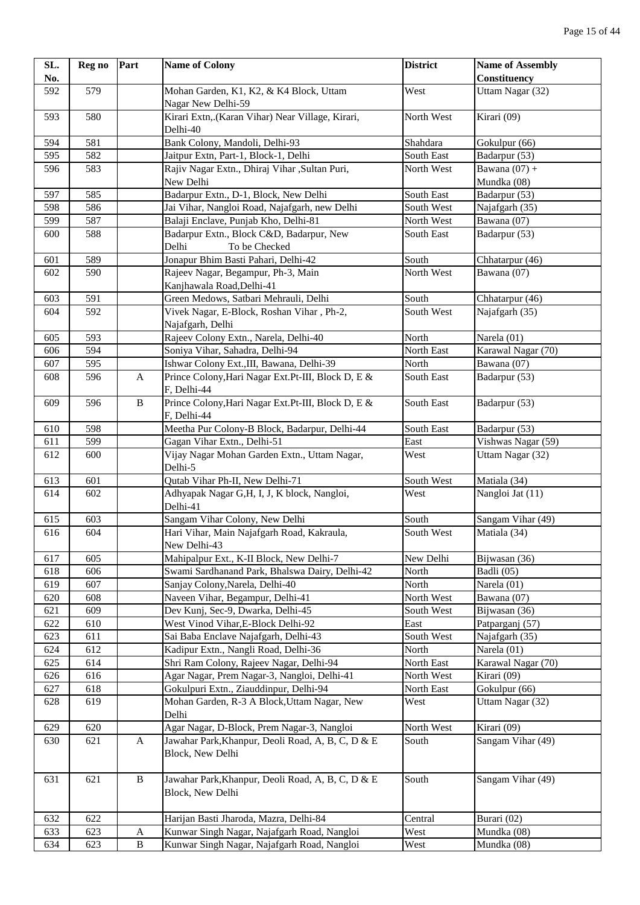| SL. No. | Reg no | Part | Name of Colony | District | Name of Assembly Constituency |
|---|---|---|---|---|---|
| 592 | 579 | | Mohan Garden, K1, K2, & K4 Block, Uttam Nagar New Delhi-59 | West | Uttam Nagar (32) |
| 593 | 580 | | Kirari Extn,.(Karan Vihar) Near Village, Kirari, Delhi-40 | North West | Kirari (09) |
| 594 | 581 | | Bank Colony, Mandoli, Delhi-93 | Shahdara | Gokulpur (66) |
| 595 | 582 | | Jaitpur Extn, Part-1, Block-1, Delhi | South East | Badarpur (53) |
| 596 | 583 | | Rajiv Nagar Extn., Dhiraj Vihar ,Sultan Puri, New Delhi | North West | Bawana (07) + Mundka (08) |
| 597 | 585 | | Badarpur Extn., D-1, Block, New Delhi | South East | Badarpur (53) |
| 598 | 586 | | Jai Vihar, Nangloi Road, Najafgarh, new Delhi | South West | Najafgarh (35) |
| 599 | 587 | | Balaji Enclave, Punjab Kho, Delhi-81 | North West | Bawana (07) |
| 600 | 588 | | Badarpur Extn., Block C&D, Badarpur, New Delhi To be Checked | South East | Badarpur (53) |
| 601 | 589 | | Jonapur Bhim Basti Pahari, Delhi-42 | South | Chhatarpur (46) |
| 602 | 590 | | Rajeev Nagar, Begampur, Ph-3, Main Kanjhawala Road,Delhi-41 | North West | Bawana (07) |
| 603 | 591 | | Green Medows, Satbari Mehrauli, Delhi | South | Chhatarpur (46) |
| 604 | 592 | | Vivek Nagar, E-Block, Roshan Vihar , Ph-2, Najafgarh, Delhi | South West | Najafgarh (35) |
| 605 | 593 | | Rajeev Colony Extn., Narela, Delhi-40 | North | Narela (01) |
| 606 | 594 | | Soniya Vihar, Sahadra, Delhi-94 | North East | Karawal Nagar (70) |
| 607 | 595 | | Ishwar Colony Ext.,III, Bawana, Delhi-39 | North | Bawana (07) |
| 608 | 596 | A | Prince Colony,Hari Nagar Ext.Pt-III, Block D, E & F, Delhi-44 | South East | Badarpur (53) |
| 609 | 596 | B | Prince Colony,Hari Nagar Ext.Pt-III, Block D, E & F, Delhi-44 | South East | Badarpur (53) |
| 610 | 598 | | Meetha Pur Colony-B Block, Badarpur, Delhi-44 | South East | Badarpur (53) |
| 611 | 599 | | Gagan Vihar Extn., Delhi-51 | East | Vishwas Nagar (59) |
| 612 | 600 | | Vijay Nagar Mohan Garden Extn., Uttam Nagar, Delhi-5 | West | Uttam Nagar (32) |
| 613 | 601 | | Qutab Vihar Ph-II, New Delhi-71 | South West | Matiala (34) |
| 614 | 602 | | Adhyapak Nagar G,H, I, J, K block, Nangloi, Delhi-41 | West | Nangloi Jat (11) |
| 615 | 603 | | Sangam Vihar Colony, New Delhi | South | Sangam Vihar (49) |
| 616 | 604 | | Hari Vihar, Main Najafgarh Road, Kakraula, New Delhi-43 | South West | Matiala (34) |
| 617 | 605 | | Mahipalpur Ext., K-II Block, New Delhi-7 | New Delhi | Bijwasan (36) |
| 618 | 606 | | Swami Sardhanand Park, Bhalswa Dairy, Delhi-42 | North | Badli (05) |
| 619 | 607 | | Sanjay Colony,Narela, Delhi-40 | North | Narela (01) |
| 620 | 608 | | Naveen Vihar, Begampur, Delhi-41 | North West | Bawana (07) |
| 621 | 609 | | Dev Kunj, Sec-9, Dwarka, Delhi-45 | South West | Bijwasan (36) |
| 622 | 610 | | West Vinod Vihar,E-Block Delhi-92 | East | Patparganj (57) |
| 623 | 611 | | Sai Baba Enclave Najafgarh, Delhi-43 | South West | Najafgarh (35) |
| 624 | 612 | | Kadipur Extn., Nangli Road, Delhi-36 | North | Narela (01) |
| 625 | 614 | | Shri Ram Colony, Rajeev Nagar, Delhi-94 | North East | Karawal Nagar (70) |
| 626 | 616 | | Agar Nagar, Prem Nagar-3, Nangloi, Delhi-41 | North West | Kirari (09) |
| 627 | 618 | | Gokulpuri Extn., Ziauddinpur, Delhi-94 | North East | Gokulpur (66) |
| 628 | 619 | | Mohan Garden, R-3 A Block,Uttam Nagar, New Delhi | West | Uttam Nagar (32) |
| 629 | 620 | | Agar Nagar, D-Block, Prem Nagar-3, Nangloi | North West | Kirari (09) |
| 630 | 621 | A | Jawahar Park,Khanpur, Deoli Road, A, B, C, D & E Block, New Delhi | South | Sangam Vihar (49) |
| 631 | 621 | B | Jawahar Park,Khanpur, Deoli Road, A, B, C, D & E Block, New Delhi | South | Sangam Vihar (49) |
| 632 | 622 | | Harijan Basti Jharoda, Mazra, Delhi-84 | Central | Burari (02) |
| 633 | 623 | A | Kunwar Singh Nagar, Najafgarh Road, Nangloi | West | Mundka (08) |
| 634 | 623 | B | Kunwar Singh Nagar, Najafgarh Road, Nangloi | West | Mundka (08) |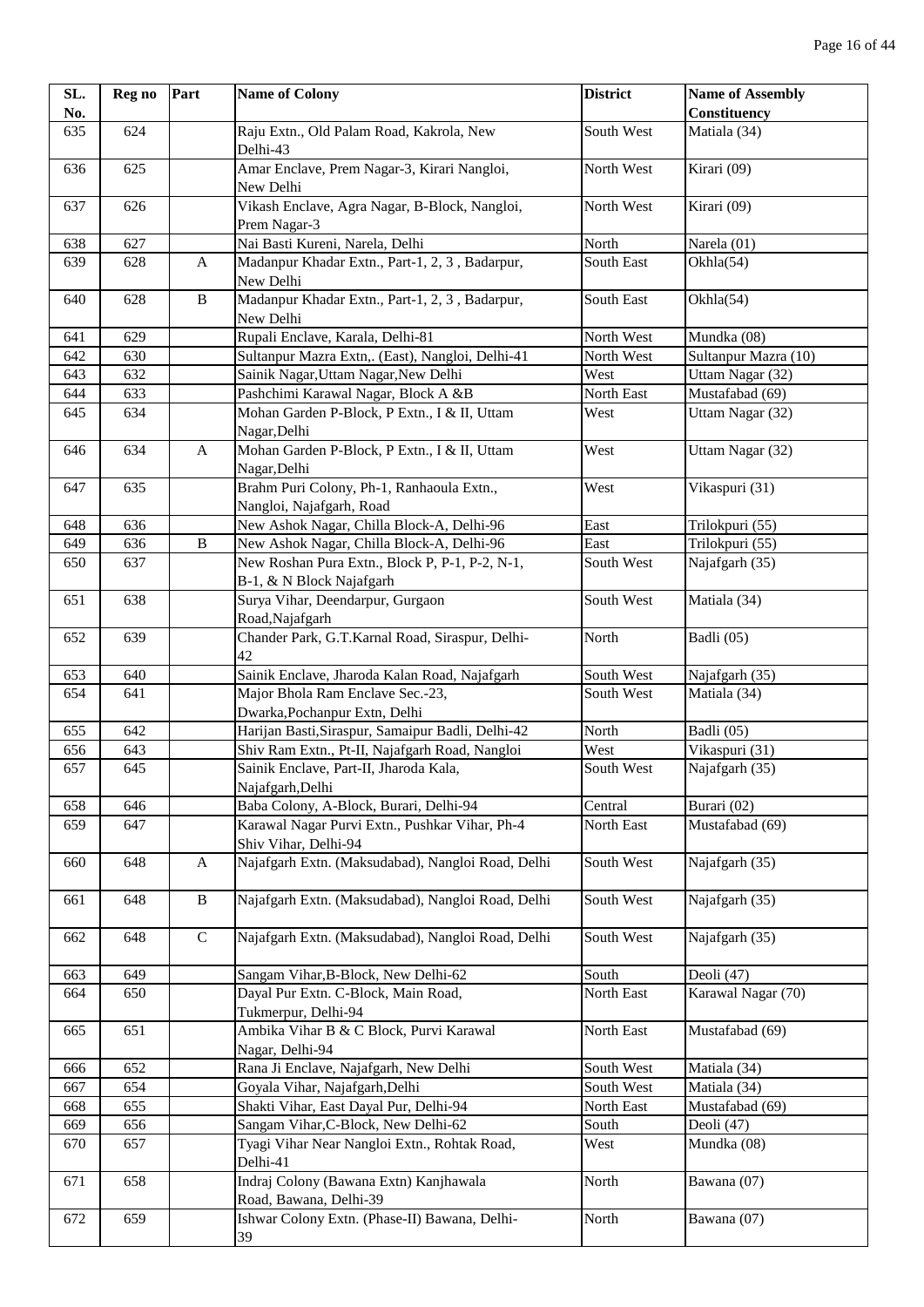| SL. No. | Reg no | Part | Name of Colony | District | Name of Assembly Constituency |
|---|---|---|---|---|---|
| 635 | 624 | | Raju Extn., Old Palam Road, Kakrola, New Delhi-43 | South West | Matiala (34) |
| 636 | 625 | | Amar Enclave, Prem Nagar-3, Kirari Nangloi, New Delhi | North West | Kirari (09) |
| 637 | 626 | | Vikash Enclave, Agra Nagar, B-Block, Nangloi, Prem Nagar-3 | North West | Kirari (09) |
| 638 | 627 | | Nai Basti Kureni, Narela, Delhi | North | Narela (01) |
| 639 | 628 | A | Madanpur Khadar Extn., Part-1, 2, 3 , Badarpur, New Delhi | South East | Okhla(54) |
| 640 | 628 | B | Madanpur Khadar Extn., Part-1, 2, 3 , Badarpur, New Delhi | South East | Okhla(54) |
| 641 | 629 | | Rupali Enclave, Karala, Delhi-81 | North West | Mundka (08) |
| 642 | 630 | | Sultanpur Mazra Extn,. (East), Nangloi, Delhi-41 | North West | Sultanpur Mazra (10) |
| 643 | 632 | | Sainik Nagar,Uttam Nagar,New Delhi | West | Uttam Nagar (32) |
| 644 | 633 | | Pashchimi Karawal Nagar, Block A &B | North East | Mustafabad (69) |
| 645 | 634 | | Mohan Garden P-Block, P Extn., I & II, Uttam Nagar,Delhi | West | Uttam Nagar (32) |
| 646 | 634 | A | Mohan Garden P-Block, P Extn., I & II, Uttam Nagar,Delhi | West | Uttam Nagar (32) |
| 647 | 635 | | Brahm Puri Colony, Ph-1, Ranhaoula Extn., Nangloi, Najafgarh, Road | West | Vikaspuri (31) |
| 648 | 636 | | New Ashok Nagar, Chilla Block-A, Delhi-96 | East | Trilokpuri (55) |
| 649 | 636 | B | New Ashok Nagar, Chilla Block-A, Delhi-96 | East | Trilokpuri (55) |
| 650 | 637 | | New Roshan Pura Extn., Block P, P-1, P-2, N-1, B-1, & N Block Najafgarh | South West | Najafgarh (35) |
| 651 | 638 | | Surya Vihar, Deendarpur, Gurgaon Road,Najafgarh | South West | Matiala (34) |
| 652 | 639 | | Chander Park, G.T.Karnal Road, Siraspur, Delhi-42 | North | Badli (05) |
| 653 | 640 | | Sainik Enclave, Jharoda Kalan Road, Najafgarh | South West | Najafgarh (35) |
| 654 | 641 | | Major Bhola Ram Enclave Sec.-23, Dwarka,Pochanpur Extn, Delhi | South West | Matiala (34) |
| 655 | 642 | | Harijan Basti,Siraspur, Samaipur Badli, Delhi-42 | North | Badli (05) |
| 656 | 643 | | Shiv Ram Extn., Pt-II, Najafgarh Road, Nangloi | West | Vikaspuri (31) |
| 657 | 645 | | Sainik Enclave, Part-II, Jharoda Kala, Najafgarh,Delhi | South West | Najafgarh (35) |
| 658 | 646 | | Baba Colony, A-Block, Burari, Delhi-94 | Central | Burari (02) |
| 659 | 647 | | Karawal Nagar Purvi Extn., Pushkar Vihar, Ph-4 Shiv Vihar, Delhi-94 | North East | Mustafabad (69) |
| 660 | 648 | A | Najafgarh Extn. (Maksudabad), Nangloi Road, Delhi | South West | Najafgarh (35) |
| 661 | 648 | B | Najafgarh Extn. (Maksudabad), Nangloi Road, Delhi | South West | Najafgarh (35) |
| 662 | 648 | C | Najafgarh Extn. (Maksudabad), Nangloi Road, Delhi | South West | Najafgarh (35) |
| 663 | 649 | | Sangam Vihar,B-Block, New Delhi-62 | South | Deoli (47) |
| 664 | 650 | | Dayal Pur Extn. C-Block, Main Road, Tukmerpur, Delhi-94 | North East | Karawal Nagar (70) |
| 665 | 651 | | Ambika Vihar B & C Block, Purvi Karawal Nagar, Delhi-94 | North East | Mustafabad (69) |
| 666 | 652 | | Rana Ji Enclave, Najafgarh, New Delhi | South West | Matiala (34) |
| 667 | 654 | | Goyala Vihar, Najafgarh,Delhi | South West | Matiala (34) |
| 668 | 655 | | Shakti Vihar, East Dayal Pur, Delhi-94 | North East | Mustafabad (69) |
| 669 | 656 | | Sangam Vihar,C-Block, New Delhi-62 | South | Deoli (47) |
| 670 | 657 | | Tyagi Vihar Near Nangloi Extn., Rohtak Road, Delhi-41 | West | Mundka (08) |
| 671 | 658 | | Indraj Colony (Bawana Extn) Kanjhawala Road, Bawana, Delhi-39 | North | Bawana (07) |
| 672 | 659 | | Ishwar Colony Extn. (Phase-II) Bawana, Delhi-39 | North | Bawana (07) |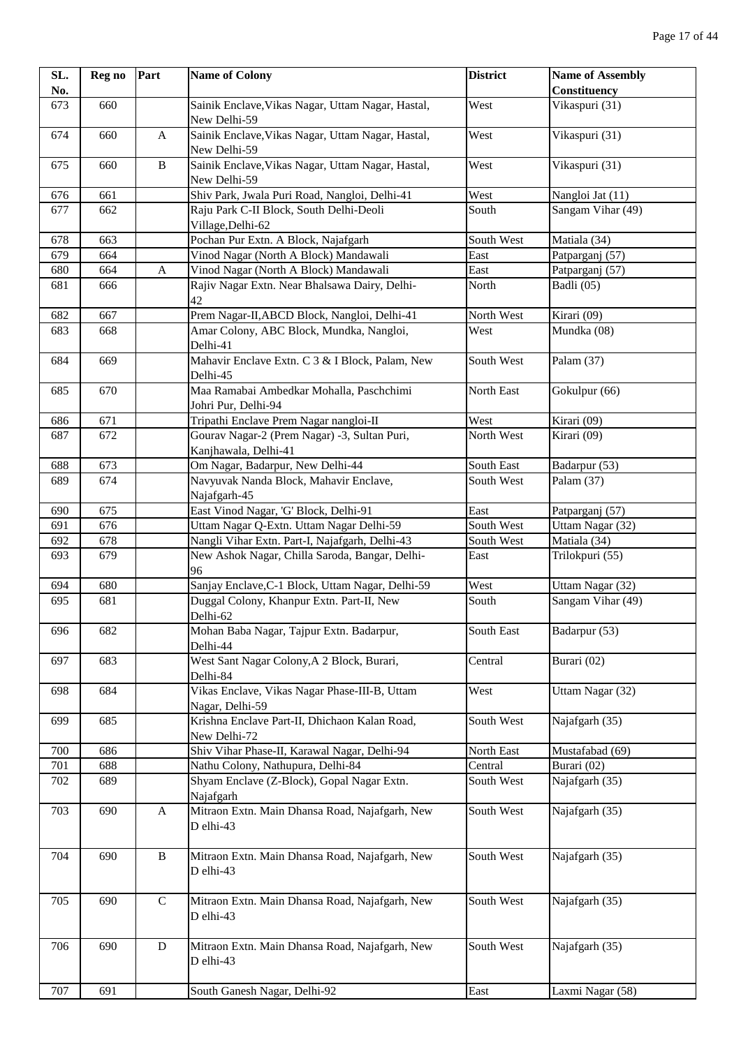| SL. No. | Reg no | Part | Name of Colony | District | Name of Assembly Constituency |
|---|---|---|---|---|---|
| 673 | 660 | | Sainik Enclave,Vikas Nagar, Uttam Nagar, Hastal, New Delhi-59 | West | Vikaspuri (31) |
| 674 | 660 | A | Sainik Enclave,Vikas Nagar, Uttam Nagar, Hastal, New Delhi-59 | West | Vikaspuri (31) |
| 675 | 660 | B | Sainik Enclave,Vikas Nagar, Uttam Nagar, Hastal, New Delhi-59 | West | Vikaspuri (31) |
| 676 | 661 | | Shiv Park, Jwala Puri Road, Nangloi, Delhi-41 | West | Nangloi Jat (11) |
| 677 | 662 | | Raju Park C-II Block, South Delhi-Deoli Village,Delhi-62 | South | Sangam Vihar (49) |
| 678 | 663 | | Pochan Pur Extn. A Block, Najafgarh | South West | Matiala (34) |
| 679 | 664 | | Vinod Nagar (North A Block) Mandawali | East | Patparganj (57) |
| 680 | 664 | A | Vinod Nagar (North A Block) Mandawali | East | Patparganj (57) |
| 681 | 666 | | Rajiv Nagar Extn. Near Bhalsawa Dairy, Delhi-42 | North | Badli (05) |
| 682 | 667 | | Prem Nagar-II,ABCD Block, Nangloi, Delhi-41 | North West | Kirari (09) |
| 683 | 668 | | Amar Colony, ABC Block, Mundka, Nangloi, Delhi-41 | West | Mundka (08) |
| 684 | 669 | | Mahavir Enclave Extn. C 3 & I Block, Palam, New Delhi-45 | South West | Palam (37) |
| 685 | 670 | | Maa Ramabai Ambedkar Mohalla, Paschchimi Johri Pur, Delhi-94 | North East | Gokulpur (66) |
| 686 | 671 | | Tripathi Enclave Prem Nagar nangloi-II | West | Kirari (09) |
| 687 | 672 | | Gourav Nagar-2 (Prem Nagar) -3, Sultan Puri, Kanjhawala, Delhi-41 | North West | Kirari (09) |
| 688 | 673 | | Om Nagar, Badarpur, New Delhi-44 | South East | Badarpur (53) |
| 689 | 674 | | Navyuvak Nanda Block, Mahavir Enclave, Najafgarh-45 | South West | Palam (37) |
| 690 | 675 | | East Vinod Nagar, 'G' Block, Delhi-91 | East | Patparganj (57) |
| 691 | 676 | | Uttam Nagar Q-Extn. Uttam Nagar Delhi-59 | South West | Uttam Nagar (32) |
| 692 | 678 | | Nangli Vihar Extn. Part-I, Najafgarh, Delhi-43 | South West | Matiala (34) |
| 693 | 679 | | New Ashok Nagar, Chilla Saroda, Bangar, Delhi-96 | East | Trilokpuri (55) |
| 694 | 680 | | Sanjay Enclave,C-1 Block, Uttam Nagar, Delhi-59 | West | Uttam Nagar (32) |
| 695 | 681 | | Duggal Colony, Khanpur Extn. Part-II, New Delhi-62 | South | Sangam Vihar (49) |
| 696 | 682 | | Mohan Baba Nagar, Tajpur Extn. Badarpur, Delhi-44 | South East | Badarpur (53) |
| 697 | 683 | | West Sant Nagar Colony,A 2 Block, Burari, Delhi-84 | Central | Burari (02) |
| 698 | 684 | | Vikas Enclave, Vikas Nagar Phase-III-B, Uttam Nagar, Delhi-59 | West | Uttam Nagar (32) |
| 699 | 685 | | Krishna Enclave Part-II, Dhichaon Kalan Road, New Delhi-72 | South West | Najafgarh (35) |
| 700 | 686 | | Shiv Vihar Phase-II, Karawal Nagar, Delhi-94 | North East | Mustafabad (69) |
| 701 | 688 | | Nathu Colony, Nathupura, Delhi-84 | Central | Burari (02) |
| 702 | 689 | | Shyam Enclave (Z-Block), Gopal Nagar Extn. Najafgarh | South West | Najafgarh (35) |
| 703 | 690 | A | Mitraon Extn. Main Dhansa Road, Najafgarh, New D elhi-43 | South West | Najafgarh (35) |
| 704 | 690 | B | Mitraon Extn. Main Dhansa Road, Najafgarh, New D elhi-43 | South West | Najafgarh (35) |
| 705 | 690 | C | Mitraon Extn. Main Dhansa Road, Najafgarh, New D elhi-43 | South West | Najafgarh (35) |
| 706 | 690 | D | Mitraon Extn. Main Dhansa Road, Najafgarh, New D elhi-43 | South West | Najafgarh (35) |
| 707 | 691 | | South Ganesh Nagar, Delhi-92 | East | Laxmi Nagar (58) |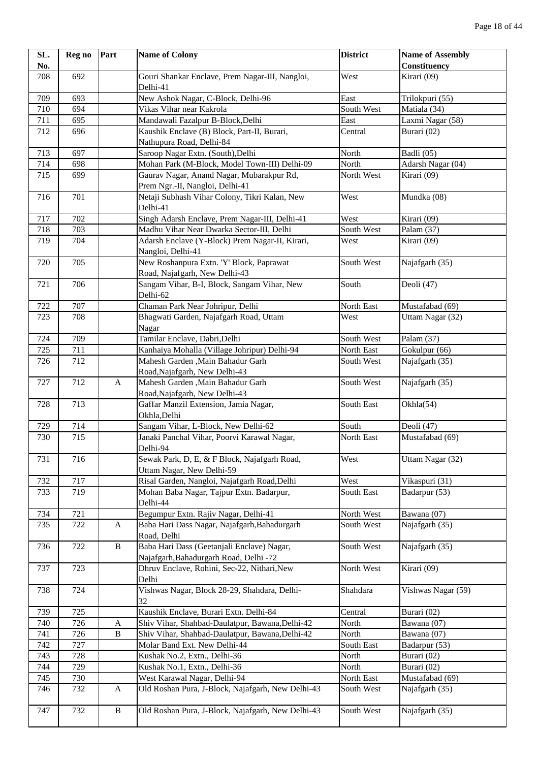| SL. No. | Reg no | Part | Name of Colony | District | Name of Assembly Constituency |
|---|---|---|---|---|---|
| 708 | 692 | | Gouri Shankar Enclave, Prem Nagar-III, Nangloi, Delhi-41 | West | Kirari (09) |
| 709 | 693 | | New Ashok Nagar, C-Block, Delhi-96 | East | Trilokpuri (55) |
| 710 | 694 | | Vikas Vihar near Kakrola | South West | Matiala (34) |
| 711 | 695 | | Mandawali Fazalpur B-Block,Delhi | East | Laxmi Nagar (58) |
| 712 | 696 | | Kaushik Enclave (B) Block, Part-II, Burari, Nathupura Road, Delhi-84 | Central | Burari (02) |
| 713 | 697 | | Saroop Nagar Extn. (South),Delhi | North | Badli (05) |
| 714 | 698 | | Mohan Park (M-Block, Model Town-III) Delhi-09 | North | Adarsh Nagar (04) |
| 715 | 699 | | Gaurav Nagar, Anand Nagar, Mubarakpur Rd, Prem Ngr.-II, Nangloi, Delhi-41 | North West | Kirari (09) |
| 716 | 701 | | Netaji Subhash Vihar Colony, Tikri Kalan, New Delhi-41 | West | Mundka (08) |
| 717 | 702 | | Singh Adarsh Enclave, Prem Nagar-III, Delhi-41 | West | Kirari (09) |
| 718 | 703 | | Madhu Vihar Near Dwarka Sector-III, Delhi | South West | Palam (37) |
| 719 | 704 | | Adarsh Enclave (Y-Block) Prem Nagar-II, Kirari, Nangloi, Delhi-41 | West | Kirari (09) |
| 720 | 705 | | New Roshanpura Extn. 'Y' Block, Paprawat Road, Najafgarh, New Delhi-43 | South West | Najafgarh (35) |
| 721 | 706 | | Sangam Vihar, B-I, Block, Sangam Vihar, New Delhi-62 | South | Deoli (47) |
| 722 | 707 | | Chaman Park Near Johripur, Delhi | North East | Mustafabad (69) |
| 723 | 708 | | Bhagwati Garden, Najafgarh Road, Uttam Nagar | West | Uttam Nagar (32) |
| 724 | 709 | | Tamilar Enclave, Dabri,Delhi | South West | Palam (37) |
| 725 | 711 | | Kanhaiya Mohalla (Village Johripur) Delhi-94 | North East | Gokulpur (66) |
| 726 | 712 | | Mahesh Garden ,Main Bahadur Garh Road,Najafgarh, New Delhi-43 | South West | Najafgarh (35) |
| 727 | 712 | A | Mahesh Garden ,Main Bahadur Garh Road,Najafgarh, New Delhi-43 | South West | Najafgarh (35) |
| 728 | 713 | | Gaffar Manzil Extension, Jamia Nagar, Okhla,Delhi | South East | Okhla(54) |
| 729 | 714 | | Sangam Vihar, L-Block, New Delhi-62 | South | Deoli (47) |
| 730 | 715 | | Janaki Panchal Vihar, Poorvi Karawal Nagar, Delhi-94 | North East | Mustafabad (69) |
| 731 | 716 | | Sewak Park, D, E, & F Block, Najafgarh Road, Uttam Nagar, New Delhi-59 | West | Uttam Nagar (32) |
| 732 | 717 | | Risal Garden, Nangloi, Najafgarh Road,Delhi | West | Vikaspuri (31) |
| 733 | 719 | | Mohan Baba Nagar, Tajpur Extn. Badarpur, Delhi-44 | South East | Badarpur (53) |
| 734 | 721 | | Begumpur Extn. Rajiv Nagar, Delhi-41 | North West | Bawana (07) |
| 735 | 722 | A | Baba Hari Dass Nagar, Najafgarh,Bahadurgarh Road, Delhi | South West | Najafgarh (35) |
| 736 | 722 | B | Baba Hari Dass (Geetanjali Enclave) Nagar, Najafgarh,Bahadurgarh Road, Delhi -72 | South West | Najafgarh (35) |
| 737 | 723 | | Dhruv Enclave, Rohini, Sec-22, Nithari,New Delhi | North West | Kirari (09) |
| 738 | 724 | | Vishwas Nagar, Block 28-29, Shahdara, Delhi-32 | Shahdara | Vishwas Nagar (59) |
| 739 | 725 | | Kaushik Enclave, Burari Extn. Delhi-84 | Central | Burari (02) |
| 740 | 726 | A | Shiv Vihar, Shahbad-Daulatpur, Bawana,Delhi-42 | North | Bawana (07) |
| 741 | 726 | B | Shiv Vihar, Shahbad-Daulatpur, Bawana,Delhi-42 | North | Bawana (07) |
| 742 | 727 | | Molar Band Ext. New Delhi-44 | South East | Badarpur (53) |
| 743 | 728 | | Kushak No.2, Extn., Delhi-36 | North | Burari (02) |
| 744 | 729 | | Kushak No.1, Extn., Delhi-36 | North | Burari (02) |
| 745 | 730 | | West Karawal Nagar, Delhi-94 | North East | Mustafabad (69) |
| 746 | 732 | A | Old Roshan Pura, J-Block, Najafgarh, New Delhi-43 | South West | Najafgarh (35) |
| 747 | 732 | B | Old Roshan Pura, J-Block, Najafgarh, New Delhi-43 | South West | Najafgarh (35) |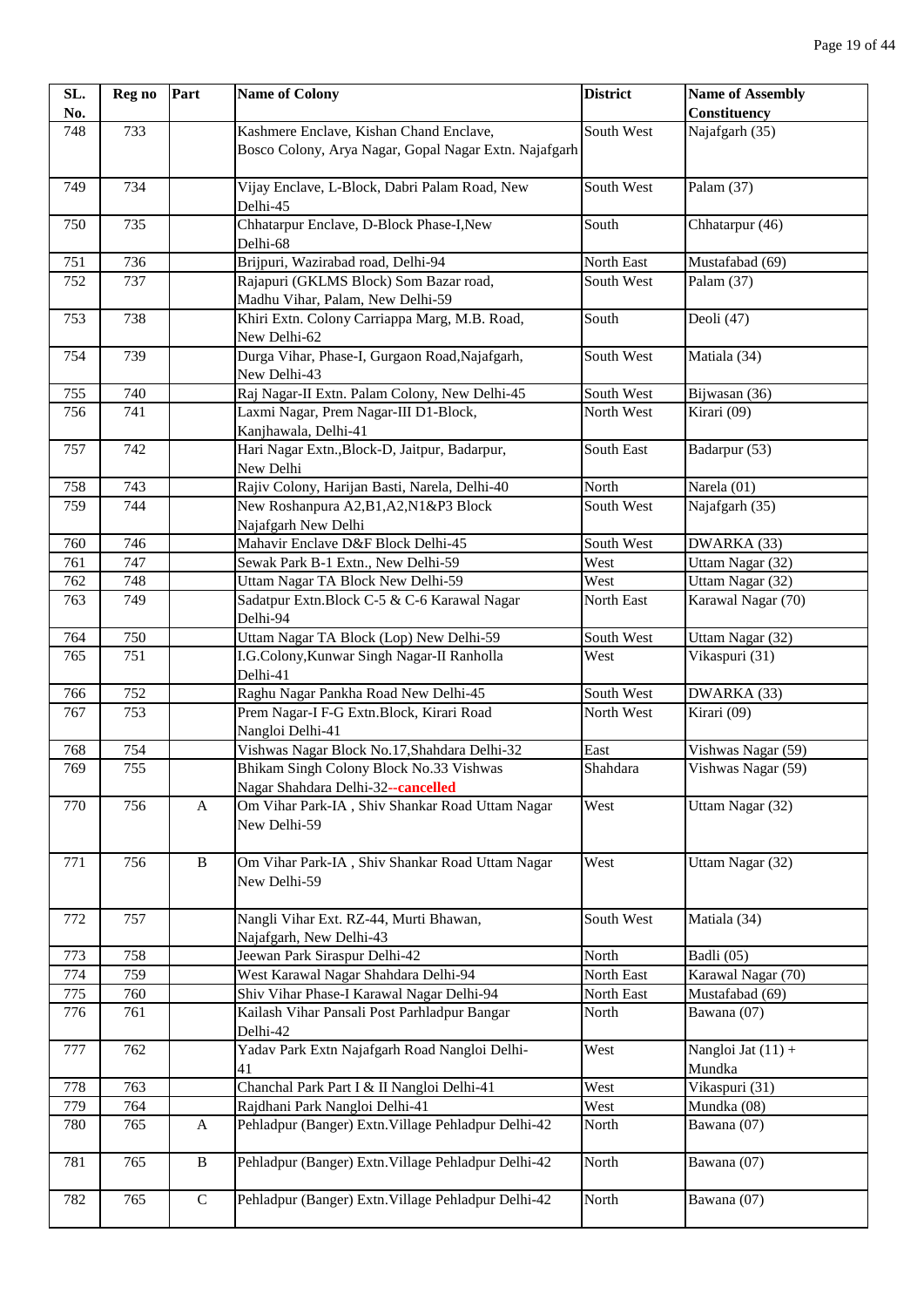| SL. No. | Reg no | Part | Name of Colony | District | Name of Assembly Constituency |
|---|---|---|---|---|---|
| 748 | 733 | | Kashmere Enclave, Kishan Chand Enclave, Bosco Colony, Arya Nagar, Gopal Nagar Extn. Najafgarh | South West | Najafgarh (35) |
| 749 | 734 | | Vijay Enclave, L-Block, Dabri Palam Road, New Delhi-45 | South West | Palam (37) |
| 750 | 735 | | Chhatarpur Enclave, D-Block Phase-I,New Delhi-68 | South | Chhatarpur (46) |
| 751 | 736 | | Brijpuri, Wazirabad road, Delhi-94 | North East | Mustafabad (69) |
| 752 | 737 | | Rajapuri (GKLMS Block) Som Bazar road, Madhu Vihar, Palam, New Delhi-59 | South West | Palam (37) |
| 753 | 738 | | Khiri Extn. Colony Carriappa Marg, M.B. Road, New Delhi-62 | South | Deoli (47) |
| 754 | 739 | | Durga Vihar, Phase-I, Gurgaon Road,Najafgarh, New Delhi-43 | South West | Matiala (34) |
| 755 | 740 | | Raj Nagar-II Extn. Palam Colony, New Delhi-45 | South West | Bijwasan (36) |
| 756 | 741 | | Laxmi Nagar, Prem Nagar-III D1-Block, Kanjhawala, Delhi-41 | North West | Kirari (09) |
| 757 | 742 | | Hari Nagar Extn.,Block-D, Jaitpur, Badarpur, New Delhi | South East | Badarpur (53) |
| 758 | 743 | | Rajiv Colony, Harijan Basti, Narela, Delhi-40 | North | Narela (01) |
| 759 | 744 | | New Roshanpura A2,B1,A2,N1&P3 Block Najafgarh New Delhi | South West | Najafgarh (35) |
| 760 | 746 | | Mahavir Enclave D&F Block Delhi-45 | South West | DWARKA (33) |
| 761 | 747 | | Sewak Park B-1 Extn., New Delhi-59 | West | Uttam Nagar (32) |
| 762 | 748 | | Uttam Nagar TA Block New Delhi-59 | West | Uttam Nagar (32) |
| 763 | 749 | | Sadatpur Extn.Block C-5 & C-6 Karawal Nagar Delhi-94 | North East | Karawal Nagar (70) |
| 764 | 750 | | Uttam Nagar TA Block (Lop) New Delhi-59 | South West | Uttam Nagar (32) |
| 765 | 751 | | I.G.Colony,Kunwar Singh Nagar-II Ranholla Delhi-41 | West | Vikaspuri (31) |
| 766 | 752 | | Raghu Nagar Pankha Road New Delhi-45 | South West | DWARKA (33) |
| 767 | 753 | | Prem Nagar-I F-G Extn.Block, Kirari Road Nangloi Delhi-41 | North West | Kirari (09) |
| 768 | 754 | | Vishwas Nagar Block No.17,Shahdara Delhi-32 | East | Vishwas Nagar (59) |
| 769 | 755 | | Bhikam Singh Colony Block No.33 Vishwas Nagar Shahdara Delhi-32--cancelled | Shahdara | Vishwas Nagar (59) |
| 770 | 756 | A | Om Vihar Park-IA , Shiv Shankar Road Uttam Nagar New Delhi-59 | West | Uttam Nagar (32) |
| 771 | 756 | B | Om Vihar Park-IA , Shiv Shankar Road Uttam Nagar New Delhi-59 | West | Uttam Nagar (32) |
| 772 | 757 | | Nangli Vihar Ext. RZ-44, Murti Bhawan, Najafgarh, New Delhi-43 | South West | Matiala (34) |
| 773 | 758 | | Jeewan Park Siraspur Delhi-42 | North | Badli (05) |
| 774 | 759 | | West Karawal Nagar Shahdara Delhi-94 | North East | Karawal Nagar (70) |
| 775 | 760 | | Shiv Vihar Phase-I Karawal Nagar Delhi-94 | North East | Mustafabad (69) |
| 776 | 761 | | Kailash Vihar Pansali Post Parhladpur Bangar Delhi-42 | North | Bawana (07) |
| 777 | 762 | | Yadav Park Extn Najafgarh Road Nangloi Delhi-41 | West | Nangloi Jat (11) + Mundka |
| 778 | 763 | | Chanchal Park Part I & II Nangloi Delhi-41 | West | Vikaspuri (31) |
| 779 | 764 | | Rajdhani Park Nangloi Delhi-41 | West | Mundka (08) |
| 780 | 765 | A | Pehladpur (Banger) Extn.Village Pehladpur Delhi-42 | North | Bawana (07) |
| 781 | 765 | B | Pehladpur (Banger) Extn.Village Pehladpur Delhi-42 | North | Bawana (07) |
| 782 | 765 | C | Pehladpur (Banger) Extn.Village Pehladpur Delhi-42 | North | Bawana (07) |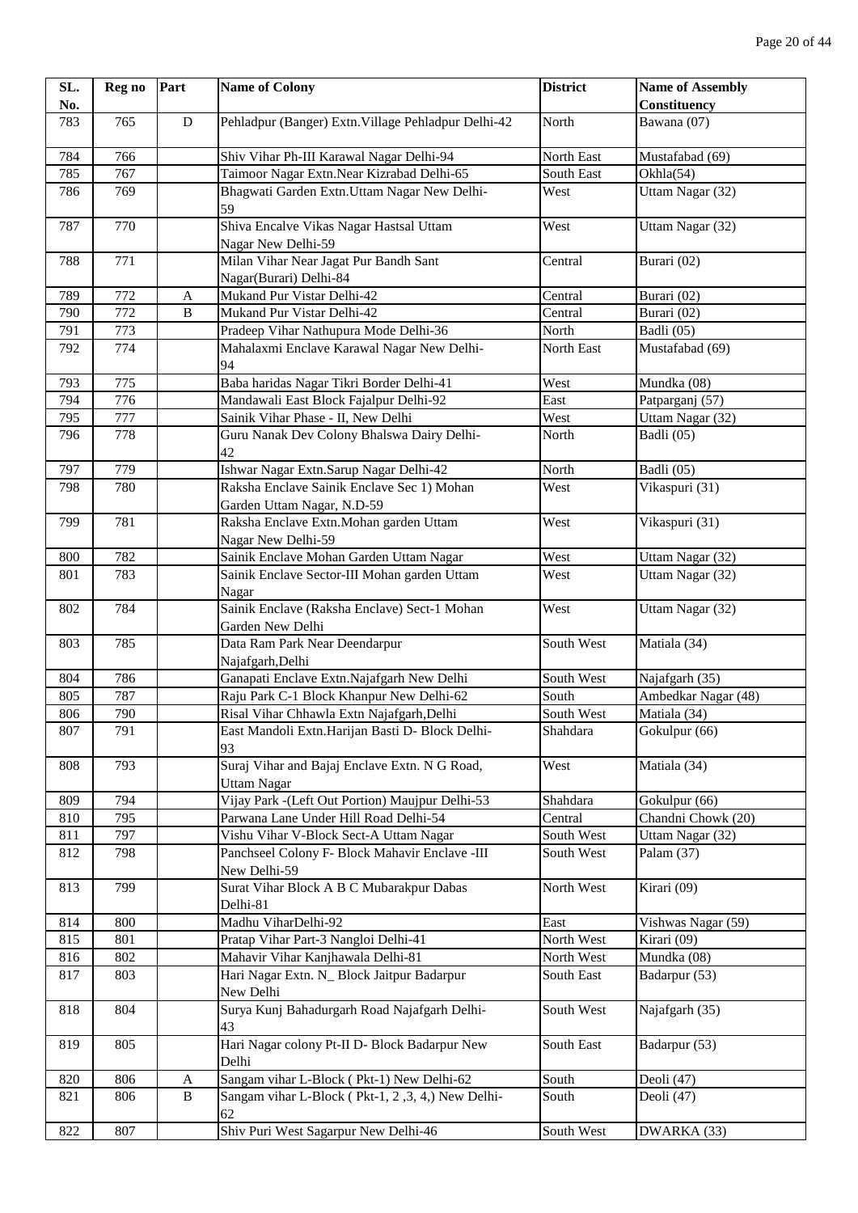| SL. No. | Reg no | Part | Name of Colony | District | Name of Assembly Constituency |
|---|---|---|---|---|---|
| 783 | 765 | D | Pehladpur (Banger) Extn.Village Pehladpur Delhi-42 | North | Bawana (07) |
| 784 | 766 | | Shiv Vihar Ph-III Karawal Nagar Delhi-94 | North East | Mustafabad (69) |
| 785 | 767 | | Taimoor Nagar Extn.Near Kizrabad Delhi-65 | South East | Okhla(54) |
| 786 | 769 | | Bhagwati Garden Extn.Uttam Nagar New Delhi-59 | West | Uttam Nagar (32) |
| 787 | 770 | | Shiva Encalve Vikas Nagar Hastsal Uttam Nagar New Delhi-59 | West | Uttam Nagar (32) |
| 788 | 771 | | Milan Vihar Near Jagat Pur Bandh Sant Nagar(Burari) Delhi-84 | Central | Burari (02) |
| 789 | 772 | A | Mukand Pur Vistar Delhi-42 | Central | Burari (02) |
| 790 | 772 | B | Mukand Pur Vistar Delhi-42 | Central | Burari (02) |
| 791 | 773 | | Pradeep Vihar Nathupura Mode Delhi-36 | North | Badli (05) |
| 792 | 774 | | Mahalaxmi Enclave Karawal Nagar New Delhi-94 | North East | Mustafabad (69) |
| 793 | 775 | | Baba haridas Nagar Tikri Border Delhi-41 | West | Mundka (08) |
| 794 | 776 | | Mandawali East Block Fajalpur Delhi-92 | East | Patparganj (57) |
| 795 | 777 | | Sainik Vihar Phase - II, New Delhi | West | Uttam Nagar (32) |
| 796 | 778 | | Guru Nanak Dev Colony Bhalswa Dairy Delhi-42 | North | Badli (05) |
| 797 | 779 | | Ishwar Nagar Extn.Sarup Nagar Delhi-42 | North | Badli (05) |
| 798 | 780 | | Raksha Enclave Sainik Enclave Sec 1) Mohan Garden Uttam Nagar, N.D-59 | West | Vikaspuri (31) |
| 799 | 781 | | Raksha Enclave Extn.Mohan garden Uttam Nagar New Delhi-59 | West | Vikaspuri (31) |
| 800 | 782 | | Sainik Enclave Mohan Garden Uttam Nagar | West | Uttam Nagar (32) |
| 801 | 783 | | Sainik Enclave Sector-III Mohan garden Uttam Nagar | West | Uttam Nagar (32) |
| 802 | 784 | | Sainik Enclave (Raksha Enclave) Sect-1 Mohan Garden New Delhi | West | Uttam Nagar (32) |
| 803 | 785 | | Data Ram Park Near Deendarpur Najafgarh,Delhi | South West | Matiala (34) |
| 804 | 786 | | Ganapati Enclave Extn.Najafgarh New Delhi | South West | Najafgarh (35) |
| 805 | 787 | | Raju Park C-1 Block Khanpur New Delhi-62 | South | Ambedkar Nagar (48) |
| 806 | 790 | | Risal Vihar Chhawla Extn Najafgarh,Delhi | South West | Matiala (34) |
| 807 | 791 | | East Mandoli Extn.Harijan Basti D- Block Delhi-93 | Shahdara | Gokulpur (66) |
| 808 | 793 | | Suraj Vihar and Bajaj Enclave Extn. N G Road, Uttam Nagar | West | Matiala (34) |
| 809 | 794 | | Vijay Park -(Left Out Portion) Maujpur Delhi-53 | Shahdara | Gokulpur (66) |
| 810 | 795 | | Parwana Lane Under Hill Road Delhi-54 | Central | Chandni Chowk (20) |
| 811 | 797 | | Vishu Vihar V-Block Sect-A Uttam Nagar | South West | Uttam Nagar (32) |
| 812 | 798 | | Panchseel Colony F- Block Mahavir Enclave -III New Delhi-59 | South West | Palam (37) |
| 813 | 799 | | Surat Vihar Block A B C Mubarakpur Dabas Delhi-81 | North West | Kirari (09) |
| 814 | 800 | | Madhu ViharDelhi-92 | East | Vishwas Nagar (59) |
| 815 | 801 | | Pratap Vihar Part-3 Nangloi Delhi-41 | North West | Kirari (09) |
| 816 | 802 | | Mahavir Vihar Kanjhawala Delhi-81 | North West | Mundka (08) |
| 817 | 803 | | Hari Nagar Extn. N_ Block Jaitpur Badarpur New Delhi | South East | Badarpur (53) |
| 818 | 804 | | Surya Kunj Bahadurgarh Road Najafgarh Delhi-43 | South West | Najafgarh (35) |
| 819 | 805 | | Hari Nagar colony Pt-II D- Block Badarpur New Delhi | South East | Badarpur (53) |
| 820 | 806 | A | Sangam vihar L-Block ( Pkt-1) New Delhi-62 | South | Deoli (47) |
| 821 | 806 | B | Sangam vihar L-Block ( Pkt-1, 2 ,3, 4,) New Delhi-62 | South | Deoli (47) |
| 822 | 807 | | Shiv Puri West Sagarpur New Delhi-46 | South West | DWARKA (33) |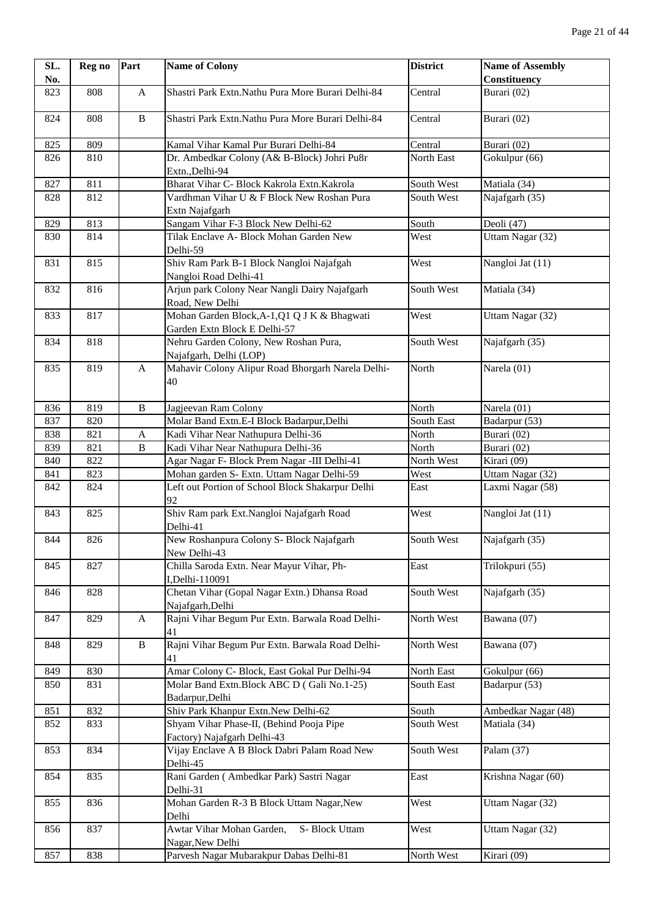| SL. No. | Reg no | Part | Name of Colony | District | Name of Assembly Constituency |
|---|---|---|---|---|---|
| 823 | 808 | A | Shastri Park Extn.Nathu Pura More Burari Delhi-84 | Central | Burari (02) |
| 824 | 808 | B | Shastri Park Extn.Nathu Pura More Burari Delhi-84 | Central | Burari (02) |
| 825 | 809 | | Kamal Vihar Kamal Pur Burari Delhi-84 | Central | Burari (02) |
| 826 | 810 | | Dr. Ambedkar Colony (A& B-Block) Johri Pu8r Extn.,Delhi-94 | North East | Gokulpur (66) |
| 827 | 811 | | Bharat Vihar C- Block Kakrola Extn.Kakrola | South West | Matiala (34) |
| 828 | 812 | | Vardhman Vihar U & F Block New Roshan Pura Extn Najafgarh | South West | Najafgarh (35) |
| 829 | 813 | | Sangam Vihar F-3 Block New Delhi-62 | South | Deoli (47) |
| 830 | 814 | | Tilak Enclave A- Block Mohan Garden New Delhi-59 | West | Uttam Nagar (32) |
| 831 | 815 | | Shiv Ram Park B-1 Block Nangloi Najafgah Nangloi Road Delhi-41 | West | Nangloi Jat (11) |
| 832 | 816 | | Arjun park Colony Near Nangli Dairy Najafgarh Road, New Delhi | South West | Matiala (34) |
| 833 | 817 | | Mohan Garden Block,A-1,Q1 Q J K & Bhagwati Garden Extn Block E Delhi-57 | West | Uttam Nagar (32) |
| 834 | 818 | | Nehru Garden Colony, New Roshan Pura, Najafgarh, Delhi (LOP) | South West | Najafgarh (35) |
| 835 | 819 | A | Mahavir Colony Alipur Road Bhorgarh Narela Delhi-40 | North | Narela (01) |
| 836 | 819 | B | Jagjeevan Ram Colony | North | Narela (01) |
| 837 | 820 | | Molar Band Extn.E-I Block Badarpur,Delhi | South East | Badarpur (53) |
| 838 | 821 | A | Kadi Vihar Near Nathupura Delhi-36 | North | Burari (02) |
| 839 | 821 | B | Kadi Vihar Near Nathupura Delhi-36 | North | Burari (02) |
| 840 | 822 | | Agar Nagar F- Block Prem Nagar -III Delhi-41 | North West | Kirari (09) |
| 841 | 823 | | Mohan garden S- Extn. Uttam Nagar Delhi-59 | West | Uttam Nagar (32) |
| 842 | 824 | | Left out Portion of School Block Shakarpur Delhi 92 | East | Laxmi Nagar (58) |
| 843 | 825 | | Shiv Ram park Ext.Nangloi Najafgarh Road Delhi-41 | West | Nangloi Jat (11) |
| 844 | 826 | | New Roshanpura Colony S- Block Najafgarh New Delhi-43 | South West | Najafgarh (35) |
| 845 | 827 | | Chilla Saroda Extn. Near Mayur Vihar, Ph-I,Delhi-110091 | East | Trilokpuri (55) |
| 846 | 828 | | Chetan Vihar (Gopal Nagar Extn.) Dhansa Road Najafgarh,Delhi | South West | Najafgarh (35) |
| 847 | 829 | A | Rajni Vihar Begum Pur Extn. Barwala Road Delhi-41 | North West | Bawana (07) |
| 848 | 829 | B | Rajni Vihar Begum Pur Extn. Barwala Road Delhi-41 | North West | Bawana (07) |
| 849 | 830 | | Amar Colony C- Block, East Gokal Pur Delhi-94 | North East | Gokulpur (66) |
| 850 | 831 | | Molar Band Extn.Block ABC D ( Gali No.1-25) Badarpur,Delhi | South East | Badarpur (53) |
| 851 | 832 | | Shiv Park Khanpur Extn.New Delhi-62 | South | Ambedkar Nagar (48) |
| 852 | 833 | | Shyam Vihar Phase-II, (Behind Pooja Pipe Factory) Najafgarh Delhi-43 | South West | Matiala (34) |
| 853 | 834 | | Vijay Enclave A B Block Dabri Palam Road New Delhi-45 | South West | Palam (37) |
| 854 | 835 | | Rani Garden ( Ambedkar Park) Sastri Nagar Delhi-31 | East | Krishna Nagar (60) |
| 855 | 836 | | Mohan Garden R-3 B Block Uttam Nagar,New Delhi | West | Uttam Nagar (32) |
| 856 | 837 | | Awtar Vihar Mohan Garden, S- Block Uttam Nagar,New Delhi | West | Uttam Nagar (32) |
| 857 | 838 | | Parvesh Nagar Mubarakpur Dabas Delhi-81 | North West | Kirari (09) |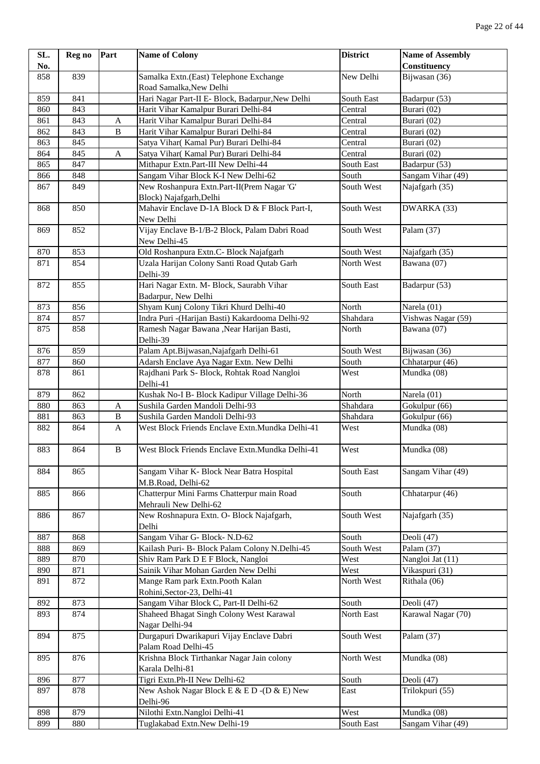| SL. No. | Reg no | Part | Name of Colony | District | Name of Assembly Constituency |
|---|---|---|---|---|---|
| 858 | 839 | | Samalka Extn.(East) Telephone Exchange Road Samalka,New Delhi | New Delhi | Bijwasan (36) |
| 859 | 841 | | Hari Nagar Part-II E- Block, Badarpur,New Delhi | South East | Badarpur (53) |
| 860 | 843 | | Harit Vihar Kamalpur Burari Delhi-84 | Central | Burari (02) |
| 861 | 843 | A | Harit Vihar Kamalpur Burari Delhi-84 | Central | Burari (02) |
| 862 | 843 | B | Harit Vihar Kamalpur Burari Delhi-84 | Central | Burari (02) |
| 863 | 845 | | Satya Vihar( Kamal Pur) Burari Delhi-84 | Central | Burari (02) |
| 864 | 845 | A | Satya Vihar( Kamal Pur) Burari Delhi-84 | Central | Burari (02) |
| 865 | 847 | | Mithapur Extn.Part-III New Delhi-44 | South East | Badarpur (53) |
| 866 | 848 | | Sangam Vihar Block K-I New Delhi-62 | South | Sangam Vihar (49) |
| 867 | 849 | | New Roshanpura Extn.Part-II(Prem Nagar 'G' Block) Najafgarh,Delhi | South West | Najafgarh (35) |
| 868 | 850 | | Mahavir Enclave D-1A Block D & F Block Part-I, New Delhi | South West | DWARKA (33) |
| 869 | 852 | | Vijay Enclave B-1/B-2 Block, Palam Dabri Road New Delhi-45 | South West | Palam (37) |
| 870 | 853 | | Old Roshanpura Extn.C- Block Najafgarh | South West | Najafgarh (35) |
| 871 | 854 | | Uzala Harijan Colony Santi Road Qutab Garh Delhi-39 | North West | Bawana (07) |
| 872 | 855 | | Hari Nagar Extn. M- Block, Saurabh Vihar Badarpur, New Delhi | South East | Badarpur (53) |
| 873 | 856 | | Shyam Kunj Colony Tikri Khurd Delhi-40 | North | Narela (01) |
| 874 | 857 | | Indra Puri -(Harijan Basti) Kakardooma Delhi-92 | Shahdara | Vishwas Nagar (59) |
| 875 | 858 | | Ramesh Nagar Bawana ,Near Harijan Basti, Delhi-39 | North | Bawana (07) |
| 876 | 859 | | Palam Apt.Bijwasan,Najafgarh Delhi-61 | South West | Bijwasan (36) |
| 877 | 860 | | Adarsh Enclave Aya Nagar Extn. New Delhi | South | Chhatarpur (46) |
| 878 | 861 | | Rajdhani Park S- Block, Rohtak Road Nangloi Delhi-41 | West | Mundka (08) |
| 879 | 862 | | Kushak No-I B- Block Kadipur Village Delhi-36 | North | Narela (01) |
| 880 | 863 | A | Sushila Garden Mandoli Delhi-93 | Shahdara | Gokulpur (66) |
| 881 | 863 | B | Sushila Garden Mandoli Delhi-93 | Shahdara | Gokulpur (66) |
| 882 | 864 | A | West Block Friends Enclave Extn.Mundka Delhi-41 | West | Mundka (08) |
| 883 | 864 | B | West Block Friends Enclave Extn.Mundka Delhi-41 | West | Mundka (08) |
| 884 | 865 | | Sangam Vihar K- Block Near Batra Hospital M.B.Road, Delhi-62 | South East | Sangam Vihar (49) |
| 885 | 866 | | Chatterpur Mini Farms Chatterpur main Road Mehrauli New Delhi-62 | South | Chhatarpur (46) |
| 886 | 867 | | New Roshnapura Extn. O- Block Najafgarh, Delhi | South West | Najafgarh (35) |
| 887 | 868 | | Sangam Vihar G- Block- N.D-62 | South | Deoli (47) |
| 888 | 869 | | Kailash Puri- B- Block Palam Colony N.Delhi-45 | South West | Palam (37) |
| 889 | 870 | | Shiv Ram Park D E F Block, Nangloi | West | Nangloi Jat (11) |
| 890 | 871 | | Sainik Vihar Mohan Garden New Delhi | West | Vikaspuri (31) |
| 891 | 872 | | Mange Ram park Extn.Pooth Kalan Rohini,Sector-23, Delhi-41 | North West | Rithala (06) |
| 892 | 873 | | Sangam Vihar Block C, Part-II Delhi-62 | South | Deoli (47) |
| 893 | 874 | | Shaheed Bhagat Singh Colony West Karawal Nagar Delhi-94 | North East | Karawal Nagar (70) |
| 894 | 875 | | Durgapuri Dwarikapuri Vijay Enclave Dabri Palam Road Delhi-45 | South West | Palam (37) |
| 895 | 876 | | Krishna Block Tirthankar Nagar Jain colony Karala Delhi-81 | North West | Mundka (08) |
| 896 | 877 | | Tigri Extn.Ph-II New Delhi-62 | South | Deoli (47) |
| 897 | 878 | | New Ashok Nagar Block E & E D -(D & E) New Delhi-96 | East | Trilokpuri (55) |
| 898 | 879 | | Nilothi Extn.Nangloi Delhi-41 | West | Mundka (08) |
| 899 | 880 | | Tuglakabad Extn.New Delhi-19 | South East | Sangam Vihar (49) |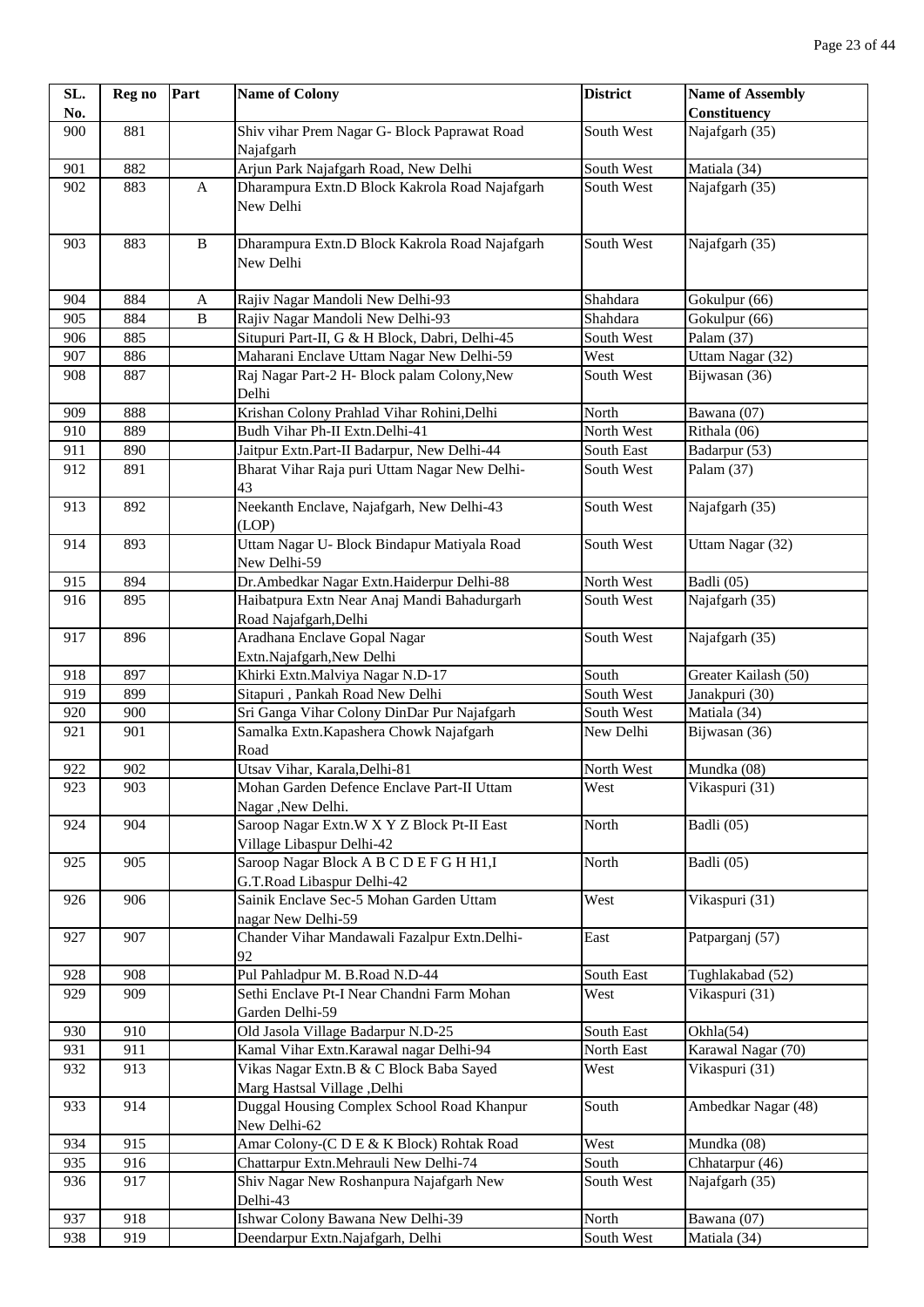| SL. No. | Reg no | Part | Name of Colony | District | Name of Assembly Constituency |
|---|---|---|---|---|---|
| 900 | 881 | | Shiv vihar Prem Nagar G- Block Paprawat Road Najafgarh | South West | Najafgarh (35) |
| 901 | 882 | | Arjun Park Najafgarh Road, New Delhi | South West | Matiala (34) |
| 902 | 883 | A | Dharampura Extn.D Block Kakrola Road Najafgarh New Delhi | South West | Najafgarh (35) |
| 903 | 883 | B | Dharampura Extn.D Block Kakrola Road Najafgarh New Delhi | South West | Najafgarh (35) |
| 904 | 884 | A | Rajiv Nagar Mandoli New Delhi-93 | Shahdara | Gokulpur (66) |
| 905 | 884 | B | Rajiv Nagar Mandoli New Delhi-93 | Shahdara | Gokulpur (66) |
| 906 | 885 | | Situpuri Part-II, G & H Block, Dabri, Delhi-45 | South West | Palam (37) |
| 907 | 886 | | Maharani Enclave Uttam Nagar New Delhi-59 | West | Uttam Nagar (32) |
| 908 | 887 | | Raj Nagar Part-2 H- Block palam Colony,New Delhi | South West | Bijwasan (36) |
| 909 | 888 | | Krishan Colony Prahlad Vihar Rohini,Delhi | North | Bawana (07) |
| 910 | 889 | | Budh Vihar Ph-II Extn.Delhi-41 | North West | Rithala (06) |
| 911 | 890 | | Jaitpur Extn.Part-II Badarpur, New Delhi-44 | South East | Badarpur (53) |
| 912 | 891 | | Bharat Vihar Raja puri Uttam Nagar New Delhi-43 | South West | Palam (37) |
| 913 | 892 | | Neekanth Enclave, Najafgarh, New Delhi-43 (LOP) | South West | Najafgarh (35) |
| 914 | 893 | | Uttam Nagar U- Block Bindapur Matiyala Road New Delhi-59 | South West | Uttam Nagar (32) |
| 915 | 894 | | Dr.Ambedkar Nagar Extn.Haiderpur Delhi-88 | North West | Badli (05) |
| 916 | 895 | | Haibatpura Extn Near Anaj Mandi Bahadurgarh Road Najafgarh,Delhi | South West | Najafgarh (35) |
| 917 | 896 | | Aradhana Enclave Gopal Nagar Extn.Najafgarh,New Delhi | South West | Najafgarh (35) |
| 918 | 897 | | Khirki Extn.Malviya Nagar N.D-17 | South | Greater Kailash (50) |
| 919 | 899 | | Sitapuri , Pankah Road New Delhi | South West | Janakpuri (30) |
| 920 | 900 | | Sri Ganga Vihar Colony DinDar Pur Najafgarh | South West | Matiala (34) |
| 921 | 901 | | Samalka Extn.Kapashera Chowk Najafgarh Road | New Delhi | Bijwasan (36) |
| 922 | 902 | | Utsav Vihar, Karala,Delhi-81 | North West | Mundka (08) |
| 923 | 903 | | Mohan Garden Defence Enclave Part-II Uttam Nagar ,New Delhi. | West | Vikaspuri (31) |
| 924 | 904 | | Saroop Nagar Extn.W X Y Z Block Pt-II East Village Libaspur Delhi-42 | North | Badli (05) |
| 925 | 905 | | Saroop Nagar Block A B C D E F G H H1,I G.T.Road Libaspur Delhi-42 | North | Badli (05) |
| 926 | 906 | | Sainik Enclave Sec-5 Mohan Garden Uttam nagar New Delhi-59 | West | Vikaspuri (31) |
| 927 | 907 | | Chander Vihar Mandawali Fazalpur Extn.Delhi-92 | East | Patparganj (57) |
| 928 | 908 | | Pul Pahladpur M. B.Road N.D-44 | South East | Tughlakabad (52) |
| 929 | 909 | | Sethi Enclave Pt-I Near Chandni Farm Mohan Garden Delhi-59 | West | Vikaspuri (31) |
| 930 | 910 | | Old Jasola Village Badarpur N.D-25 | South East | Okhla(54) |
| 931 | 911 | | Kamal Vihar Extn.Karawal nagar Delhi-94 | North East | Karawal Nagar (70) |
| 932 | 913 | | Vikas Nagar Extn.B & C Block Baba Sayed Marg Hastsal Village ,Delhi | West | Vikaspuri (31) |
| 933 | 914 | | Duggal Housing Complex School Road Khanpur New Delhi-62 | South | Ambedkar Nagar (48) |
| 934 | 915 | | Amar Colony-(C D E & K Block) Rohtak Road | West | Mundka (08) |
| 935 | 916 | | Chattarpur Extn.Mehrauli New Delhi-74 | South | Chhatarpur (46) |
| 936 | 917 | | Shiv Nagar New Roshanpura Najafgarh New Delhi-43 | South West | Najafgarh (35) |
| 937 | 918 | | Ishwar Colony Bawana New Delhi-39 | North | Bawana (07) |
| 938 | 919 | | Deendarpur Extn.Najafgarh, Delhi | South West | Matiala (34) |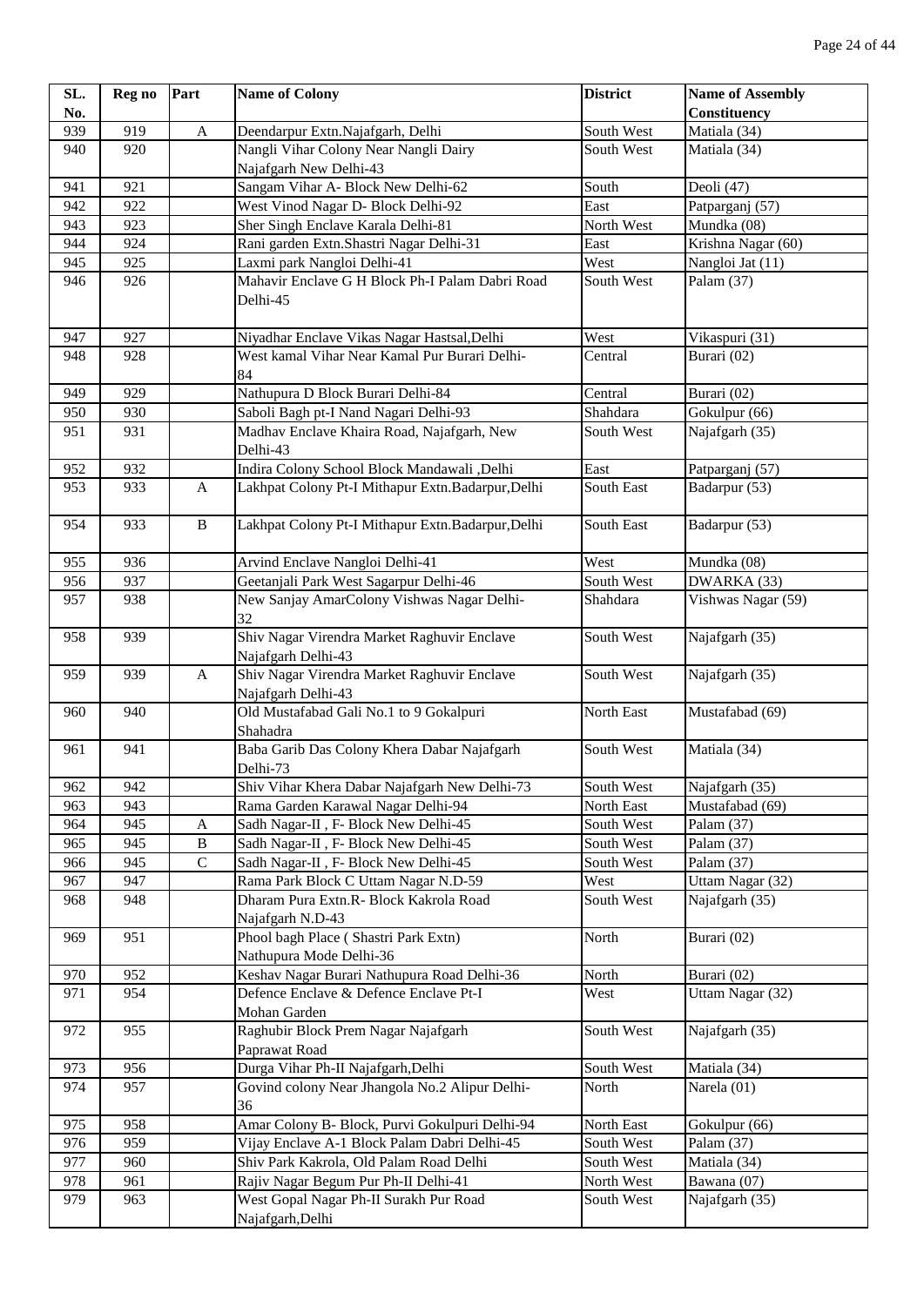| SL. No. | Reg no | Part | Name of Colony | District | Name of Assembly Constituency |
|---|---|---|---|---|---|
| 939 | 919 | A | Deendarpur Extn.Najafgarh, Delhi | South West | Matiala (34) |
| 940 | 920 | | Nangli Vihar Colony Near Nangli Dairy Najafgarh New Delhi-43 | South West | Matiala (34) |
| 941 | 921 | | Sangam Vihar A- Block New Delhi-62 | South | Deoli (47) |
| 942 | 922 | | West Vinod Nagar D- Block Delhi-92 | East | Patparganj (57) |
| 943 | 923 | | Sher Singh Enclave Karala Delhi-81 | North West | Mundka (08) |
| 944 | 924 | | Rani garden Extn.Shastri Nagar Delhi-31 | East | Krishna Nagar (60) |
| 945 | 925 | | Laxmi park Nangloi Delhi-41 | West | Nangloi Jat (11) |
| 946 | 926 | | Mahavir Enclave G H Block Ph-I Palam Dabri Road Delhi-45 | South West | Palam (37) |
| 947 | 927 | | Niyadhar Enclave Vikas Nagar Hastsal,Delhi | West | Vikaspuri (31) |
| 948 | 928 | | West kamal Vihar Near Kamal Pur Burari Delhi-84 | Central | Burari (02) |
| 949 | 929 | | Nathupura D Block Burari Delhi-84 | Central | Burari (02) |
| 950 | 930 | | Saboli Bagh pt-I Nand Nagari Delhi-93 | Shahdara | Gokulpur (66) |
| 951 | 931 | | Madhav Enclave Khaira Road, Najafgarh, New Delhi-43 | South West | Najafgarh (35) |
| 952 | 932 | | Indira Colony School Block Mandawali ,Delhi | East | Patparganj (57) |
| 953 | 933 | A | Lakhpat Colony Pt-I Mithapur Extn.Badarpur,Delhi | South East | Badarpur (53) |
| 954 | 933 | B | Lakhpat Colony Pt-I Mithapur Extn.Badarpur,Delhi | South East | Badarpur (53) |
| 955 | 936 | | Arvind Enclave Nangloi Delhi-41 | West | Mundka (08) |
| 956 | 937 | | Geetanjali Park West Sagarpur Delhi-46 | South West | DWARKA (33) |
| 957 | 938 | | New Sanjay AmarColony Vishwas Nagar Delhi-32 | Shahdara | Vishwas Nagar (59) |
| 958 | 939 | | Shiv Nagar Virendra Market Raghuvir Enclave Najafgarh Delhi-43 | South West | Najafgarh (35) |
| 959 | 939 | A | Shiv Nagar Virendra Market Raghuvir Enclave Najafgarh Delhi-43 | South West | Najafgarh (35) |
| 960 | 940 | | Old Mustafabad Gali No.1 to 9 Gokalpuri Shahadra | North East | Mustafabad (69) |
| 961 | 941 | | Baba Garib Das Colony Khera Dabar Najafgarh Delhi-73 | South West | Matiala (34) |
| 962 | 942 | | Shiv Vihar Khera Dabar Najafgarh New Delhi-73 | South West | Najafgarh (35) |
| 963 | 943 | | Rama Garden Karawal Nagar Delhi-94 | North East | Mustafabad (69) |
| 964 | 945 | A | Sadh Nagar-II , F- Block New Delhi-45 | South West | Palam (37) |
| 965 | 945 | B | Sadh Nagar-II , F- Block New Delhi-45 | South West | Palam (37) |
| 966 | 945 | C | Sadh Nagar-II , F- Block New Delhi-45 | South West | Palam (37) |
| 967 | 947 | | Rama Park Block C Uttam Nagar N.D-59 | West | Uttam Nagar (32) |
| 968 | 948 | | Dharam Pura Extn.R- Block Kakrola Road Najafgarh N.D-43 | South West | Najafgarh (35) |
| 969 | 951 | | Phool bagh Place ( Shastri Park Extn) Nathupura Mode Delhi-36 | North | Burari (02) |
| 970 | 952 | | Keshav Nagar Burari Nathupura Road Delhi-36 | North | Burari (02) |
| 971 | 954 | | Defence Enclave & Defence Enclave Pt-I Mohan Garden | West | Uttam Nagar (32) |
| 972 | 955 | | Raghubir Block Prem Nagar Najafgarh Paprawat Road | South West | Najafgarh (35) |
| 973 | 956 | | Durga Vihar Ph-II Najafgarh,Delhi | South West | Matiala (34) |
| 974 | 957 | | Govind colony Near Jhangola No.2 Alipur Delhi-36 | North | Narela (01) |
| 975 | 958 | | Amar Colony B- Block, Purvi Gokulpuri Delhi-94 | North East | Gokulpur (66) |
| 976 | 959 | | Vijay Enclave A-1 Block Palam Dabri Delhi-45 | South West | Palam (37) |
| 977 | 960 | | Shiv Park Kakrola, Old Palam Road Delhi | South West | Matiala (34) |
| 978 | 961 | | Rajiv Nagar Begum Pur Ph-II Delhi-41 | North West | Bawana (07) |
| 979 | 963 | | West Gopal Nagar Ph-II Surakh Pur Road Najafgarh,Delhi | South West | Najafgarh (35) |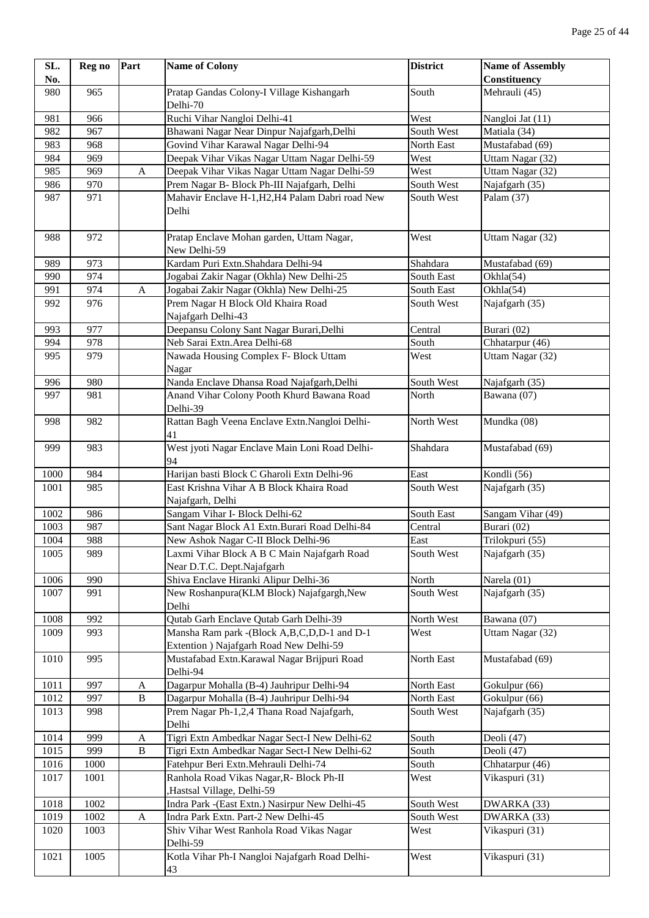| SL. No. | Reg no | Part | Name of Colony | District | Name of Assembly Constituency |
|---|---|---|---|---|---|
| 980 | 965 | | Pratap Gandas Colony-I Village Kishangarh Delhi-70 | South | Mehrauli (45) |
| 981 | 966 | | Ruchi Vihar Nangloi Delhi-41 | West | Nangloi Jat (11) |
| 982 | 967 | | Bhawani Nagar Near Dinpur Najafgarh,Delhi | South West | Matiala (34) |
| 983 | 968 | | Govind Vihar Karawal Nagar Delhi-94 | North East | Mustafabad (69) |
| 984 | 969 | | Deepak Vihar Vikas Nagar Uttam Nagar Delhi-59 | West | Uttam Nagar (32) |
| 985 | 969 | A | Deepak Vihar Vikas Nagar Uttam Nagar Delhi-59 | West | Uttam Nagar (32) |
| 986 | 970 | | Prem Nagar B- Block Ph-III Najafgarh, Delhi | South West | Najafgarh (35) |
| 987 | 971 | | Mahavir Enclave H-1,H2,H4 Palam Dabri road New Delhi | South West | Palam (37) |
| 988 | 972 | | Pratap Enclave Mohan garden, Uttam Nagar, New Delhi-59 | West | Uttam Nagar (32) |
| 989 | 973 | | Kardam Puri Extn.Shahdara Delhi-94 | Shahdara | Mustafabad (69) |
| 990 | 974 | | Jogabai Zakir Nagar (Okhla) New Delhi-25 | South East | Okhla(54) |
| 991 | 974 | A | Jogabai Zakir Nagar (Okhla) New Delhi-25 | South East | Okhla(54) |
| 992 | 976 | | Prem Nagar H Block Old Khaira Road Najafgarh Delhi-43 | South West | Najafgarh (35) |
| 993 | 977 | | Deepansu Colony Sant Nagar Burari,Delhi | Central | Burari (02) |
| 994 | 978 | | Neb Sarai Extn.Area Delhi-68 | South | Chhatarpur (46) |
| 995 | 979 | | Nawada Housing Complex F- Block Uttam Nagar | West | Uttam Nagar (32) |
| 996 | 980 | | Nanda Enclave Dhansa Road Najafgarh,Delhi | South West | Najafgarh (35) |
| 997 | 981 | | Anand Vihar Colony Pooth Khurd Bawana Road Delhi-39 | North | Bawana (07) |
| 998 | 982 | | Rattan Bagh Veena Enclave Extn.Nangloi Delhi-41 | North West | Mundka (08) |
| 999 | 983 | | West jyoti Nagar Enclave Main Loni Road Delhi-94 | Shahdara | Mustafabad (69) |
| 1000 | 984 | | Harijan basti Block C Gharoli Extn Delhi-96 | East | Kondli (56) |
| 1001 | 985 | | East Krishna Vihar A B Block Khaira Road Najafgarh, Delhi | South West | Najafgarh (35) |
| 1002 | 986 | | Sangam Vihar I- Block Delhi-62 | South East | Sangam Vihar (49) |
| 1003 | 987 | | Sant Nagar Block A1 Extn.Burari Road Delhi-84 | Central | Burari (02) |
| 1004 | 988 | | New Ashok Nagar C-II Block Delhi-96 | East | Trilokpuri (55) |
| 1005 | 989 | | Laxmi Vihar Block A B C Main Najafgarh Road Near D.T.C. Dept.Najafgarh | South West | Najafgarh (35) |
| 1006 | 990 | | Shiva Enclave Hiranki Alipur Delhi-36 | North | Narela (01) |
| 1007 | 991 | | New Roshanpura(KLM Block) Najafgargh,New Delhi | South West | Najafgarh (35) |
| 1008 | 992 | | Qutab Garh Enclave Qutab Garh Delhi-39 | North West | Bawana (07) |
| 1009 | 993 | | Mansha Ram park -(Block A,B,C,D,D-1 and D-1 Extention ) Najafgarh Road New Delhi-59 | West | Uttam Nagar (32) |
| 1010 | 995 | | Mustafabad Extn.Karawal Nagar Brijpuri Road Delhi-94 | North East | Mustafabad (69) |
| 1011 | 997 | A | Dagarpur Mohalla (B-4) Jauhripur Delhi-94 | North East | Gokulpur (66) |
| 1012 | 997 | B | Dagarpur Mohalla (B-4) Jauhripur Delhi-94 | North East | Gokulpur (66) |
| 1013 | 998 | | Prem Nagar Ph-1,2,4 Thana Road Najafgarh, Delhi | South West | Najafgarh (35) |
| 1014 | 999 | A | Tigri Extn Ambedkar Nagar Sect-I New Delhi-62 | South | Deoli (47) |
| 1015 | 999 | B | Tigri Extn Ambedkar Nagar Sect-I New Delhi-62 | South | Deoli (47) |
| 1016 | 1000 | | Fatehpur Beri Extn.Mehrauli Delhi-74 | South | Chhatarpur (46) |
| 1017 | 1001 | | Ranhola Road Vikas Nagar,R- Block Ph-II ,Hastsal Village, Delhi-59 | West | Vikaspuri (31) |
| 1018 | 1002 | | Indra Park -(East Extn.) Nasirpur New Delhi-45 | South West | DWARKA (33) |
| 1019 | 1002 | A | Indra Park Extn. Part-2 New Delhi-45 | South West | DWARKA (33) |
| 1020 | 1003 | | Shiv Vihar West Ranhola Road Vikas Nagar Delhi-59 | West | Vikaspuri (31) |
| 1021 | 1005 | | Kotla Vihar Ph-I Nangloi Najafgarh Road Delhi-43 | West | Vikaspuri (31) |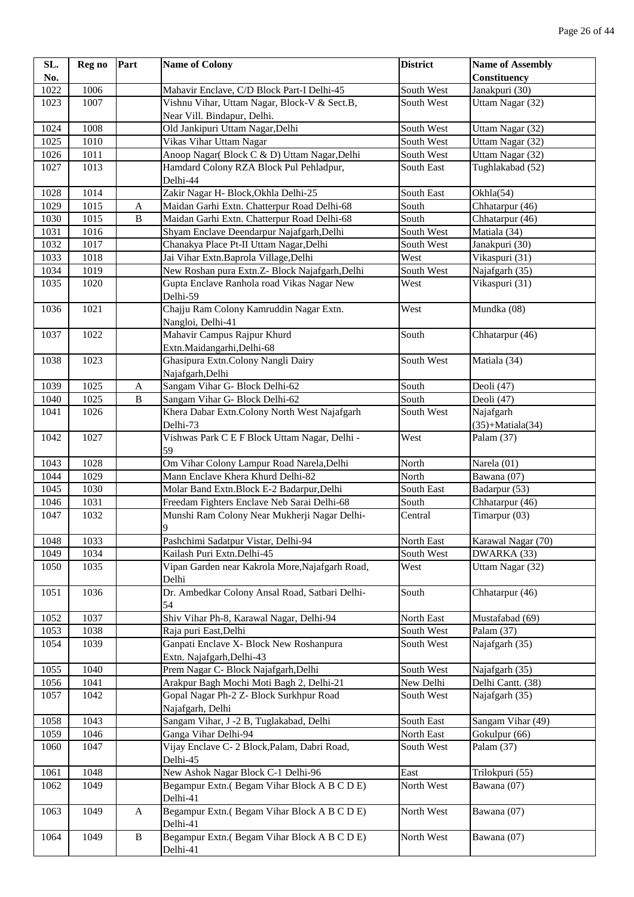| SL. No. | Reg no | Part | Name of Colony | District | Name of Assembly Constituency |
|---|---|---|---|---|---|
| 1022 | 1006 | | Mahavir Enclave, C/D Block Part-I Delhi-45 | South West | Janakpuri (30) |
| 1023 | 1007 | | Vishnu Vihar, Uttam Nagar, Block-V & Sect.B, Near Vill. Bindapur, Delhi. | South West | Uttam Nagar (32) |
| 1024 | 1008 | | Old Jankipuri Uttam Nagar,Delhi | South West | Uttam Nagar (32) |
| 1025 | 1010 | | Vikas Vihar Uttam Nagar | South West | Uttam Nagar (32) |
| 1026 | 1011 | | Anoop Nagar( Block C & D) Uttam Nagar,Delhi | South West | Uttam Nagar (32) |
| 1027 | 1013 | | Hamdard Colony RZA Block Pul Pehladpur, Delhi-44 | South East | Tughlakabad (52) |
| 1028 | 1014 | | Zakir Nagar H- Block,Okhla Delhi-25 | South East | Okhla(54) |
| 1029 | 1015 | A | Maidan Garhi Extn. Chatterpur Road Delhi-68 | South | Chhatarpur (46) |
| 1030 | 1015 | B | Maidan Garhi Extn. Chatterpur Road Delhi-68 | South | Chhatarpur (46) |
| 1031 | 1016 | | Shyam Enclave Deendarpur Najafgarh,Delhi | South West | Matiala (34) |
| 1032 | 1017 | | Chanakya Place Pt-II Uttam Nagar,Delhi | South West | Janakpuri (30) |
| 1033 | 1018 | | Jai Vihar Extn.Baprola Village,Delhi | West | Vikaspuri (31) |
| 1034 | 1019 | | New Roshan pura Extn.Z- Block Najafgarh,Delhi | South West | Najafgarh (35) |
| 1035 | 1020 | | Gupta Enclave Ranhola road Vikas Nagar New Delhi-59 | West | Vikaspuri (31) |
| 1036 | 1021 | | Chajju Ram Colony Kamruddin Nagar Extn. Nangloi, Delhi-41 | West | Mundka (08) |
| 1037 | 1022 | | Mahavir Campus Rajpur Khurd Extn.Maidangarhi,Delhi-68 | South | Chhatarpur (46) |
| 1038 | 1023 | | Ghasipura Extn.Colony Nangli Dairy Najafgarh,Delhi | South West | Matiala (34) |
| 1039 | 1025 | A | Sangam Vihar G- Block Delhi-62 | South | Deoli (47) |
| 1040 | 1025 | B | Sangam Vihar G- Block Delhi-62 | South | Deoli (47) |
| 1041 | 1026 | | Khera Dabar Extn.Colony North West Najafgarh Delhi-73 | South West | Najafgarh (35)+Matiala(34) |
| 1042 | 1027 | | Vishwas Park C E F Block Uttam Nagar, Delhi - 59 | West | Palam (37) |
| 1043 | 1028 | | Om Vihar Colony Lampur Road Narela,Delhi | North | Narela (01) |
| 1044 | 1029 | | Mann Enclave Khera Khurd Delhi-82 | North | Bawana (07) |
| 1045 | 1030 | | Molar Band Extn.Block E-2 Badarpur,Delhi | South East | Badarpur (53) |
| 1046 | 1031 | | Freedam Fighters Enclave Neb Sarai Delhi-68 | South | Chhatarpur (46) |
| 1047 | 1032 | | Munshi Ram Colony Near Mukherji Nagar Delhi-9 | Central | Timarpur (03) |
| 1048 | 1033 | | Pashchimi Sadatpur Vistar, Delhi-94 | North East | Karawal Nagar (70) |
| 1049 | 1034 | | Kailash Puri Extn.Delhi-45 | South West | DWARKA (33) |
| 1050 | 1035 | | Vipan Garden near Kakrola More,Najafgarh Road, Delhi | West | Uttam Nagar (32) |
| 1051 | 1036 | | Dr. Ambedkar Colony Ansal Road, Satbari Delhi-54 | South | Chhatarpur (46) |
| 1052 | 1037 | | Shiv Vihar Ph-8, Karawal Nagar, Delhi-94 | North East | Mustafabad (69) |
| 1053 | 1038 | | Raja puri East,Delhi | South West | Palam (37) |
| 1054 | 1039 | | Ganpati Enclave X- Block New Roshanpura Extn. Najafgarh,Delhi-43 | South West | Najafgarh (35) |
| 1055 | 1040 | | Prem Nagar C- Block Najafgarh,Delhi | South West | Najafgarh (35) |
| 1056 | 1041 | | Arakpur Bagh Mochi Moti Bagh 2, Delhi-21 | New Delhi | Delhi Cantt. (38) |
| 1057 | 1042 | | Gopal Nagar Ph-2 Z- Block Surkhpur Road Najafgarh, Delhi | South West | Najafgarh (35) |
| 1058 | 1043 | | Sangam Vihar, J -2 B, Tuglakabad, Delhi | South East | Sangam Vihar (49) |
| 1059 | 1046 | | Ganga Vihar Delhi-94 | North East | Gokulpur (66) |
| 1060 | 1047 | | Vijay Enclave C- 2 Block,Palam, Dabri Road, Delhi-45 | South West | Palam (37) |
| 1061 | 1048 | | New Ashok Nagar Block C-1 Delhi-96 | East | Trilokpuri (55) |
| 1062 | 1049 | | Begampur Extn.( Begam Vihar Block A B C D E) Delhi-41 | North West | Bawana (07) |
| 1063 | 1049 | A | Begampur Extn.( Begam Vihar Block A B C D E) Delhi-41 | North West | Bawana (07) |
| 1064 | 1049 | B | Begampur Extn.( Begam Vihar Block A B C D E) Delhi-41 | North West | Bawana (07) |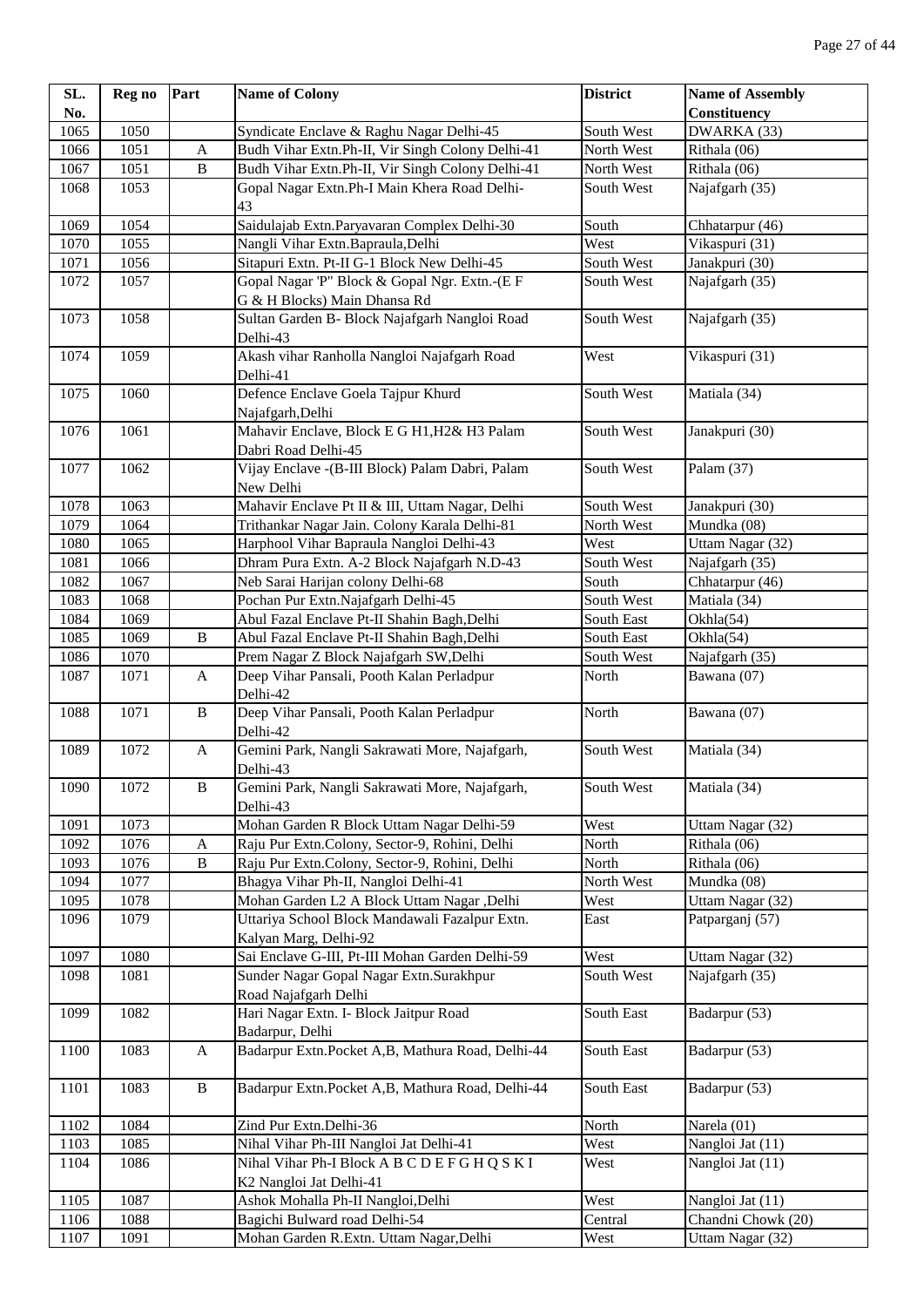| SL. No. | Reg no | Part | Name of Colony | District | Name of Assembly Constituency |
|---|---|---|---|---|---|
| 1065 | 1050 | | Syndicate Enclave & Raghu Nagar Delhi-45 | South West | DWARKA (33) |
| 1066 | 1051 | A | Budh Vihar Extn.Ph-II, Vir Singh Colony Delhi-41 | North West | Rithala (06) |
| 1067 | 1051 | B | Budh Vihar Extn.Ph-II, Vir Singh Colony Delhi-41 | North West | Rithala (06) |
| 1068 | 1053 | | Gopal Nagar Extn.Ph-I Main Khera Road Delhi-43 | South West | Najafgarh (35) |
| 1069 | 1054 | | Saidulajab Extn.Paryavaran Complex Delhi-30 | South | Chhatarpur (46) |
| 1070 | 1055 | | Nangli Vihar Extn.Bapraula,Delhi | West | Vikaspuri (31) |
| 1071 | 1056 | | Sitapuri Extn. Pt-II G-1 Block New Delhi-45 | South West | Janakpuri (30) |
| 1072 | 1057 | | Gopal Nagar 'P" Block & Gopal Ngr. Extn.-(E F G & H Blocks) Main Dhansa Rd | South West | Najafgarh (35) |
| 1073 | 1058 | | Sultan Garden B- Block Najafgarh Nangloi Road Delhi-43 | South West | Najafgarh (35) |
| 1074 | 1059 | | Akash vihar Ranholla Nangloi Najafgarh Road Delhi-41 | West | Vikaspuri (31) |
| 1075 | 1060 | | Defence Enclave Goela Tajpur Khurd Najafgarh,Delhi | South West | Matiala (34) |
| 1076 | 1061 | | Mahavir Enclave, Block E G H1,H2& H3 Palam Dabri Road Delhi-45 | South West | Janakpuri (30) |
| 1077 | 1062 | | Vijay Enclave -(B-III Block) Palam Dabri, Palam New Delhi | South West | Palam (37) |
| 1078 | 1063 | | Mahavir Enclave Pt II & III, Uttam Nagar, Delhi | South West | Janakpuri (30) |
| 1079 | 1064 | | Trithankar Nagar Jain. Colony Karala Delhi-81 | North West | Mundka (08) |
| 1080 | 1065 | | Harphool Vihar Bapraula Nangloi Delhi-43 | West | Uttam Nagar (32) |
| 1081 | 1066 | | Dhram Pura Extn. A-2 Block Najafgarh N.D-43 | South West | Najafgarh (35) |
| 1082 | 1067 | | Neb Sarai Harijan colony Delhi-68 | South | Chhatarpur (46) |
| 1083 | 1068 | | Pochan Pur Extn.Najafgarh Delhi-45 | South West | Matiala (34) |
| 1084 | 1069 | | Abul Fazal Enclave Pt-II Shahin Bagh,Delhi | South East | Okhla(54) |
| 1085 | 1069 | B | Abul Fazal Enclave Pt-II Shahin Bagh,Delhi | South East | Okhla(54) |
| 1086 | 1070 | | Prem Nagar Z Block Najafgarh SW,Delhi | South West | Najafgarh (35) |
| 1087 | 1071 | A | Deep Vihar Pansali, Pooth Kalan Perladpur Delhi-42 | North | Bawana (07) |
| 1088 | 1071 | B | Deep Vihar Pansali, Pooth Kalan Perladpur Delhi-42 | North | Bawana (07) |
| 1089 | 1072 | A | Gemini Park, Nangli Sakrawati More, Najafgarh, Delhi-43 | South West | Matiala (34) |
| 1090 | 1072 | B | Gemini Park, Nangli Sakrawati More, Najafgarh, Delhi-43 | South West | Matiala (34) |
| 1091 | 1073 | | Mohan Garden R Block Uttam Nagar Delhi-59 | West | Uttam Nagar (32) |
| 1092 | 1076 | A | Raju Pur Extn.Colony, Sector-9, Rohini, Delhi | North | Rithala (06) |
| 1093 | 1076 | B | Raju Pur Extn.Colony, Sector-9, Rohini, Delhi | North | Rithala (06) |
| 1094 | 1077 | | Bhagya Vihar Ph-II, Nangloi Delhi-41 | North West | Mundka (08) |
| 1095 | 1078 | | Mohan Garden L2 A Block Uttam Nagar ,Delhi | West | Uttam Nagar (32) |
| 1096 | 1079 | | Uttariya School Block Mandawali Fazalpur Extn. Kalyan Marg, Delhi-92 | East | Patparganj (57) |
| 1097 | 1080 | | Sai Enclave G-III, Pt-III Mohan Garden Delhi-59 | West | Uttam Nagar (32) |
| 1098 | 1081 | | Sunder Nagar Gopal Nagar Extn.Surakhpur Road Najafgarh Delhi | South West | Najafgarh (35) |
| 1099 | 1082 | | Hari Nagar Extn. I- Block Jaitpur Road Badarpur, Delhi | South East | Badarpur (53) |
| 1100 | 1083 | A | Badarpur Extn.Pocket A,B, Mathura Road, Delhi-44 | South East | Badarpur (53) |
| 1101 | 1083 | B | Badarpur Extn.Pocket A,B, Mathura Road, Delhi-44 | South East | Badarpur (53) |
| 1102 | 1084 | | Zind Pur Extn.Delhi-36 | North | Narela (01) |
| 1103 | 1085 | | Nihal Vihar Ph-III Nangloi Jat Delhi-41 | West | Nangloi Jat (11) |
| 1104 | 1086 | | Nihal Vihar Ph-I Block A B C D E F G H Q S K I K2 Nangloi Jat Delhi-41 | West | Nangloi Jat (11) |
| 1105 | 1087 | | Ashok Mohalla Ph-II Nangloi,Delhi | West | Nangloi Jat (11) |
| 1106 | 1088 | | Bagichi Bulward road Delhi-54 | Central | Chandni Chowk (20) |
| 1107 | 1091 | | Mohan Garden R.Extn. Uttam Nagar,Delhi | West | Uttam Nagar (32) |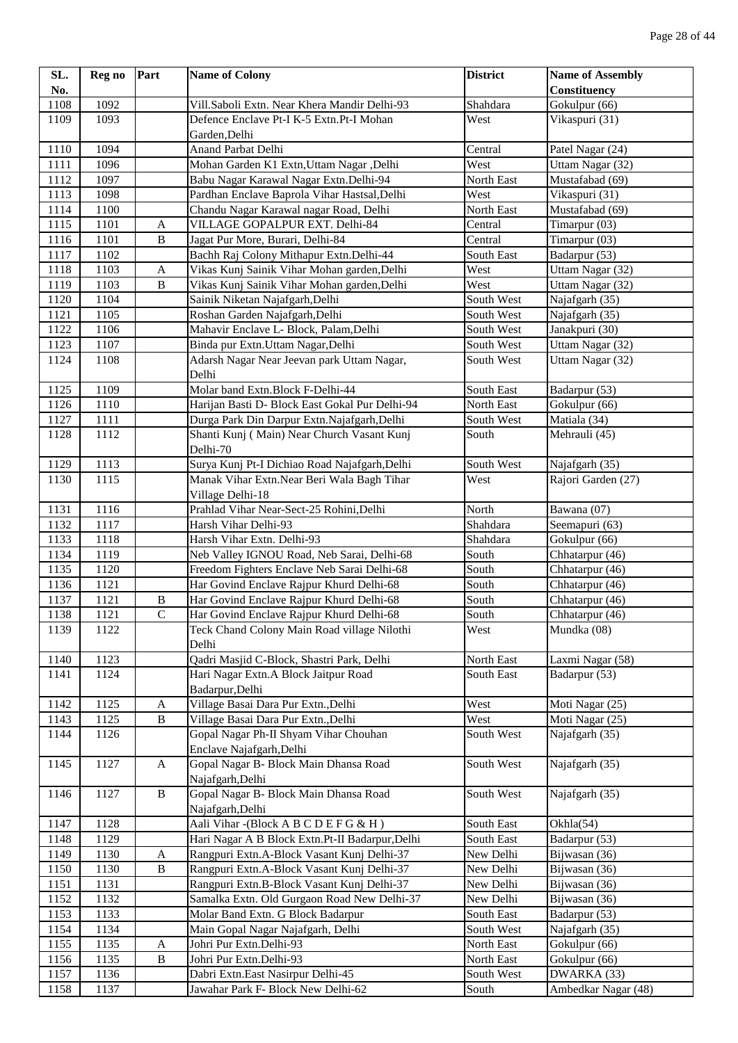| SL. No. | Reg no | Part | Name of Colony | District | Name of Assembly Constituency |
|---|---|---|---|---|---|
| 1108 | 1092 | | Vill.Saboli Extn. Near Khera Mandir Delhi-93 | Shahdara | Gokulpur (66) |
| 1109 | 1093 | | Defence Enclave Pt-I K-5 Extn.Pt-I Mohan Garden,Delhi | West | Vikaspuri (31) |
| 1110 | 1094 | | Anand Parbat Delhi | Central | Patel Nagar (24) |
| 1111 | 1096 | | Mohan Garden K1 Extn,Uttam Nagar ,Delhi | West | Uttam Nagar (32) |
| 1112 | 1097 | | Babu Nagar Karawal Nagar Extn.Delhi-94 | North East | Mustafabad (69) |
| 1113 | 1098 | | Pardhan Enclave Baprola Vihar Hastsal,Delhi | West | Vikaspuri (31) |
| 1114 | 1100 | | Chandu Nagar Karawal nagar Road, Delhi | North East | Mustafabad (69) |
| 1115 | 1101 | A | VILLAGE GOPALPUR EXT. Delhi-84 | Central | Timarpur (03) |
| 1116 | 1101 | B | Jagat Pur More, Burari, Delhi-84 | Central | Timarpur (03) |
| 1117 | 1102 | | Bachh Raj Colony Mithapur Extn.Delhi-44 | South East | Badarpur (53) |
| 1118 | 1103 | A | Vikas Kunj Sainik Vihar Mohan garden,Delhi | West | Uttam Nagar (32) |
| 1119 | 1103 | B | Vikas Kunj Sainik Vihar Mohan garden,Delhi | West | Uttam Nagar (32) |
| 1120 | 1104 | | Sainik Niketan Najafgarh,Delhi | South West | Najafgarh (35) |
| 1121 | 1105 | | Roshan Garden Najafgarh,Delhi | South West | Najafgarh (35) |
| 1122 | 1106 | | Mahavir Enclave L- Block, Palam,Delhi | South West | Janakpuri (30) |
| 1123 | 1107 | | Binda pur Extn.Uttam Nagar,Delhi | South West | Uttam Nagar (32) |
| 1124 | 1108 | | Adarsh Nagar Near Jeevan park Uttam Nagar, Delhi | South West | Uttam Nagar (32) |
| 1125 | 1109 | | Molar band Extn.Block F-Delhi-44 | South East | Badarpur (53) |
| 1126 | 1110 | | Harijan Basti D- Block East Gokal Pur Delhi-94 | North East | Gokulpur (66) |
| 1127 | 1111 | | Durga Park Din Darpur Extn.Najafgarh,Delhi | South West | Matiala (34) |
| 1128 | 1112 | | Shanti Kunj ( Main) Near Church Vasant Kunj Delhi-70 | South | Mehrauli (45) |
| 1129 | 1113 | | Surya Kunj Pt-I Dichiao Road Najafgarh,Delhi | South West | Najafgarh (35) |
| 1130 | 1115 | | Manak Vihar Extn.Near Beri Wala Bagh Tihar Village Delhi-18 | West | Rajori Garden (27) |
| 1131 | 1116 | | Prahlad Vihar Near-Sect-25 Rohini,Delhi | North | Bawana (07) |
| 1132 | 1117 | | Harsh Vihar Delhi-93 | Shahdara | Seemapuri (63) |
| 1133 | 1118 | | Harsh Vihar Extn. Delhi-93 | Shahdara | Gokulpur (66) |
| 1134 | 1119 | | Neb Valley IGNOU Road, Neb Sarai, Delhi-68 | South | Chhatarpur (46) |
| 1135 | 1120 | | Freedom Fighters Enclave Neb Sarai Delhi-68 | South | Chhatarpur (46) |
| 1136 | 1121 | | Har Govind Enclave Rajpur Khurd Delhi-68 | South | Chhatarpur (46) |
| 1137 | 1121 | B | Har Govind Enclave Rajpur Khurd Delhi-68 | South | Chhatarpur (46) |
| 1138 | 1121 | C | Har Govind Enclave Rajpur Khurd Delhi-68 | South | Chhatarpur (46) |
| 1139 | 1122 | | Teck Chand Colony Main Road village Nilothi Delhi | West | Mundka (08) |
| 1140 | 1123 | | Qadri Masjid C-Block, Shastri Park, Delhi | North East | Laxmi Nagar (58) |
| 1141 | 1124 | | Hari Nagar Extn.A Block Jaitpur Road Badarpur,Delhi | South East | Badarpur (53) |
| 1142 | 1125 | A | Village Basai Dara Pur Extn.,Delhi | West | Moti Nagar (25) |
| 1143 | 1125 | B | Village Basai Dara Pur Extn.,Delhi | West | Moti Nagar (25) |
| 1144 | 1126 | | Gopal Nagar Ph-II Shyam Vihar Chouhan Enclave Najafgarh,Delhi | South West | Najafgarh (35) |
| 1145 | 1127 | A | Gopal Nagar B- Block Main Dhansa Road Najafgarh,Delhi | South West | Najafgarh (35) |
| 1146 | 1127 | B | Gopal Nagar B- Block Main Dhansa Road Najafgarh,Delhi | South West | Najafgarh (35) |
| 1147 | 1128 | | Aali Vihar -(Block A B C D E F G & H ) | South East | Okhla(54) |
| 1148 | 1129 | | Hari Nagar A B Block Extn.Pt-II Badarpur,Delhi | South East | Badarpur (53) |
| 1149 | 1130 | A | Rangpuri Extn.A-Block Vasant Kunj Delhi-37 | New Delhi | Bijwasan (36) |
| 1150 | 1130 | B | Rangpuri Extn.A-Block Vasant Kunj Delhi-37 | New Delhi | Bijwasan (36) |
| 1151 | 1131 | | Rangpuri Extn.B-Block Vasant Kunj Delhi-37 | New Delhi | Bijwasan (36) |
| 1152 | 1132 | | Samalka Extn. Old Gurgaon Road New Delhi-37 | New Delhi | Bijwasan (36) |
| 1153 | 1133 | | Molar Band Extn. G Block Badarpur | South East | Badarpur (53) |
| 1154 | 1134 | | Main Gopal Nagar Najafgarh, Delhi | South West | Najafgarh (35) |
| 1155 | 1135 | A | Johri Pur Extn.Delhi-93 | North East | Gokulpur (66) |
| 1156 | 1135 | B | Johri Pur Extn.Delhi-93 | North East | Gokulpur (66) |
| 1157 | 1136 | | Dabri Extn.East Nasirpur Delhi-45 | South West | DWARKA (33) |
| 1158 | 1137 | | Jawahar Park F- Block New Delhi-62 | South | Ambedkar Nagar (48) |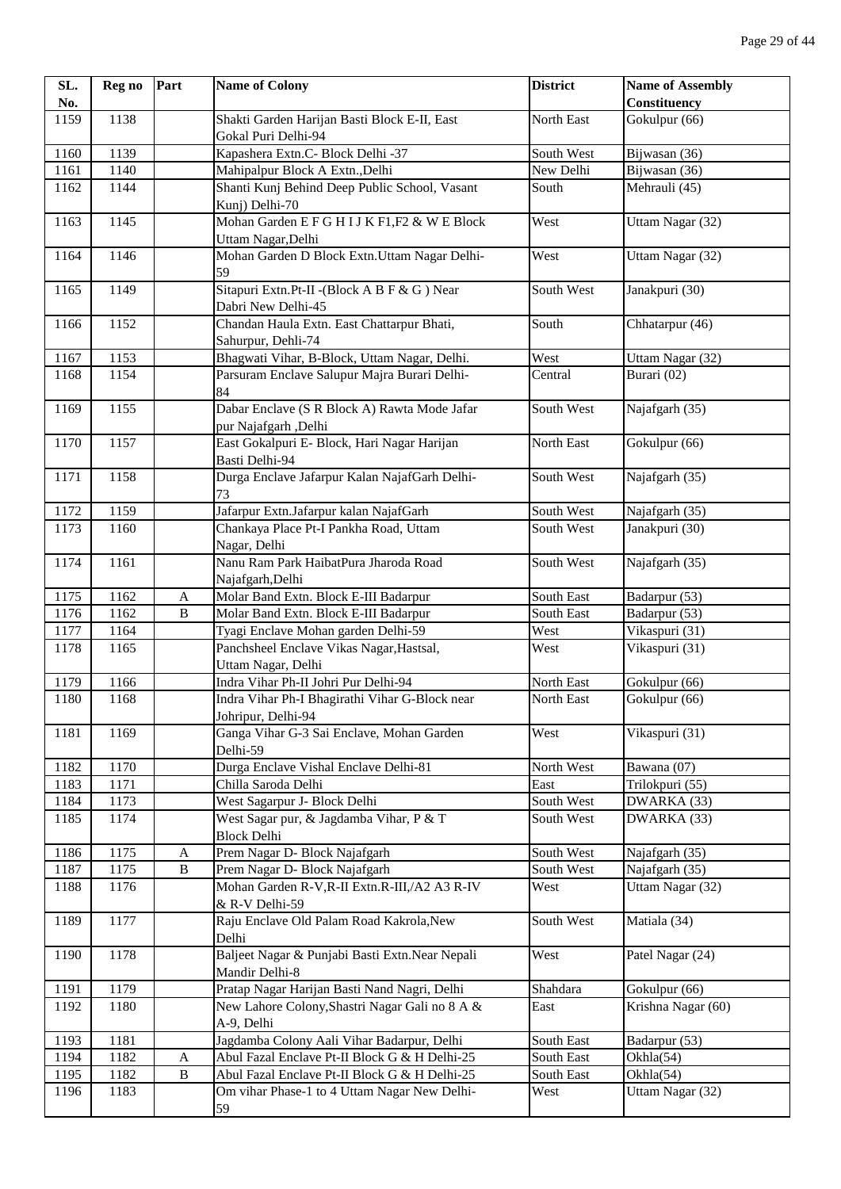| SL. No. | Reg no | Part | Name of Colony | District | Name of Assembly Constituency |
|---|---|---|---|---|---|
| 1159 | 1138 | | Shakti Garden Harijan Basti Block E-II, East Gokal Puri Delhi-94 | North East | Gokulpur (66) |
| 1160 | 1139 | | Kapashera Extn.C- Block Delhi -37 | South West | Bijwasan (36) |
| 1161 | 1140 | | Mahipalpur Block A Extn.,Delhi | New Delhi | Bijwasan (36) |
| 1162 | 1144 | | Shanti Kunj Behind Deep Public School, Vasant Kunj) Delhi-70 | South | Mehrauli (45) |
| 1163 | 1145 | | Mohan Garden E F G H I J K F1,F2 & W E Block Uttam Nagar,Delhi | West | Uttam Nagar (32) |
| 1164 | 1146 | | Mohan Garden D Block Extn.Uttam Nagar Delhi-59 | West | Uttam Nagar (32) |
| 1165 | 1149 | | Sitapuri Extn.Pt-II -(Block A B F & G ) Near Dabri New Delhi-45 | South West | Janakpuri (30) |
| 1166 | 1152 | | Chandan Haula Extn. East Chattarpur Bhati, Sahurpur, Dehli-74 | South | Chhatarpur (46) |
| 1167 | 1153 | | Bhagwati Vihar, B-Block, Uttam Nagar, Delhi. | West | Uttam Nagar (32) |
| 1168 | 1154 | | Parsuram Enclave Salupur Majra Burari Delhi-84 | Central | Burari (02) |
| 1169 | 1155 | | Dabar Enclave (S R Block A) Rawta Mode Jafar pur Najafgarh ,Delhi | South West | Najafgarh (35) |
| 1170 | 1157 | | East Gokalpuri E- Block, Hari Nagar Harijan Basti Delhi-94 | North East | Gokulpur (66) |
| 1171 | 1158 | | Durga Enclave Jafarpur Kalan NajafGarh Delhi-73 | South West | Najafgarh (35) |
| 1172 | 1159 | | Jafarpur Extn.Jafarpur kalan NajafGarh | South West | Najafgarh (35) |
| 1173 | 1160 | | Chankaya Place Pt-I Pankha Road, Uttam Nagar, Delhi | South West | Janakpuri (30) |
| 1174 | 1161 | | Nanu Ram Park HaibatPura Jharoda Road Najafgarh,Delhi | South West | Najafgarh (35) |
| 1175 | 1162 | A | Molar Band Extn. Block E-III Badarpur | South East | Badarpur (53) |
| 1176 | 1162 | B | Molar Band Extn. Block E-III Badarpur | South East | Badarpur (53) |
| 1177 | 1164 | | Tyagi Enclave Mohan garden Delhi-59 | West | Vikaspuri (31) |
| 1178 | 1165 | | Panchsheel Enclave Vikas Nagar,Hastsal, Uttam Nagar, Delhi | West | Vikaspuri (31) |
| 1179 | 1166 | | Indra Vihar Ph-II Johri Pur Delhi-94 | North East | Gokulpur (66) |
| 1180 | 1168 | | Indra Vihar Ph-I Bhagirathi Vihar G-Block near Johripur, Delhi-94 | North East | Gokulpur (66) |
| 1181 | 1169 | | Ganga Vihar G-3 Sai Enclave, Mohan Garden Delhi-59 | West | Vikaspuri (31) |
| 1182 | 1170 | | Durga Enclave Vishal Enclave Delhi-81 | North West | Bawana (07) |
| 1183 | 1171 | | Chilla Saroda Delhi | East | Trilokpuri (55) |
| 1184 | 1173 | | West Sagarpur J- Block Delhi | South West | DWARKA (33) |
| 1185 | 1174 | | West Sagar pur, & Jagdamba Vihar, P & T Block Delhi | South West | DWARKA (33) |
| 1186 | 1175 | A | Prem Nagar D- Block Najafgarh | South West | Najafgarh (35) |
| 1187 | 1175 | B | Prem Nagar D- Block Najafgarh | South West | Najafgarh (35) |
| 1188 | 1176 | | Mohan Garden R-V,R-II Extn.R-III,/A2 A3 R-IV & R-V Delhi-59 | West | Uttam Nagar (32) |
| 1189 | 1177 | | Raju Enclave Old Palam Road Kakrola,New Delhi | South West | Matiala (34) |
| 1190 | 1178 | | Baljeet Nagar & Punjabi Basti Extn.Near Nepali Mandir Delhi-8 | West | Patel Nagar (24) |
| 1191 | 1179 | | Pratap Nagar Harijan Basti Nand Nagri, Delhi | Shahdara | Gokulpur (66) |
| 1192 | 1180 | | New Lahore Colony,Shastri Nagar Gali no 8 A & A-9, Delhi | East | Krishna Nagar (60) |
| 1193 | 1181 | | Jagdamba Colony Aali Vihar Badarpur, Delhi | South East | Badarpur (53) |
| 1194 | 1182 | A | Abul Fazal Enclave Pt-II Block G & H Delhi-25 | South East | Okhla(54) |
| 1195 | 1182 | B | Abul Fazal Enclave Pt-II Block G & H Delhi-25 | South East | Okhla(54) |
| 1196 | 1183 | | Om vihar Phase-1 to 4 Uttam Nagar New Delhi-59 | West | Uttam Nagar (32) |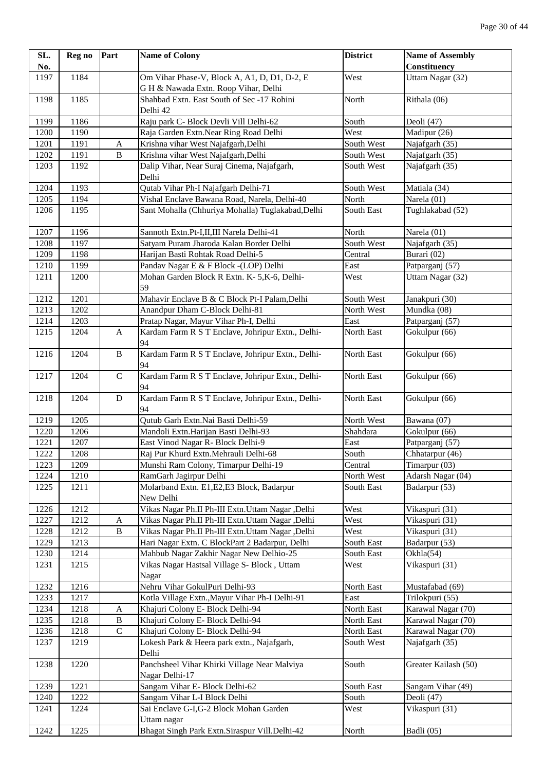| SL. No. | Reg no | Part | Name of Colony | District | Name of Assembly Constituency |
|---|---|---|---|---|---|
| 1197 | 1184 | | Om Vihar Phase-V, Block A, A1, D, D1, D-2, E G H & Nawada Extn. Roop Vihar, Delhi | West | Uttam Nagar (32) |
| 1198 | 1185 | | Shahbad Extn. East South of Sec -17 Rohini Delhi 42 | North | Rithala (06) |
| 1199 | 1186 | | Raju park C- Block Devli Vill Delhi-62 | South | Deoli (47) |
| 1200 | 1190 | | Raja Garden Extn.Near Ring Road Delhi | West | Madipur (26) |
| 1201 | 1191 | A | Krishna vihar West Najafgarh,Delhi | South West | Najafgarh (35) |
| 1202 | 1191 | B | Krishna vihar West Najafgarh,Delhi | South West | Najafgarh (35) |
| 1203 | 1192 | | Dalip Vihar, Near Suraj Cinema, Najafgarh, Delhi | South West | Najafgarh (35) |
| 1204 | 1193 | | Qutab Vihar Ph-I Najafgarh Delhi-71 | South West | Matiala (34) |
| 1205 | 1194 | | Vishal Enclave Bawana Road, Narela, Delhi-40 | North | Narela (01) |
| 1206 | 1195 | | Sant Mohalla (Chhuriya Mohalla) Tuglakabad,Delhi | South East | Tughlakabad (52) |
| 1207 | 1196 | | Sannoth Extn.Pt-I,II,III Narela Delhi-41 | North | Narela (01) |
| 1208 | 1197 | | Satyam Puram Jharoda Kalan Border Delhi | South West | Najafgarh (35) |
| 1209 | 1198 | | Harijan Basti Rohtak Road Delhi-5 | Central | Burari (02) |
| 1210 | 1199 | | Pandav Nagar E & F Block -(LOP) Delhi | East | Patparganj (57) |
| 1211 | 1200 | | Mohan Garden Block R Extn. K- 5,K-6, Delhi-59 | West | Uttam Nagar (32) |
| 1212 | 1201 | | Mahavir Enclave B & C Block Pt-I Palam,Delhi | South West | Janakpuri (30) |
| 1213 | 1202 | | Anandpur Dham C-Block Delhi-81 | North West | Mundka (08) |
| 1214 | 1203 | | Pratap Nagar, Mayur Vihar Ph-I, Delhi | East | Patparganj (57) |
| 1215 | 1204 | A | Kardam Farm R S T Enclave, Johripur Extn., Delhi-94 | North East | Gokulpur (66) |
| 1216 | 1204 | B | Kardam Farm R S T Enclave, Johripur Extn., Delhi-94 | North East | Gokulpur (66) |
| 1217 | 1204 | C | Kardam Farm R S T Enclave, Johripur Extn., Delhi-94 | North East | Gokulpur (66) |
| 1218 | 1204 | D | Kardam Farm R S T Enclave, Johripur Extn., Delhi-94 | North East | Gokulpur (66) |
| 1219 | 1205 | | Qutub Garh Extn.Nai Basti Delhi-59 | North West | Bawana (07) |
| 1220 | 1206 | | Mandoli Extn.Harijan Basti Delhi-93 | Shahdara | Gokulpur (66) |
| 1221 | 1207 | | East Vinod Nagar R- Block Delhi-9 | East | Patparganj (57) |
| 1222 | 1208 | | Raj Pur Khurd Extn.Mehrauli Delhi-68 | South | Chhatarpur (46) |
| 1223 | 1209 | | Munshi Ram Colony, Timarpur Delhi-19 | Central | Timarpur (03) |
| 1224 | 1210 | | RamGarh Jagirpur Delhi | North West | Adarsh Nagar (04) |
| 1225 | 1211 | | Molarband Extn. E1,E2,E3 Block, Badarpur New Delhi | South East | Badarpur (53) |
| 1226 | 1212 | | Vikas Nagar Ph.II Ph-III Extn.Uttam Nagar ,Delhi | West | Vikaspuri (31) |
| 1227 | 1212 | A | Vikas Nagar Ph.II Ph-III Extn.Uttam Nagar ,Delhi | West | Vikaspuri (31) |
| 1228 | 1212 | B | Vikas Nagar Ph.II Ph-III Extn.Uttam Nagar ,Delhi | West | Vikaspuri (31) |
| 1229 | 1213 | | Hari Nagar Extn. C BlockPart 2 Badarpur, Delhi | South East | Badarpur (53) |
| 1230 | 1214 | | Mahbub Nagar Zakhir Nagar New Delhio-25 | South East | Okhla(54) |
| 1231 | 1215 | | Vikas Nagar Hastsal Village S- Block , Uttam Nagar | West | Vikaspuri (31) |
| 1232 | 1216 | | Nehru Vihar GokulPuri Delhi-93 | North East | Mustafabad (69) |
| 1233 | 1217 | | Kotla Village Extn.,Mayur Vihar Ph-I Delhi-91 | East | Trilokpuri (55) |
| 1234 | 1218 | A | Khajuri Colony E- Block Delhi-94 | North East | Karawal Nagar (70) |
| 1235 | 1218 | B | Khajuri Colony E- Block Delhi-94 | North East | Karawal Nagar (70) |
| 1236 | 1218 | C | Khajuri Colony E- Block Delhi-94 | North East | Karawal Nagar (70) |
| 1237 | 1219 | | Lokesh Park & Heera park extn., Najafgarh, Delhi | South West | Najafgarh (35) |
| 1238 | 1220 | | Panchsheel Vihar Khirki Village Near Malviya Nagar Delhi-17 | South | Greater Kailash (50) |
| 1239 | 1221 | | Sangam Vihar E- Block Delhi-62 | South East | Sangam Vihar (49) |
| 1240 | 1222 | | Sangam Vihar L-I Block Delhi | South | Deoli (47) |
| 1241 | 1224 | | Sai Enclave G-I,G-2 Block Mohan Garden Uttam nagar | West | Vikaspuri (31) |
| 1242 | 1225 | | Bhagat Singh Park Extn.Siraspur Vill.Delhi-42 | North | Badli (05) |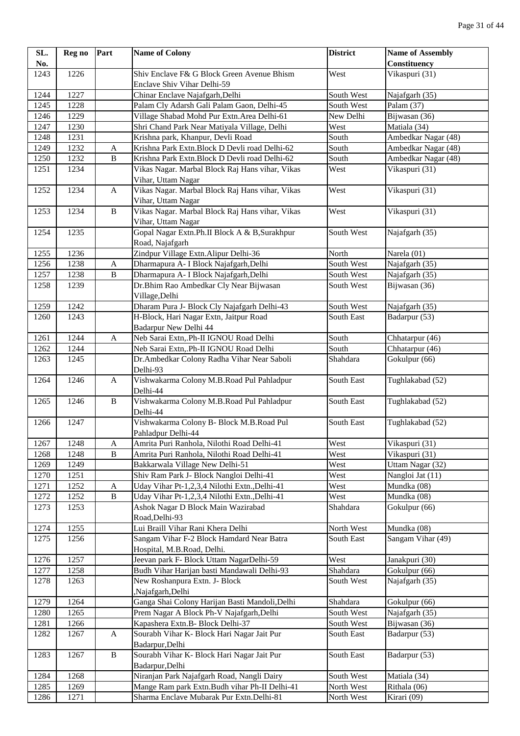| SL. No. | Reg no | Part | Name of Colony | District | Name of Assembly Constituency |
|---|---|---|---|---|---|
| 1243 | 1226 | | Shiv Enclave F& G Block Green Avenue Bhism Enclave Shiv Vihar Delhi-59 | West | Vikaspuri (31) |
| 1244 | 1227 | | Chinar Enclave Najafgarh,Delhi | South West | Najafgarh (35) |
| 1245 | 1228 | | Palam Cly Adarsh Gali Palam Gaon, Delhi-45 | South West | Palam (37) |
| 1246 | 1229 | | Village Shabad Mohd Pur Extn.Area Delhi-61 | New Delhi | Bijwasan (36) |
| 1247 | 1230 | | Shri Chand Park Near Matiyala Village, Delhi | West | Matiala (34) |
| 1248 | 1231 | | Krishna park, Khanpur, Devli Road | South | Ambedkar Nagar (48) |
| 1249 | 1232 | A | Krishna Park Extn.Block D Devli road Delhi-62 | South | Ambedkar Nagar (48) |
| 1250 | 1232 | B | Krishna Park Extn.Block D Devli road Delhi-62 | South | Ambedkar Nagar (48) |
| 1251 | 1234 | | Vikas Nagar. Marbal Block Raj Hans vihar, Vikas Vihar, Uttam Nagar | West | Vikaspuri (31) |
| 1252 | 1234 | A | Vikas Nagar. Marbal Block Raj Hans vihar, Vikas Vihar, Uttam Nagar | West | Vikaspuri (31) |
| 1253 | 1234 | B | Vikas Nagar. Marbal Block Raj Hans vihar, Vikas Vihar, Uttam Nagar | West | Vikaspuri (31) |
| 1254 | 1235 | | Gopal Nagar Extn.Ph.II Block A & B,Surakhpur Road, Najafgarh | South West | Najafgarh (35) |
| 1255 | 1236 | | Zindpur Village Extn.Alipur Delhi-36 | North | Narela (01) |
| 1256 | 1238 | A | Dharmapura A- I Block Najafgarh,Delhi | South West | Najafgarh (35) |
| 1257 | 1238 | B | Dharmapura A- I Block Najafgarh,Delhi | South West | Najafgarh (35) |
| 1258 | 1239 | | Dr.Bhim Rao Ambedkar Cly Near Bijwasan Village,Delhi | South West | Bijwasan (36) |
| 1259 | 1242 | | Dharam Pura J- Block Cly Najafgarh Delhi-43 | South West | Najafgarh (35) |
| 1260 | 1243 | | H-Block, Hari Nagar Extn, Jaitpur Road Badarpur New Delhi 44 | South East | Badarpur (53) |
| 1261 | 1244 | A | Neb Sarai Extn,.Ph-II IGNOU Road Delhi | South | Chhatarpur (46) |
| 1262 | 1244 | | Neb Sarai Extn,.Ph-II IGNOU Road Delhi | South | Chhatarpur (46) |
| 1263 | 1245 | | Dr.Ambedkar Colony Radha Vihar Near Saboli Delhi-93 | Shahdara | Gokulpur (66) |
| 1264 | 1246 | A | Vishwakarma Colony M.B.Road Pul Pahladpur Delhi-44 | South East | Tughlakabad (52) |
| 1265 | 1246 | B | Vishwakarma Colony M.B.Road Pul Pahladpur Delhi-44 | South East | Tughlakabad (52) |
| 1266 | 1247 | | Vishwakarma Colony B- Block M.B.Road Pul Pahladpur Delhi-44 | South East | Tughlakabad (52) |
| 1267 | 1248 | A | Amrita Puri Ranhola, Nilothi Road Delhi-41 | West | Vikaspuri (31) |
| 1268 | 1248 | B | Amrita Puri Ranhola, Nilothi Road Delhi-41 | West | Vikaspuri (31) |
| 1269 | 1249 | | Bakkarwala Village New Delhi-51 | West | Uttam Nagar (32) |
| 1270 | 1251 | | Shiv Ram Park J- Block Nangloi Delhi-41 | West | Nangloi Jat (11) |
| 1271 | 1252 | A | Uday Vihar Pt-1,2,3,4 Nilothi Extn.,Delhi-41 | West | Mundka (08) |
| 1272 | 1252 | B | Uday Vihar Pt-1,2,3,4 Nilothi Extn.,Delhi-41 | West | Mundka (08) |
| 1273 | 1253 | | Ashok Nagar D Block Main Wazirabad Road,Delhi-93 | Shahdara | Gokulpur (66) |
| 1274 | 1255 | | Lui Braill Vihar Rani Khera Delhi | North West | Mundka (08) |
| 1275 | 1256 | | Sangam Vihar F-2 Block Hamdard Near Batra Hospital, M.B.Road, Delhi. | South East | Sangam Vihar (49) |
| 1276 | 1257 | | Jeevan park F- Block Uttam NagarDelhi-59 | West | Janakpuri (30) |
| 1277 | 1258 | | Budh Vihar Harijan basti Mandawali Delhi-93 | Shahdara | Gokulpur (66) |
| 1278 | 1263 | | New Roshanpura Extn. J- Block ,Najafgarh,Delhi | South West | Najafgarh (35) |
| 1279 | 1264 | | Ganga Shai Colony Harijan Basti Mandoli,Delhi | Shahdara | Gokulpur (66) |
| 1280 | 1265 | | Prem Nagar A Block Ph-V Najafgarh,Delhi | South West | Najafgarh (35) |
| 1281 | 1266 | | Kapashera Extn.B- Block Delhi-37 | South West | Bijwasan (36) |
| 1282 | 1267 | A | Sourabh Vihar K- Block Hari Nagar Jait Pur Badarpur,Delhi | South East | Badarpur (53) |
| 1283 | 1267 | B | Sourabh Vihar K- Block Hari Nagar Jait Pur Badarpur,Delhi | South East | Badarpur (53) |
| 1284 | 1268 | | Niranjan Park Najafgarh Road, Nangli Dairy | South West | Matiala (34) |
| 1285 | 1269 | | Mange Ram park Extn.Budh vihar Ph-II Delhi-41 | North West | Rithala (06) |
| 1286 | 1271 | | Sharma Enclave Mubarak Pur Extn.Delhi-81 | North West | Kirari (09) |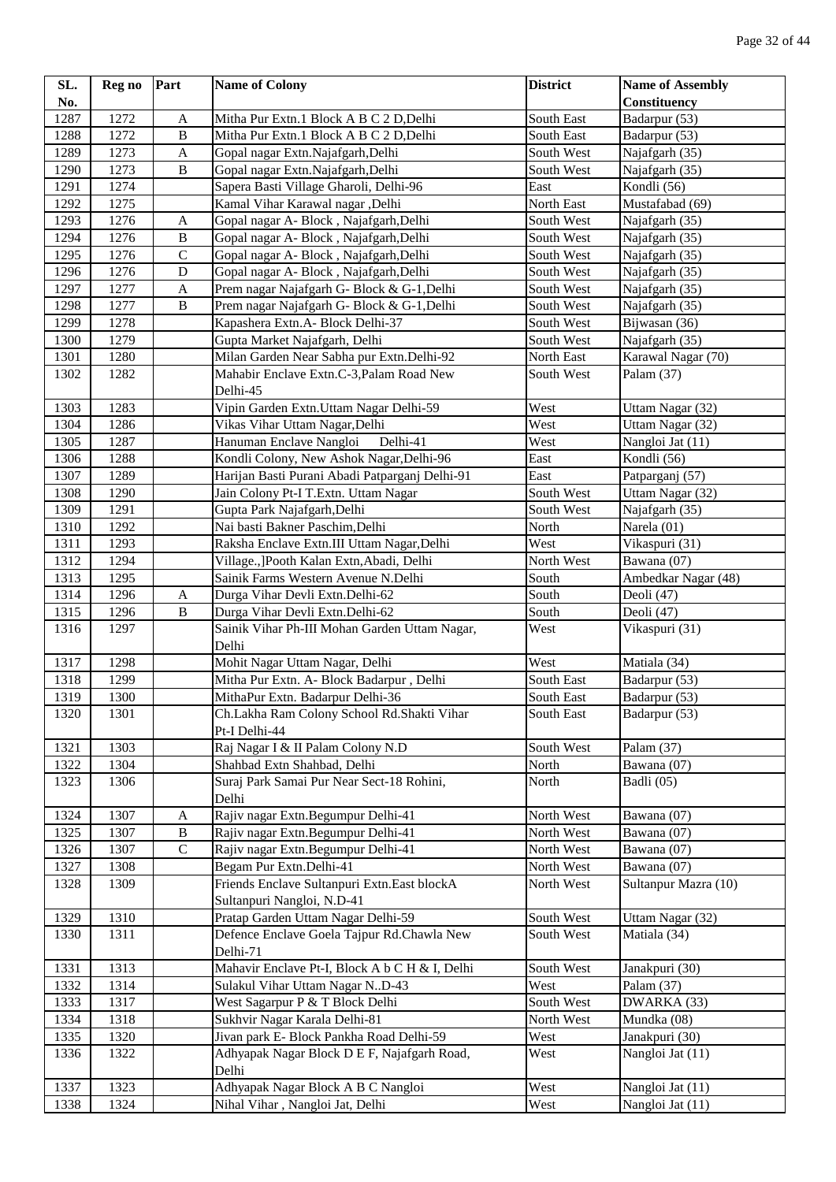| SL. No. | Reg no | Part | Name of Colony | District | Name of Assembly Constituency |
|---|---|---|---|---|---|
| 1287 | 1272 | A | Mitha Pur Extn.1 Block A B C 2 D,Delhi | South East | Badarpur (53) |
| 1288 | 1272 | B | Mitha Pur Extn.1 Block A B C 2 D,Delhi | South East | Badarpur (53) |
| 1289 | 1273 | A | Gopal nagar Extn.Najafgarh,Delhi | South West | Najafgarh (35) |
| 1290 | 1273 | B | Gopal nagar Extn.Najafgarh,Delhi | South West | Najafgarh (35) |
| 1291 | 1274 | | Sapera Basti Village Gharoli, Delhi-96 | East | Kondli (56) |
| 1292 | 1275 | | Kamal Vihar Karawal nagar ,Delhi | North East | Mustafabad (69) |
| 1293 | 1276 | A | Gopal nagar A- Block , Najafgarh,Delhi | South West | Najafgarh (35) |
| 1294 | 1276 | B | Gopal nagar A- Block , Najafgarh,Delhi | South West | Najafgarh (35) |
| 1295 | 1276 | C | Gopal nagar A- Block , Najafgarh,Delhi | South West | Najafgarh (35) |
| 1296 | 1276 | D | Gopal nagar A- Block , Najafgarh,Delhi | South West | Najafgarh (35) |
| 1297 | 1277 | A | Prem nagar Najafgarh G- Block & G-1,Delhi | South West | Najafgarh (35) |
| 1298 | 1277 | B | Prem nagar Najafgarh G- Block & G-1,Delhi | South West | Najafgarh (35) |
| 1299 | 1278 | | Kapashera Extn.A- Block Delhi-37 | South West | Bijwasan (36) |
| 1300 | 1279 | | Gupta Market Najafgarh, Delhi | South West | Najafgarh (35) |
| 1301 | 1280 | | Milan Garden Near Sabha pur Extn.Delhi-92 | North East | Karawal Nagar (70) |
| 1302 | 1282 | | Mahabir Enclave Extn.C-3,Palam Road New Delhi-45 | South West | Palam (37) |
| 1303 | 1283 | | Vipin Garden Extn.Uttam Nagar Delhi-59 | West | Uttam Nagar (32) |
| 1304 | 1286 | | Vikas Vihar Uttam Nagar,Delhi | West | Uttam Nagar (32) |
| 1305 | 1287 | | Hanuman Enclave Nangloi Delhi-41 | West | Nangloi Jat (11) |
| 1306 | 1288 | | Kondli Colony, New Ashok Nagar,Delhi-96 | East | Kondli (56) |
| 1307 | 1289 | | Harijan Basti Purani Abadi Patparganj Delhi-91 | East | Patparganj (57) |
| 1308 | 1290 | | Jain Colony Pt-I T.Extn. Uttam Nagar | South West | Uttam Nagar (32) |
| 1309 | 1291 | | Gupta Park Najafgarh,Delhi | South West | Najafgarh (35) |
| 1310 | 1292 | | Nai basti Bakner Paschim,Delhi | North | Narela (01) |
| 1311 | 1293 | | Raksha Enclave Extn.III Uttam Nagar,Delhi | West | Vikaspuri (31) |
| 1312 | 1294 | | Village.,]Pooth Kalan Extn,Abadi, Delhi | North West | Bawana (07) |
| 1313 | 1295 | | Sainik Farms Western Avenue N.Delhi | South | Ambedkar Nagar (48) |
| 1314 | 1296 | A | Durga Vihar Devli Extn.Delhi-62 | South | Deoli (47) |
| 1315 | 1296 | B | Durga Vihar Devli Extn.Delhi-62 | South | Deoli (47) |
| 1316 | 1297 | | Sainik Vihar Ph-III Mohan Garden Uttam Nagar, Delhi | West | Vikaspuri (31) |
| 1317 | 1298 | | Mohit Nagar Uttam Nagar, Delhi | West | Matiala (34) |
| 1318 | 1299 | | Mitha Pur Extn. A- Block Badarpur , Delhi | South East | Badarpur (53) |
| 1319 | 1300 | | MithaPur Extn. Badarpur Delhi-36 | South East | Badarpur (53) |
| 1320 | 1301 | | Ch.Lakha Ram Colony School Rd.Shakti Vihar Pt-I Delhi-44 | South East | Badarpur (53) |
| 1321 | 1303 | | Raj Nagar I & II Palam Colony N.D | South West | Palam (37) |
| 1322 | 1304 | | Shahbad Extn Shahbad, Delhi | North | Bawana (07) |
| 1323 | 1306 | | Suraj Park Samai Pur Near Sect-18 Rohini, Delhi | North | Badli (05) |
| 1324 | 1307 | A | Rajiv nagar Extn.Begumpur Delhi-41 | North West | Bawana (07) |
| 1325 | 1307 | B | Rajiv nagar Extn.Begumpur Delhi-41 | North West | Bawana (07) |
| 1326 | 1307 | C | Rajiv nagar Extn.Begumpur Delhi-41 | North West | Bawana (07) |
| 1327 | 1308 | | Begam Pur Extn.Delhi-41 | North West | Bawana (07) |
| 1328 | 1309 | | Friends Enclave Sultanpuri Extn.East blockA Sultanpuri Nangloi, N.D-41 | North West | Sultanpur Mazra (10) |
| 1329 | 1310 | | Pratap Garden Uttam Nagar Delhi-59 | South West | Uttam Nagar (32) |
| 1330 | 1311 | | Defence Enclave Goela Tajpur Rd.Chawla New Delhi-71 | South West | Matiala (34) |
| 1331 | 1313 | | Mahavir Enclave Pt-I, Block A b C H & I, Delhi | South West | Janakpuri (30) |
| 1332 | 1314 | | Sulakul Vihar Uttam Nagar N..D-43 | West | Palam (37) |
| 1333 | 1317 | | West Sagarpur P & T Block Delhi | South West | DWARKA (33) |
| 1334 | 1318 | | Sukhvir Nagar Karala Delhi-81 | North West | Mundka (08) |
| 1335 | 1320 | | Jivan park E- Block Pankha Road Delhi-59 | West | Janakpuri (30) |
| 1336 | 1322 | | Adhyapak Nagar Block D E F, Najafgarh Road, Delhi | West | Nangloi Jat (11) |
| 1337 | 1323 | | Adhyapak Nagar Block A B C Nangloi | West | Nangloi Jat (11) |
| 1338 | 1324 | | Nihal Vihar , Nangloi Jat, Delhi | West | Nangloi Jat (11) |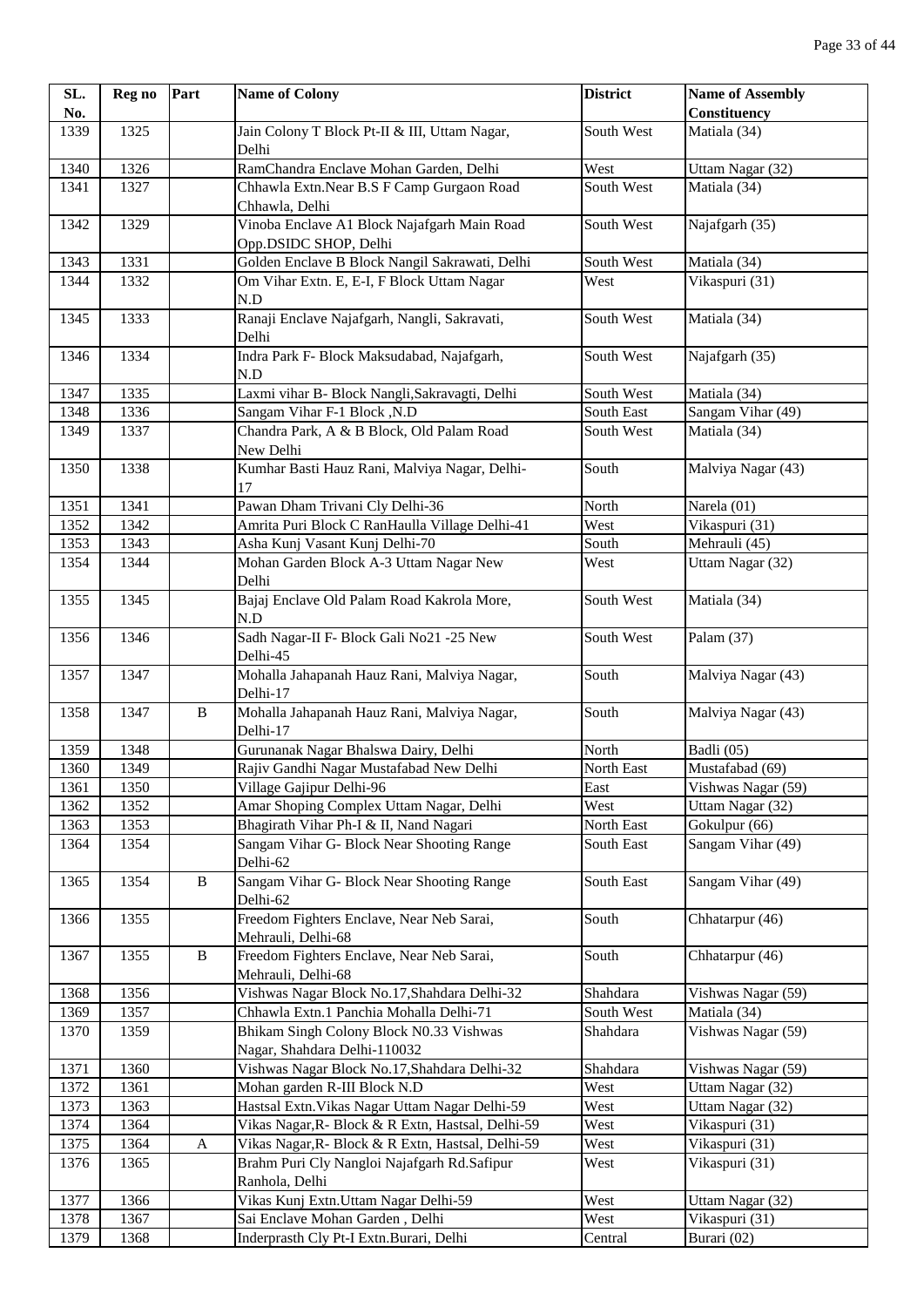| SL. No. | Reg no | Part | Name of Colony | District | Name of Assembly Constituency |
|---|---|---|---|---|---|
| 1339 | 1325 | | Jain Colony T Block Pt-II & III, Uttam Nagar, Delhi | South West | Matiala (34) |
| 1340 | 1326 | | RamChandra Enclave Mohan Garden, Delhi | West | Uttam Nagar (32) |
| 1341 | 1327 | | Chhawla Extn.Near B.S F Camp Gurgaon Road Chhawla, Delhi | South West | Matiala (34) |
| 1342 | 1329 | | Vinoba Enclave A1 Block Najafgarh Main Road Opp.DSIDC SHOP, Delhi | South West | Najafgarh (35) |
| 1343 | 1331 | | Golden Enclave B Block Nangil Sakrawati, Delhi | South West | Matiala (34) |
| 1344 | 1332 | | Om Vihar Extn. E, E-I, F Block Uttam Nagar N.D | West | Vikaspuri (31) |
| 1345 | 1333 | | Ranaji Enclave Najafgarh, Nangli, Sakravati, Delhi | South West | Matiala (34) |
| 1346 | 1334 | | Indra Park F- Block Maksudabad, Najafgarh, N.D | South West | Najafgarh (35) |
| 1347 | 1335 | | Laxmi vihar B- Block Nangli,Sakravagti, Delhi | South West | Matiala (34) |
| 1348 | 1336 | | Sangam Vihar F-1 Block ,N.D | South East | Sangam Vihar (49) |
| 1349 | 1337 | | Chandra Park, A & B Block, Old Palam Road New Delhi | South West | Matiala (34) |
| 1350 | 1338 | | Kumhar Basti Hauz Rani, Malviya Nagar, Delhi-17 | South | Malviya Nagar (43) |
| 1351 | 1341 | | Pawan Dham Trivani Cly Delhi-36 | North | Narela (01) |
| 1352 | 1342 | | Amrita Puri Block C RanHaulla Village Delhi-41 | West | Vikaspuri (31) |
| 1353 | 1343 | | Asha Kunj Vasant Kunj Delhi-70 | South | Mehrauli (45) |
| 1354 | 1344 | | Mohan Garden Block A-3 Uttam Nagar New Delhi | West | Uttam Nagar (32) |
| 1355 | 1345 | | Bajaj Enclave Old Palam Road Kakrola More, N.D | South West | Matiala (34) |
| 1356 | 1346 | | Sadh Nagar-II F- Block Gali No21 -25 New Delhi-45 | South West | Palam (37) |
| 1357 | 1347 | | Mohalla Jahapanah Hauz Rani, Malviya Nagar, Delhi-17 | South | Malviya Nagar (43) |
| 1358 | 1347 | B | Mohalla Jahapanah Hauz Rani, Malviya Nagar, Delhi-17 | South | Malviya Nagar (43) |
| 1359 | 1348 | | Gurunanak Nagar Bhalswa Dairy, Delhi | North | Badli (05) |
| 1360 | 1349 | | Rajiv Gandhi Nagar Mustafabad New Delhi | North East | Mustafabad (69) |
| 1361 | 1350 | | Village Gajipur Delhi-96 | East | Vishwas Nagar (59) |
| 1362 | 1352 | | Amar Shoping Complex Uttam Nagar, Delhi | West | Uttam Nagar (32) |
| 1363 | 1353 | | Bhagirath Vihar Ph-I & II, Nand Nagari | North East | Gokulpur (66) |
| 1364 | 1354 | | Sangam Vihar G- Block Near Shooting Range Delhi-62 | South East | Sangam Vihar (49) |
| 1365 | 1354 | B | Sangam Vihar G- Block Near Shooting Range Delhi-62 | South East | Sangam Vihar (49) |
| 1366 | 1355 | | Freedom Fighters Enclave, Near Neb Sarai, Mehrauli, Delhi-68 | South | Chhatarpur (46) |
| 1367 | 1355 | B | Freedom Fighters Enclave, Near Neb Sarai, Mehrauli, Delhi-68 | South | Chhatarpur (46) |
| 1368 | 1356 | | Vishwas Nagar Block No.17,Shahdara Delhi-32 | Shahdara | Vishwas Nagar (59) |
| 1369 | 1357 | | Chhawla Extn.1 Panchia Mohalla Delhi-71 | South West | Matiala (34) |
| 1370 | 1359 | | Bhikam Singh Colony Block N0.33 Vishwas Nagar, Shahdara Delhi-110032 | Shahdara | Vishwas Nagar (59) |
| 1371 | 1360 | | Vishwas Nagar Block No.17,Shahdara Delhi-32 | Shahdara | Vishwas Nagar (59) |
| 1372 | 1361 | | Mohan garden R-III Block N.D | West | Uttam Nagar (32) |
| 1373 | 1363 | | Hastsal Extn.Vikas Nagar Uttam Nagar Delhi-59 | West | Uttam Nagar (32) |
| 1374 | 1364 | | Vikas Nagar,R- Block & R Extn, Hastsal, Delhi-59 | West | Vikaspuri (31) |
| 1375 | 1364 | A | Vikas Nagar,R- Block & R Extn, Hastsal, Delhi-59 | West | Vikaspuri (31) |
| 1376 | 1365 | | Brahm Puri Cly Nangloi Najafgarh Rd.Safipur Ranhola, Delhi | West | Vikaspuri (31) |
| 1377 | 1366 | | Vikas Kunj Extn.Uttam Nagar Delhi-59 | West | Uttam Nagar (32) |
| 1378 | 1367 | | Sai Enclave Mohan Garden , Delhi | West | Vikaspuri (31) |
| 1379 | 1368 | | Inderprasth Cly Pt-I Extn.Burari, Delhi | Central | Burari (02) |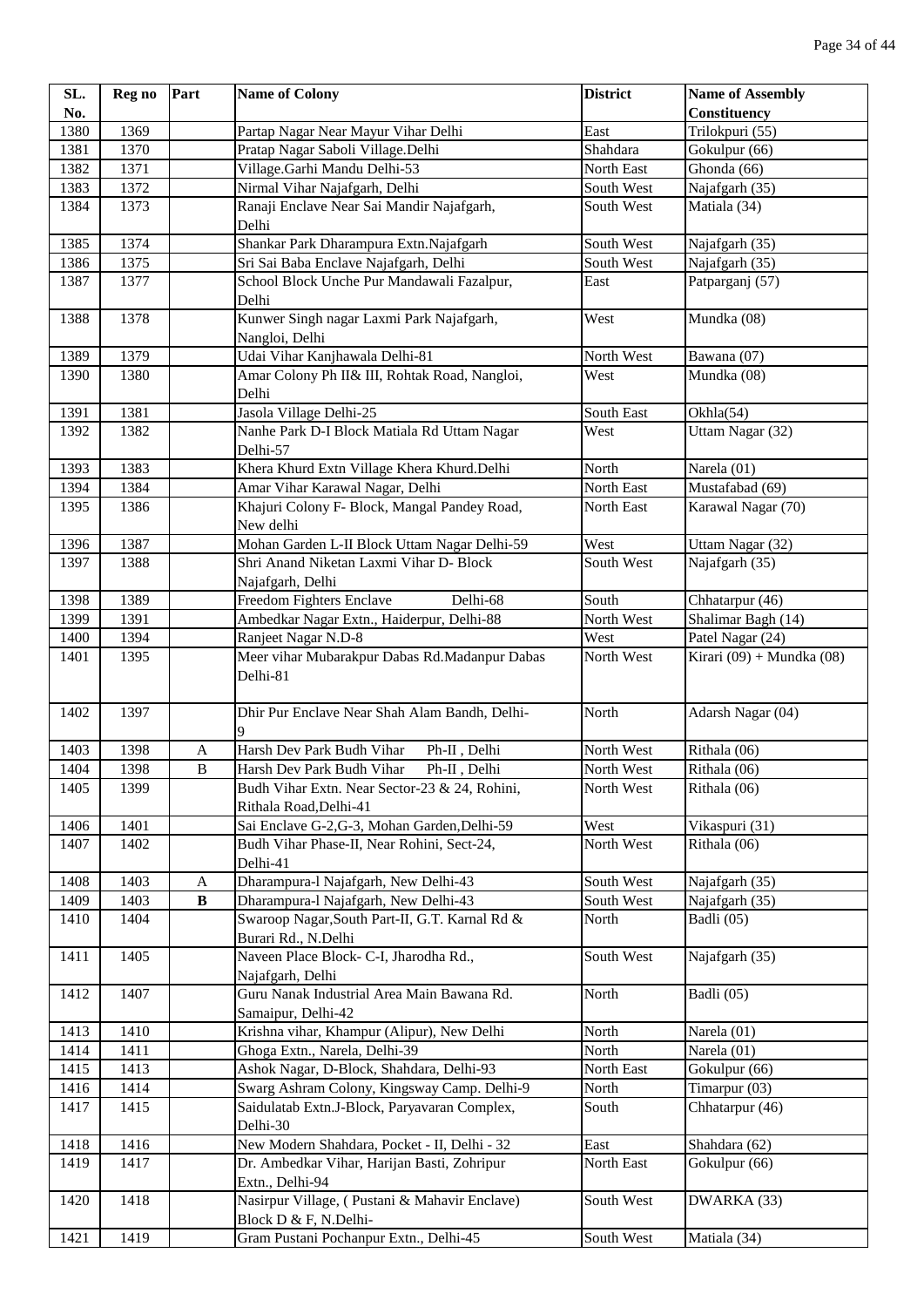| SL. No. | Reg no | Part | Name of Colony | District | Name of Assembly Constituency |
|---|---|---|---|---|---|
| 1380 | 1369 | | Partap Nagar Near Mayur Vihar Delhi | East | Trilokpuri (55) |
| 1381 | 1370 | | Pratap Nagar Saboli Village.Delhi | Shahdara | Gokulpur (66) |
| 1382 | 1371 | | Village.Garhi Mandu Delhi-53 | North East | Ghonda (66) |
| 1383 | 1372 | | Nirmal Vihar Najafgarh, Delhi | South West | Najafgarh (35) |
| 1384 | 1373 | | Ranaji Enclave Near Sai Mandir Najafgarh, Delhi | South West | Matiala (34) |
| 1385 | 1374 | | Shankar Park Dharampura Extn.Najafgarh | South West | Najafgarh (35) |
| 1386 | 1375 | | Sri Sai Baba Enclave Najafgarh, Delhi | South West | Najafgarh (35) |
| 1387 | 1377 | | School Block Unche Pur Mandawali Fazalpur, Delhi | East | Patparganj (57) |
| 1388 | 1378 | | Kunwer Singh nagar Laxmi Park Najafgarh, Nangloi, Delhi | West | Mundka (08) |
| 1389 | 1379 | | Udai Vihar Kanjhawala Delhi-81 | North West | Bawana (07) |
| 1390 | 1380 | | Amar Colony Ph II& III, Rohtak Road, Nangloi, Delhi | West | Mundka (08) |
| 1391 | 1381 | | Jasola Village Delhi-25 | South East | Okhla(54) |
| 1392 | 1382 | | Nanhe Park D-I Block Matiala Rd Uttam Nagar Delhi-57 | West | Uttam Nagar (32) |
| 1393 | 1383 | | Khera Khurd Extn Village Khera Khurd.Delhi | North | Narela (01) |
| 1394 | 1384 | | Amar Vihar Karawal Nagar, Delhi | North East | Mustafabad (69) |
| 1395 | 1386 | | Khajuri Colony F- Block, Mangal Pandey Road, New delhi | North East | Karawal Nagar (70) |
| 1396 | 1387 | | Mohan Garden L-II Block Uttam Nagar Delhi-59 | West | Uttam Nagar (32) |
| 1397 | 1388 | | Shri Anand Niketan Laxmi Vihar D- Block Najafgarh, Delhi | South West | Najafgarh (35) |
| 1398 | 1389 | | Freedom Fighters Enclave Delhi-68 | South | Chhatarpur (46) |
| 1399 | 1391 | | Ambedkar Nagar Extn., Haiderpur, Delhi-88 | North West | Shalimar Bagh (14) |
| 1400 | 1394 | | Ranjeet Nagar N.D-8 | West | Patel Nagar (24) |
| 1401 | 1395 | | Meer vihar Mubarakpur Dabas Rd.Madanpur Dabas Delhi-81 | North West | Kirari (09) + Mundka (08) |
| 1402 | 1397 | | Dhir Pur Enclave Near Shah Alam Bandh, Delhi-9 | North | Adarsh Nagar (04) |
| 1403 | 1398 | A | Harsh Dev Park Budh Vihar Ph-II , Delhi | North West | Rithala (06) |
| 1404 | 1398 | B | Harsh Dev Park Budh Vihar Ph-II , Delhi | North West | Rithala (06) |
| 1405 | 1399 | | Budh Vihar Extn. Near Sector-23 & 24, Rohini, Rithala Road,Delhi-41 | North West | Rithala (06) |
| 1406 | 1401 | | Sai Enclave G-2,G-3, Mohan Garden,Delhi-59 | West | Vikaspuri (31) |
| 1407 | 1402 | | Budh Vihar Phase-II, Near Rohini, Sect-24, Delhi-41 | North West | Rithala (06) |
| 1408 | 1403 | A | Dharampura-l Najafgarh, New Delhi-43 | South West | Najafgarh (35) |
| 1409 | 1403 | **B** | Dharampura-l Najafgarh, New Delhi-43 | South West | Najafgarh (35) |
| 1410 | 1404 | | Swaroop Nagar,South Part-II, G.T. Karnal Rd & Burari Rd., N.Delhi | North | Badli (05) |
| 1411 | 1405 | | Naveen Place Block- C-I, Jharodha Rd., Najafgarh, Delhi | South West | Najafgarh (35) |
| 1412 | 1407 | | Guru Nanak Industrial Area Main Bawana Rd. Samaipur, Delhi-42 | North | Badli (05) |
| 1413 | 1410 | | Krishna vihar, Khampur (Alipur), New Delhi | North | Narela (01) |
| 1414 | 1411 | | Ghoga Extn., Narela, Delhi-39 | North | Narela (01) |
| 1415 | 1413 | | Ashok Nagar, D-Block, Shahdara, Delhi-93 | North East | Gokulpur (66) |
| 1416 | 1414 | | Swarg Ashram Colony, Kingsway Camp. Delhi-9 | North | Timarpur (03) |
| 1417 | 1415 | | Saidulatab Extn.J-Block, Paryavaran Complex, Delhi-30 | South | Chhatarpur (46) |
| 1418 | 1416 | | New Modern Shahdara, Pocket - II, Delhi - 32 | East | Shahdara (62) |
| 1419 | 1417 | | Dr. Ambedkar Vihar, Harijan Basti, Zohripur Extn., Delhi-94 | North East | Gokulpur (66) |
| 1420 | 1418 | | Nasirpur Village, ( Pustani & Mahavir Enclave) Block D & F, N.Delhi- | South West | DWARKA (33) |
| 1421 | 1419 | | Gram Pustani Pochanpur Extn., Delhi-45 | South West | Matiala (34) |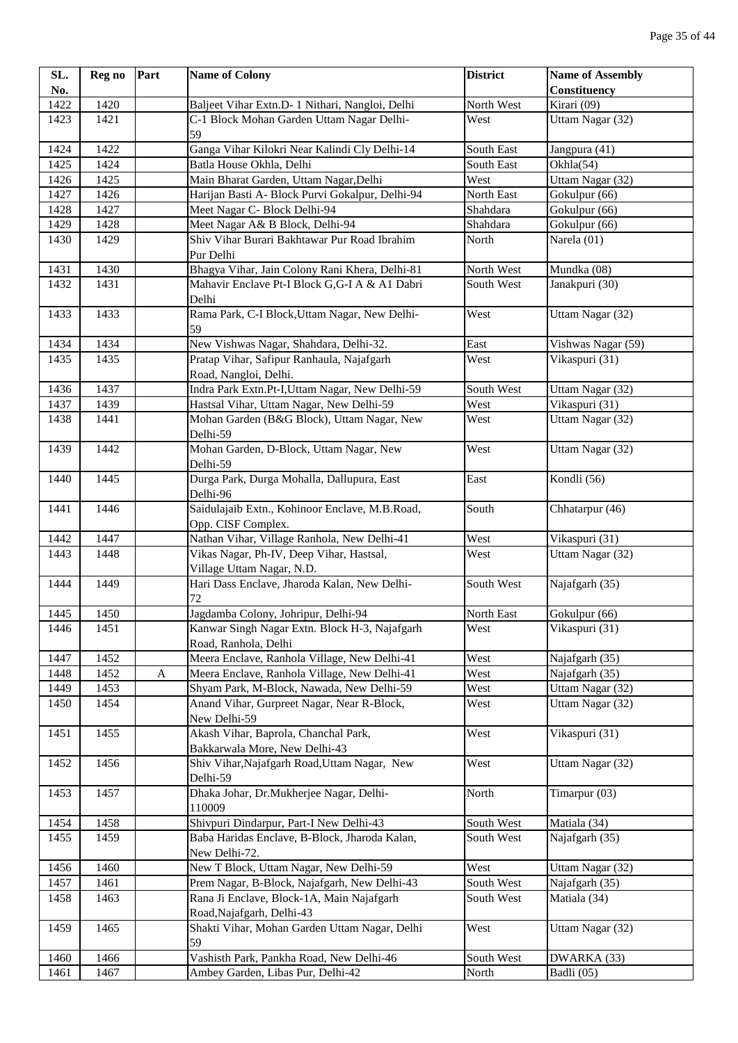| SL. No. | Reg no | Part | Name of Colony | District | Name of Assembly Constituency |
|---|---|---|---|---|---|
| 1422 | 1420 | | Baljeet Vihar Extn.D- 1 Nithari, Nangloi, Delhi | North West | Kirari (09) |
| 1423 | 1421 | | C-1 Block Mohan Garden Uttam Nagar Delhi-59 | West | Uttam Nagar (32) |
| 1424 | 1422 | | Ganga Vihar Kilokri Near Kalindi Cly Delhi-14 | South East | Jangpura (41) |
| 1425 | 1424 | | Batla House Okhla, Delhi | South East | Okhla(54) |
| 1426 | 1425 | | Main Bharat Garden, Uttam Nagar,Delhi | West | Uttam Nagar (32) |
| 1427 | 1426 | | Harijan Basti A- Block Purvi Gokalpur, Delhi-94 | North East | Gokulpur (66) |
| 1428 | 1427 | | Meet Nagar C- Block Delhi-94 | Shahdara | Gokulpur (66) |
| 1429 | 1428 | | Meet Nagar A& B Block, Delhi-94 | Shahdara | Gokulpur (66) |
| 1430 | 1429 | | Shiv Vihar Burari Bakhtawar Pur Road Ibrahim Pur Delhi | North | Narela (01) |
| 1431 | 1430 | | Bhagya Vihar, Jain Colony Rani Khera, Delhi-81 | North West | Mundka (08) |
| 1432 | 1431 | | Mahavir Enclave Pt-I Block G,G-I A & A1 Dabri Delhi | South West | Janakpuri (30) |
| 1433 | 1433 | | Rama Park, C-I Block,Uttam Nagar, New Delhi-59 | West | Uttam Nagar (32) |
| 1434 | 1434 | | New Vishwas Nagar, Shahdara, Delhi-32. | East | Vishwas Nagar (59) |
| 1435 | 1435 | | Pratap Vihar, Safipur Ranhaula, Najafgarh Road, Nangloi, Delhi. | West | Vikaspuri (31) |
| 1436 | 1437 | | Indra Park Extn.Pt-I,Uttam Nagar, New Delhi-59 | South West | Uttam Nagar (32) |
| 1437 | 1439 | | Hastsal Vihar, Uttam Nagar, New Delhi-59 | West | Vikaspuri (31) |
| 1438 | 1441 | | Mohan Garden (B&G Block), Uttam Nagar, New Delhi-59 | West | Uttam Nagar (32) |
| 1439 | 1442 | | Mohan Garden, D-Block, Uttam Nagar, New Delhi-59 | West | Uttam Nagar (32) |
| 1440 | 1445 | | Durga Park, Durga Mohalla, Dallupura, East Delhi-96 | East | Kondli (56) |
| 1441 | 1446 | | Saidulajaib Extn., Kohinoor Enclave, M.B.Road, Opp. CISF Complex. | South | Chhatarpur (46) |
| 1442 | 1447 | | Nathan Vihar, Village Ranhola, New Delhi-41 | West | Vikaspuri (31) |
| 1443 | 1448 | | Vikas Nagar, Ph-IV, Deep Vihar, Hastsal, Village Uttam Nagar, N.D. | West | Uttam Nagar (32) |
| 1444 | 1449 | | Hari Dass Enclave, Jharoda Kalan, New Delhi-72 | South West | Najafgarh (35) |
| 1445 | 1450 | | Jagdamba Colony, Johripur, Delhi-94 | North East | Gokulpur (66) |
| 1446 | 1451 | | Kanwar Singh Nagar Extn. Block H-3, Najafgarh Road, Ranhola, Delhi | West | Vikaspuri (31) |
| 1447 | 1452 | | Meera Enclave, Ranhola Village, New Delhi-41 | West | Najafgarh (35) |
| 1448 | 1452 | A | Meera Enclave, Ranhola Village, New Delhi-41 | West | Najafgarh (35) |
| 1449 | 1453 | | Shyam Park, M-Block, Nawada, New Delhi-59 | West | Uttam Nagar (32) |
| 1450 | 1454 | | Anand Vihar, Gurpreet Nagar, Near R-Block, New Delhi-59 | West | Uttam Nagar (32) |
| 1451 | 1455 | | Akash Vihar, Baprola, Chanchal Park, Bakkarwala More, New Delhi-43 | West | Vikaspuri (31) |
| 1452 | 1456 | | Shiv Vihar,Najafgarh Road,Uttam Nagar, New Delhi-59 | West | Uttam Nagar (32) |
| 1453 | 1457 | | Dhaka Johar, Dr.Mukherjee Nagar, Delhi-110009 | North | Timarpur (03) |
| 1454 | 1458 | | Shivpuri Dindarpur, Part-I New Delhi-43 | South West | Matiala (34) |
| 1455 | 1459 | | Baba Haridas Enclave, B-Block, Jharoda Kalan, New Delhi-72. | South West | Najafgarh (35) |
| 1456 | 1460 | | New T Block, Uttam Nagar, New Delhi-59 | West | Uttam Nagar (32) |
| 1457 | 1461 | | Prem Nagar, B-Block, Najafgarh, New Delhi-43 | South West | Najafgarh (35) |
| 1458 | 1463 | | Rana Ji Enclave, Block-1A, Main Najafgarh Road,Najafgarh, Delhi-43 | South West | Matiala (34) |
| 1459 | 1465 | | Shakti Vihar, Mohan Garden Uttam Nagar, Delhi 59 | West | Uttam Nagar (32) |
| 1460 | 1466 | | Vashisth Park, Pankha Road, New Delhi-46 | South West | DWARKA (33) |
| 1461 | 1467 | | Ambey Garden, Libas Pur, Delhi-42 | North | Badli (05) |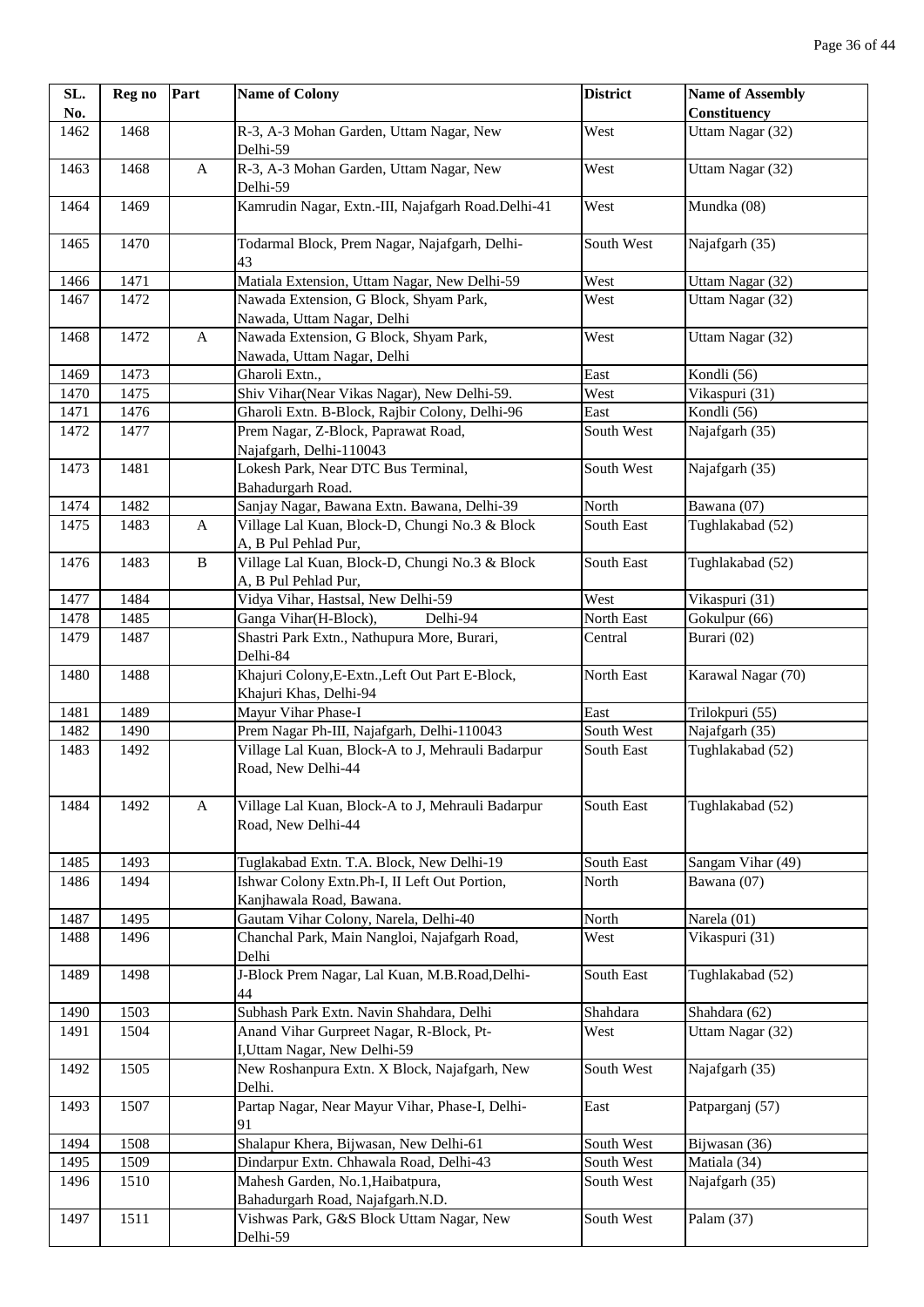| SL. No. | Reg no | Part | Name of Colony | District | Name of Assembly Constituency |
|---|---|---|---|---|---|
| 1462 | 1468 | | R-3, A-3 Mohan Garden, Uttam Nagar, New Delhi-59 | West | Uttam Nagar (32) |
| 1463 | 1468 | A | R-3, A-3 Mohan Garden, Uttam Nagar, New Delhi-59 | West | Uttam Nagar (32) |
| 1464 | 1469 | | Kamrudin Nagar, Extn.-III, Najafgarh Road.Delhi-41 | West | Mundka (08) |
| 1465 | 1470 | | Todarmal Block, Prem Nagar, Najafgarh, Delhi-43 | South West | Najafgarh (35) |
| 1466 | 1471 | | Matiala Extension, Uttam Nagar, New Delhi-59 | West | Uttam Nagar (32) |
| 1467 | 1472 | | Nawada Extension, G Block, Shyam Park, Nawada, Uttam Nagar, Delhi | West | Uttam Nagar (32) |
| 1468 | 1472 | A | Nawada Extension, G Block, Shyam Park, Nawada, Uttam Nagar, Delhi | West | Uttam Nagar (32) |
| 1469 | 1473 | | Gharoli Extn., | East | Kondli (56) |
| 1470 | 1475 | | Shiv Vihar(Near Vikas Nagar), New Delhi-59. | West | Vikaspuri (31) |
| 1471 | 1476 | | Gharoli Extn. B-Block, Rajbir Colony, Delhi-96 | East | Kondli (56) |
| 1472 | 1477 | | Prem Nagar, Z-Block, Paprawat Road, Najafgarh, Delhi-110043 | South West | Najafgarh (35) |
| 1473 | 1481 | | Lokesh Park, Near DTC Bus Terminal, Bahadurgarh Road. | South West | Najafgarh (35) |
| 1474 | 1482 | | Sanjay Nagar, Bawana Extn. Bawana, Delhi-39 | North | Bawana (07) |
| 1475 | 1483 | A | Village Lal Kuan, Block-D, Chungi No.3 & Block A, B Pul Pehlad Pur, | South East | Tughlakabad (52) |
| 1476 | 1483 | B | Village Lal Kuan, Block-D, Chungi No.3 & Block A, B Pul Pehlad Pur, | South East | Tughlakabad (52) |
| 1477 | 1484 | | Vidya Vihar, Hastsal, New Delhi-59 | West | Vikaspuri (31) |
| 1478 | 1485 | | Ganga Vihar(H-Block), Delhi-94 | North East | Gokulpur (66) |
| 1479 | 1487 | | Shastri Park Extn., Nathupura More, Burari, Delhi-84 | Central | Burari (02) |
| 1480 | 1488 | | Khajuri Colony,E-Extn.,Left Out Part E-Block, Khajuri Khas, Delhi-94 | North East | Karawal Nagar (70) |
| 1481 | 1489 | | Mayur Vihar Phase-I | East | Trilokpuri (55) |
| 1482 | 1490 | | Prem Nagar Ph-III, Najafgarh, Delhi-110043 | South West | Najafgarh (35) |
| 1483 | 1492 | | Village Lal Kuan, Block-A to J, Mehrauli Badarpur Road, New Delhi-44 | South East | Tughlakabad (52) |
| 1484 | 1492 | A | Village Lal Kuan, Block-A to J, Mehrauli Badarpur Road, New Delhi-44 | South East | Tughlakabad (52) |
| 1485 | 1493 | | Tuglakabad Extn. T.A. Block, New Delhi-19 | South East | Sangam Vihar (49) |
| 1486 | 1494 | | Ishwar Colony Extn.Ph-I, II Left Out Portion, Kanjhawala Road, Bawana. | North | Bawana (07) |
| 1487 | 1495 | | Gautam Vihar Colony, Narela, Delhi-40 | North | Narela (01) |
| 1488 | 1496 | | Chanchal Park, Main Nangloi, Najafgarh Road, Delhi | West | Vikaspuri (31) |
| 1489 | 1498 | | J-Block Prem Nagar, Lal Kuan, M.B.Road,Delhi-44 | South East | Tughlakabad (52) |
| 1490 | 1503 | | Subhash Park Extn. Navin Shahdara, Delhi | Shahdara | Shahdara (62) |
| 1491 | 1504 | | Anand Vihar Gurpreet Nagar, R-Block, Pt-I,Uttam Nagar, New Delhi-59 | West | Uttam Nagar (32) |
| 1492 | 1505 | | New Roshanpura Extn. X Block, Najafgarh, New Delhi. | South West | Najafgarh (35) |
| 1493 | 1507 | | Partap Nagar, Near Mayur Vihar, Phase-I, Delhi-91 | East | Patparganj (57) |
| 1494 | 1508 | | Shalapur Khera, Bijwasan, New Delhi-61 | South West | Bijwasan (36) |
| 1495 | 1509 | | Dindarpur Extn. Chhawala Road, Delhi-43 | South West | Matiala (34) |
| 1496 | 1510 | | Mahesh Garden, No.1,Haibatpura, Bahadurgarh Road, Najafgarh.N.D. | South West | Najafgarh (35) |
| 1497 | 1511 | | Vishwas Park, G&S Block Uttam Nagar, New Delhi-59 | South West | Palam (37) |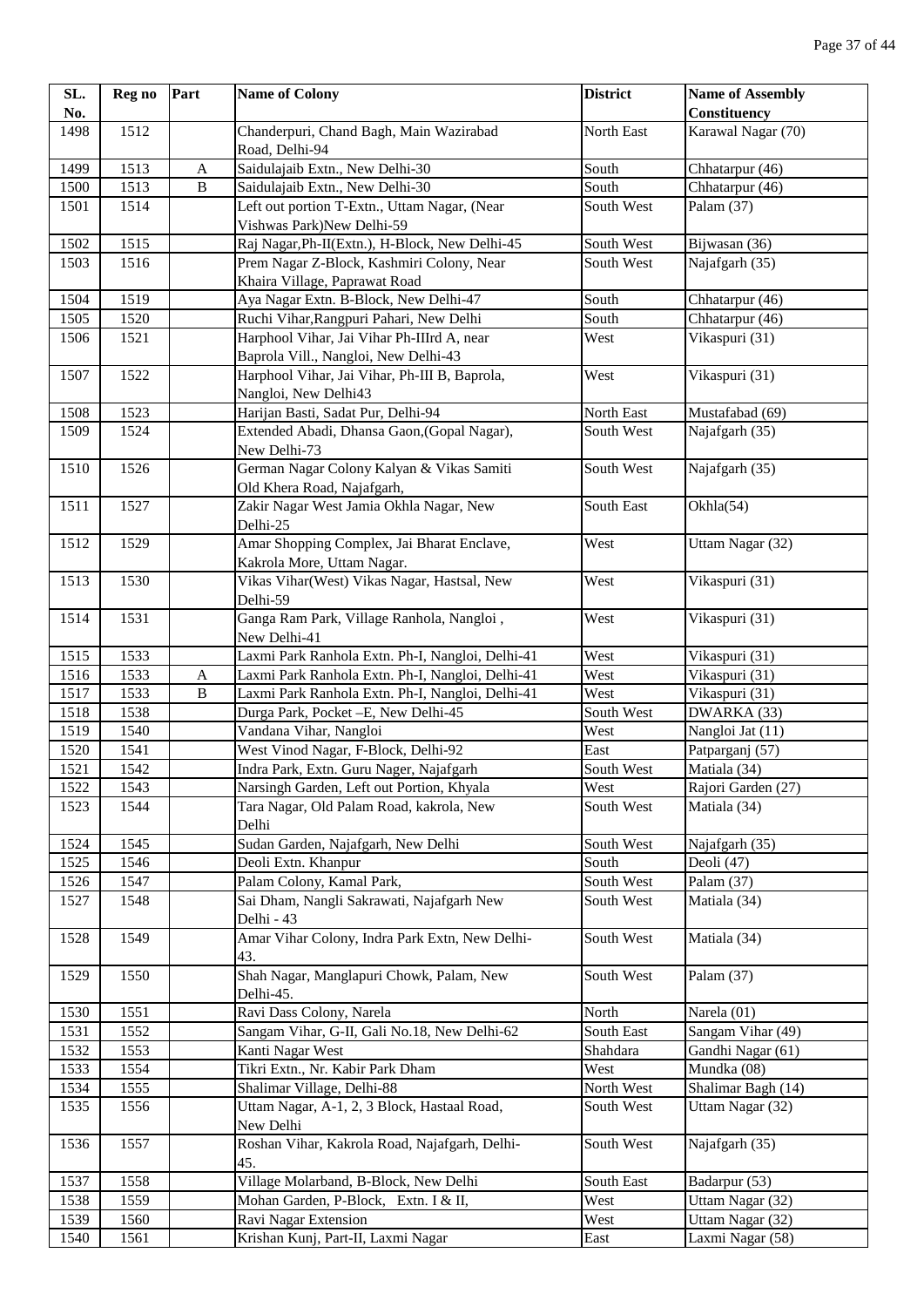| SL. No. | Reg no | Part | Name of Colony | District | Name of Assembly Constituency |
|---|---|---|---|---|---|
| 1498 | 1512 | | Chanderpuri, Chand Bagh, Main Wazirabad Road, Delhi-94 | North East | Karawal Nagar (70) |
| 1499 | 1513 | A | Saidulajaib Extn., New Delhi-30 | South | Chhatarpur (46) |
| 1500 | 1513 | B | Saidulajaib Extn., New Delhi-30 | South | Chhatarpur (46) |
| 1501 | 1514 | | Left out portion T-Extn., Uttam Nagar, (Near Vishwas Park)New Delhi-59 | South West | Palam (37) |
| 1502 | 1515 | | Raj Nagar,Ph-II(Extn.), H-Block, New Delhi-45 | South West | Bijwasan (36) |
| 1503 | 1516 | | Prem Nagar Z-Block, Kashmiri Colony, Near Khaira Village, Paprawat Road | South West | Najafgarh (35) |
| 1504 | 1519 | | Aya Nagar Extn. B-Block, New Delhi-47 | South | Chhatarpur (46) |
| 1505 | 1520 | | Ruchi Vihar,Rangpuri Pahari, New Delhi | South | Chhatarpur (46) |
| 1506 | 1521 | | Harphool Vihar, Jai Vihar Ph-IIIrd A, near Baprola Vill., Nangloi, New Delhi-43 | West | Vikaspuri (31) |
| 1507 | 1522 | | Harphool Vihar, Jai Vihar, Ph-III B, Baprola, Nangloi, New Delhi43 | West | Vikaspuri (31) |
| 1508 | 1523 | | Harijan Basti, Sadat Pur, Delhi-94 | North East | Mustafabad (69) |
| 1509 | 1524 | | Extended Abadi, Dhansa Gaon,(Gopal Nagar), New Delhi-73 | South West | Najafgarh (35) |
| 1510 | 1526 | | German Nagar Colony Kalyan & Vikas Samiti Old Khera Road, Najafgarh, | South West | Najafgarh (35) |
| 1511 | 1527 | | Zakir Nagar West Jamia Okhla Nagar, New Delhi-25 | South East | Okhla(54) |
| 1512 | 1529 | | Amar Shopping Complex, Jai Bharat Enclave, Kakrola More, Uttam Nagar. | West | Uttam Nagar (32) |
| 1513 | 1530 | | Vikas Vihar(West) Vikas Nagar, Hastsal, New Delhi-59 | West | Vikaspuri (31) |
| 1514 | 1531 | | Ganga Ram Park, Village Ranhola, Nangloi , New Delhi-41 | West | Vikaspuri (31) |
| 1515 | 1533 | | Laxmi Park Ranhola Extn. Ph-I, Nangloi, Delhi-41 | West | Vikaspuri (31) |
| 1516 | 1533 | A | Laxmi Park Ranhola Extn. Ph-I, Nangloi, Delhi-41 | West | Vikaspuri (31) |
| 1517 | 1533 | B | Laxmi Park Ranhola Extn. Ph-I, Nangloi, Delhi-41 | West | Vikaspuri (31) |
| 1518 | 1538 | | Durga Park, Pocket –E, New Delhi-45 | South West | DWARKA (33) |
| 1519 | 1540 | | Vandana Vihar, Nangloi | West | Nangloi Jat (11) |
| 1520 | 1541 | | West Vinod Nagar, F-Block, Delhi-92 | East | Patparganj (57) |
| 1521 | 1542 | | Indra Park, Extn. Guru Nager, Najafgarh | South West | Matiala (34) |
| 1522 | 1543 | | Narsingh Garden, Left out Portion, Khyala | West | Rajori Garden (27) |
| 1523 | 1544 | | Tara Nagar, Old Palam Road, kakrola, New Delhi | South West | Matiala (34) |
| 1524 | 1545 | | Sudan Garden, Najafgarh, New Delhi | South West | Najafgarh (35) |
| 1525 | 1546 | | Deoli Extn. Khanpur | South | Deoli (47) |
| 1526 | 1547 | | Palam Colony, Kamal Park, | South West | Palam (37) |
| 1527 | 1548 | | Sai Dham, Nangli Sakrawati, Najafgarh New Delhi - 43 | South West | Matiala (34) |
| 1528 | 1549 | | Amar Vihar Colony, Indra Park Extn, New Delhi-43. | South West | Matiala (34) |
| 1529 | 1550 | | Shah Nagar, Manglapuri Chowk, Palam, New Delhi-45. | South West | Palam (37) |
| 1530 | 1551 | | Ravi Dass Colony, Narela | North | Narela (01) |
| 1531 | 1552 | | Sangam Vihar, G-II, Gali No.18, New Delhi-62 | South East | Sangam Vihar (49) |
| 1532 | 1553 | | Kanti Nagar West | Shahdara | Gandhi Nagar (61) |
| 1533 | 1554 | | Tikri Extn., Nr. Kabir Park Dham | West | Mundka (08) |
| 1534 | 1555 | | Shalimar Village, Delhi-88 | North West | Shalimar Bagh (14) |
| 1535 | 1556 | | Uttam Nagar, A-1, 2, 3 Block, Hastaal Road, New Delhi | South West | Uttam Nagar (32) |
| 1536 | 1557 | | Roshan Vihar, Kakrola Road, Najafgarh, Delhi-45. | South West | Najafgarh (35) |
| 1537 | 1558 | | Village Molarband, B-Block, New Delhi | South East | Badarpur (53) |
| 1538 | 1559 | | Mohan Garden, P-Block, Extn. I & II, | West | Uttam Nagar (32) |
| 1539 | 1560 | | Ravi Nagar Extension | West | Uttam Nagar (32) |
| 1540 | 1561 | | Krishan Kunj, Part-II, Laxmi Nagar | East | Laxmi Nagar (58) |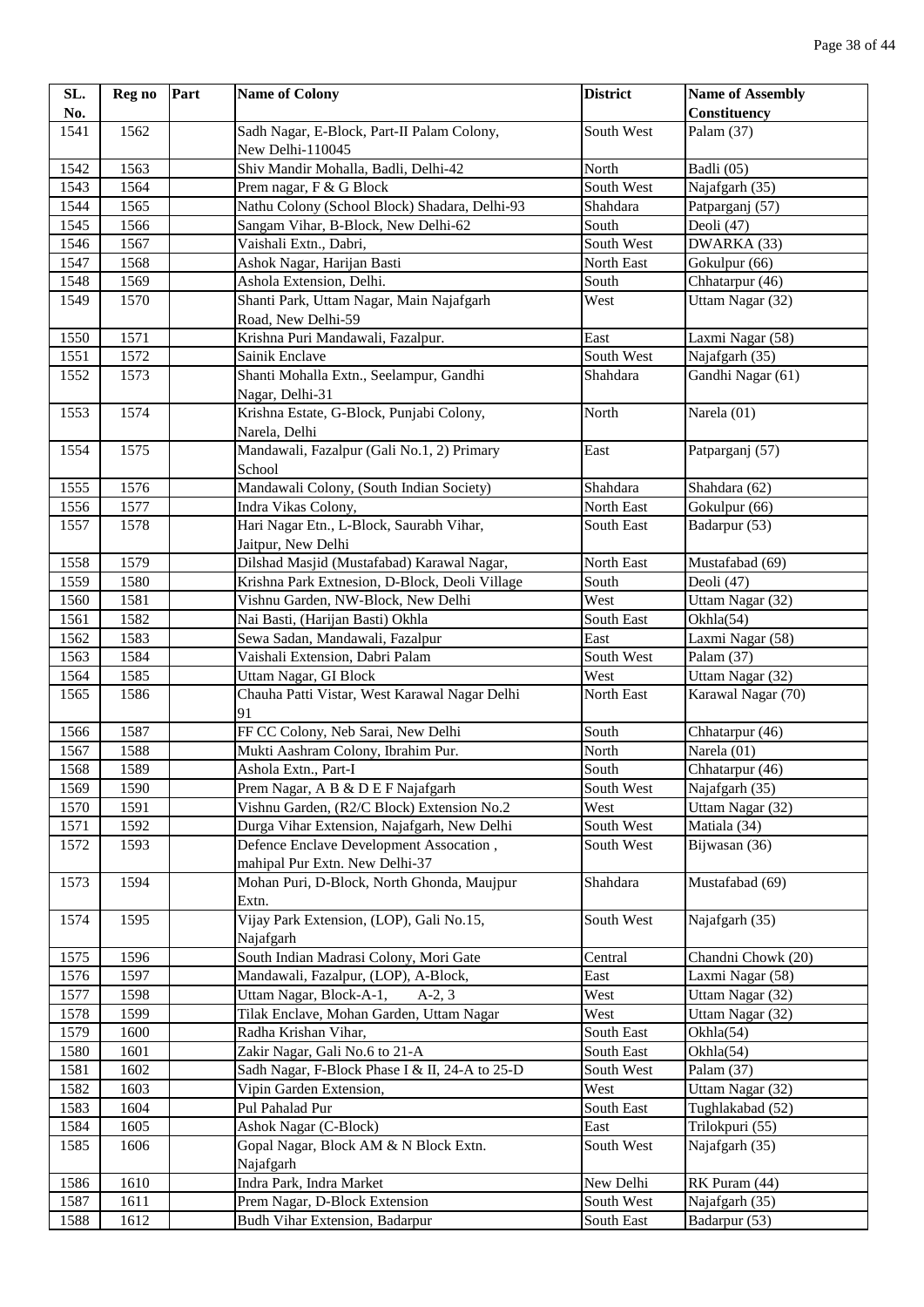| SL. No. | Reg no | Part | Name of Colony | District | Name of Assembly Constituency |
|---|---|---|---|---|---|
| 1541 | 1562 | | Sadh Nagar, E-Block, Part-II Palam Colony, New Delhi-110045 | South West | Palam (37) |
| 1542 | 1563 | | Shiv Mandir Mohalla, Badli, Delhi-42 | North | Badli (05) |
| 1543 | 1564 | | Prem nagar, F & G Block | South West | Najafgarh (35) |
| 1544 | 1565 | | Nathu Colony (School Block) Shadara, Delhi-93 | Shahdara | Patparganj (57) |
| 1545 | 1566 | | Sangam Vihar, B-Block, New Delhi-62 | South | Deoli (47) |
| 1546 | 1567 | | Vaishali Extn., Dabri, | South West | DWARKA (33) |
| 1547 | 1568 | | Ashok Nagar, Harijan Basti | North East | Gokulpur (66) |
| 1548 | 1569 | | Ashola Extension, Delhi. | South | Chhatarpur (46) |
| 1549 | 1570 | | Shanti Park, Uttam Nagar, Main Najafgarh Road, New Delhi-59 | West | Uttam Nagar (32) |
| 1550 | 1571 | | Krishna Puri Mandawali, Fazalpur. | East | Laxmi Nagar (58) |
| 1551 | 1572 | | Sainik Enclave | South West | Najafgarh (35) |
| 1552 | 1573 | | Shanti Mohalla Extn., Seelampur, Gandhi Nagar, Delhi-31 | Shahdara | Gandhi Nagar (61) |
| 1553 | 1574 | | Krishna Estate, G-Block, Punjabi Colony, Narela, Delhi | North | Narela (01) |
| 1554 | 1575 | | Mandawali, Fazalpur (Gali No.1, 2) Primary School | East | Patparganj (57) |
| 1555 | 1576 | | Mandawali Colony, (South Indian Society) | Shahdara | Shahdara (62) |
| 1556 | 1577 | | Indra Vikas Colony, | North East | Gokulpur (66) |
| 1557 | 1578 | | Hari Nagar Etn., L-Block, Saurabh Vihar, Jaitpur, New Delhi | South East | Badarpur (53) |
| 1558 | 1579 | | Dilshad Masjid (Mustafabad) Karawal Nagar, | North East | Mustafabad (69) |
| 1559 | 1580 | | Krishna Park Extnesion, D-Block, Deoli Village | South | Deoli (47) |
| 1560 | 1581 | | Vishnu Garden, NW-Block, New Delhi | West | Uttam Nagar (32) |
| 1561 | 1582 | | Nai Basti, (Harijan Basti) Okhla | South East | Okhla(54) |
| 1562 | 1583 | | Sewa Sadan, Mandawali, Fazalpur | East | Laxmi Nagar (58) |
| 1563 | 1584 | | Vaishali Extension, Dabri Palam | South West | Palam (37) |
| 1564 | 1585 | | Uttam Nagar, GI Block | West | Uttam Nagar (32) |
| 1565 | 1586 | | Chauha Patti Vistar, West Karawal Nagar Delhi 91 | North East | Karawal Nagar (70) |
| 1566 | 1587 | | FF CC Colony, Neb Sarai, New Delhi | South | Chhatarpur (46) |
| 1567 | 1588 | | Mukti Aashram Colony, Ibrahim Pur. | North | Narela (01) |
| 1568 | 1589 | | Ashola Extn., Part-I | South | Chhatarpur (46) |
| 1569 | 1590 | | Prem Nagar, A B & D E F Najafgarh | South West | Najafgarh (35) |
| 1570 | 1591 | | Vishnu Garden, (R2/C Block) Extension No.2 | West | Uttam Nagar (32) |
| 1571 | 1592 | | Durga Vihar Extension, Najafgarh, New Delhi | South West | Matiala (34) |
| 1572 | 1593 | | Defence Enclave Development Assocation , mahipal Pur Extn. New Delhi-37 | South West | Bijwasan (36) |
| 1573 | 1594 | | Mohan Puri, D-Block, North Ghonda, Maujpur Extn. | Shahdara | Mustafabad (69) |
| 1574 | 1595 | | Vijay Park Extension, (LOP), Gali No.15, Najafgarh | South West | Najafgarh (35) |
| 1575 | 1596 | | South Indian Madrasi Colony, Mori Gate | Central | Chandni Chowk (20) |
| 1576 | 1597 | | Mandawali, Fazalpur, (LOP), A-Block, | East | Laxmi Nagar (58) |
| 1577 | 1598 | | Uttam Nagar, Block-A-1, A-2, 3 | West | Uttam Nagar (32) |
| 1578 | 1599 | | Tilak Enclave, Mohan Garden, Uttam Nagar | West | Uttam Nagar (32) |
| 1579 | 1600 | | Radha Krishan Vihar, | South East | Okhla(54) |
| 1580 | 1601 | | Zakir Nagar, Gali No.6 to 21-A | South East | Okhla(54) |
| 1581 | 1602 | | Sadh Nagar, F-Block Phase I & II, 24-A to 25-D | South West | Palam (37) |
| 1582 | 1603 | | Vipin Garden Extension, | West | Uttam Nagar (32) |
| 1583 | 1604 | | Pul Pahalad Pur | South East | Tughlakabad (52) |
| 1584 | 1605 | | Ashok Nagar (C-Block) | East | Trilokpuri (55) |
| 1585 | 1606 | | Gopal Nagar, Block AM & N Block Extn. Najafgarh | South West | Najafgarh (35) |
| 1586 | 1610 | | Indra Park, Indra Market | New Delhi | RK Puram (44) |
| 1587 | 1611 | | Prem Nagar, D-Block Extension | South West | Najafgarh (35) |
| 1588 | 1612 | | Budh Vihar Extension, Badarpur | South East | Badarpur (53) |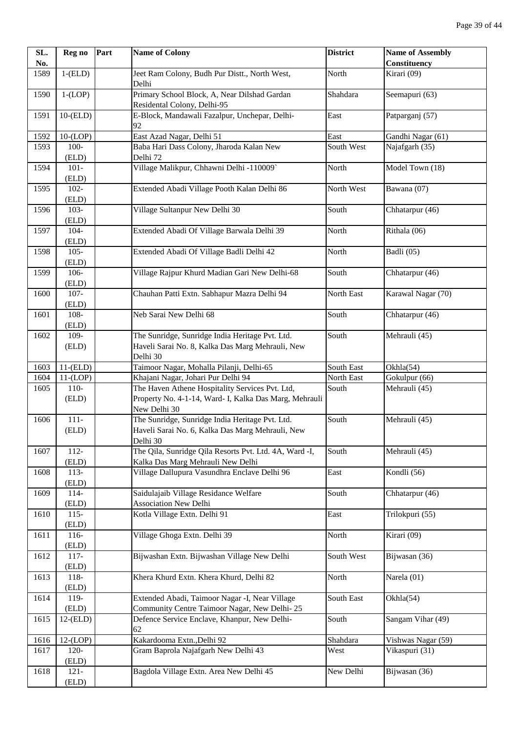| SL. No. | Reg no | Part | Name of Colony | District | Name of Assembly Constituency |
|---|---|---|---|---|---|
| 1589 | 1-(ELD) | | Jeet Ram Colony, Budh Pur Distt., North West, Delhi | North | Kirari (09) |
| 1590 | 1-(LOP) | | Primary School Block, A, Near Dilshad Gardan Residental Colony, Delhi-95 | Shahdara | Seemapuri (63) |
| 1591 | 10-(ELD) | | E-Block, Mandawali Fazalpur, Unchepar, Delhi-92 | East | Patparganj (57) |
| 1592 | 10-(LOP) | | East Azad Nagar, Delhi 51 | East | Gandhi Nagar (61) |
| 1593 | 100-(ELD) | | Baba Hari Dass Colony, Jharoda Kalan New Delhi 72 | South West | Najafgarh (35) |
| 1594 | 101-(ELD) | | Village Malikpur, Chhawni Delhi -110009` | North | Model Town (18) |
| 1595 | 102-(ELD) | | Extended Abadi Village Pooth Kalan Delhi 86 | North West | Bawana (07) |
| 1596 | 103-(ELD) | | Village Sultanpur New Delhi 30 | South | Chhatarpur (46) |
| 1597 | 104-(ELD) | | Extended Abadi Of Village Barwala Delhi 39 | North | Rithala (06) |
| 1598 | 105-(ELD) | | Extended Abadi Of Village Badli Delhi 42 | North | Badli (05) |
| 1599 | 106-(ELD) | | Village Rajpur Khurd Madian Gari New Delhi-68 | South | Chhatarpur (46) |
| 1600 | 107-(ELD) | | Chauhan Patti Extn. Sabhapur Mazra Delhi 94 | North East | Karawal Nagar (70) |
| 1601 | 108-(ELD) | | Neb Sarai New Delhi 68 | South | Chhatarpur (46) |
| 1602 | 109-(ELD) | | The Sunridge, Sunridge India Heritage Pvt. Ltd. Haveli Sarai No. 8, Kalka Das Marg Mehrauli, New Delhi 30 | South | Mehrauli (45) |
| 1603 | 11-(ELD) | | Taimoor Nagar, Mohalla Pilanji, Delhi-65 | South East | Okhla(54) |
| 1604 | 11-(LOP) | | Khajani Nagar, Johari Pur Delhi 94 | North East | Gokulpur (66) |
| 1605 | 110-(ELD) | | The Haven Athene Hospitality Services Pvt. Ltd, Property No. 4-1-14, Ward- I, Kalka Das Marg, Mehrauli New Delhi 30 | South | Mehrauli (45) |
| 1606 | 111-(ELD) | | The Sunridge, Sunridge India Heritage Pvt. Ltd. Haveli Sarai No. 6, Kalka Das Marg Mehrauli, New Delhi 30 | South | Mehrauli (45) |
| 1607 | 112-(ELD) | | The Qila, Sunridge Qila Resorts Pvt. Ltd. 4A, Ward -I, Kalka Das Marg Mehrauli New Delhi | South | Mehrauli (45) |
| 1608 | 113-(ELD) | | Village Dallupura Vasundhra Enclave Delhi 96 | East | Kondli (56) |
| 1609 | 114-(ELD) | | Saidulajaib Village Residance Welfare Association New Delhi | South | Chhatarpur (46) |
| 1610 | 115-(ELD) | | Kotla Village Extn. Delhi 91 | East | Trilokpuri (55) |
| 1611 | 116-(ELD) | | Village Ghoga Extn. Delhi 39 | North | Kirari (09) |
| 1612 | 117-(ELD) | | Bijwashan Extn. Bijwashan Village New Delhi | South West | Bijwasan (36) |
| 1613 | 118-(ELD) | | Khera Khurd Extn. Khera Khurd, Delhi 82 | North | Narela (01) |
| 1614 | 119-(ELD) | | Extended Abadi, Taimoor Nagar -I, Near Village Community Centre Taimoor Nagar, New Delhi- 25 | South East | Okhla(54) |
| 1615 | 12-(ELD) | | Defence Service Enclave, Khanpur, New Delhi-62 | South | Sangam Vihar (49) |
| 1616 | 12-(LOP) | | Kakardooma Extn.,Delhi 92 | Shahdara | Vishwas Nagar (59) |
| 1617 | 120-(ELD) | | Gram Baprola Najafgarh New Delhi 43 | West | Vikaspuri (31) |
| 1618 | 121-(ELD) | | Bagdola Village Extn. Area New Delhi 45 | New Delhi | Bijwasan (36) |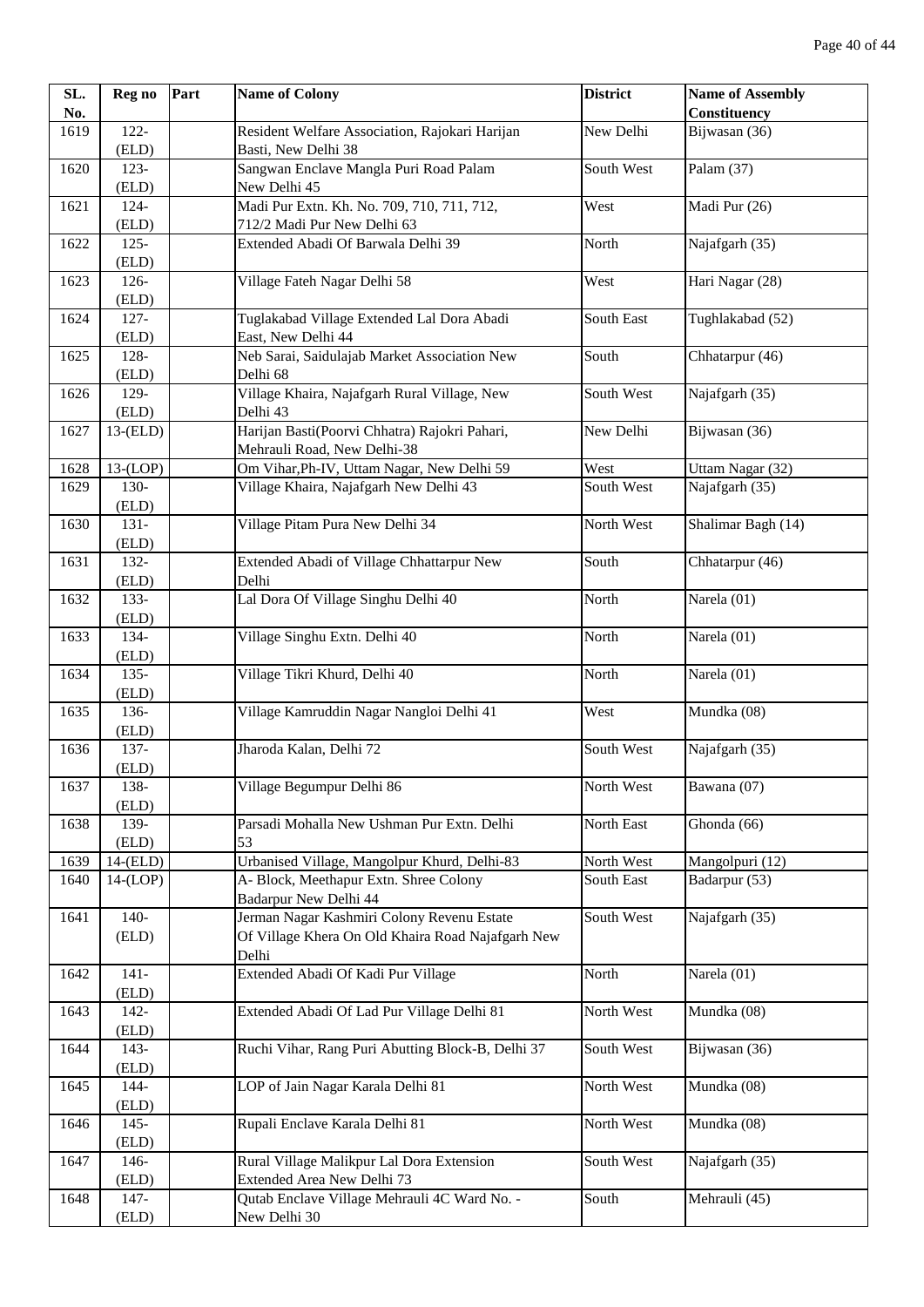| SL. No. | Reg no | Part | Name of Colony | District | Name of Assembly Constituency |
|---|---|---|---|---|---|
| 1619 | 122-(ELD) | | Resident Welfare Association, Rajokari Harijan Basti, New Delhi 38 | New Delhi | Bijwasan (36) |
| 1620 | 123-(ELD) | | Sangwan Enclave Mangla Puri Road Palam New Delhi 45 | South West | Palam (37) |
| 1621 | 124-(ELD) | | Madi Pur Extn. Kh. No. 709, 710, 711, 712, 712/2 Madi Pur New Delhi 63 | West | Madi Pur (26) |
| 1622 | 125-(ELD) | | Extended Abadi Of Barwala Delhi 39 | North | Najafgarh (35) |
| 1623 | 126-(ELD) | | Village Fateh Nagar Delhi 58 | West | Hari Nagar (28) |
| 1624 | 127-(ELD) | | Tuglakabad Village Extended Lal Dora Abadi East, New Delhi 44 | South East | Tughlakabad (52) |
| 1625 | 128-(ELD) | | Neb Sarai, Saidulajab Market Association New Delhi 68 | South | Chhatarpur (46) |
| 1626 | 129-(ELD) | | Village Khaira, Najafgarh Rural Village, New Delhi 43 | South West | Najafgarh (35) |
| 1627 | 13-(ELD) | | Harijan Basti(Poorvi Chhatra) Rajokri Pahari, Mehrauli Road, New Delhi-38 | New Delhi | Bijwasan (36) |
| 1628 | 13-(LOP) | | Om Vihar,Ph-IV, Uttam Nagar, New Delhi 59 | West | Uttam Nagar (32) |
| 1629 | 130-(ELD) | | Village Khaira, Najafgarh New Delhi 43 | South West | Najafgarh (35) |
| 1630 | 131-(ELD) | | Village Pitam Pura New Delhi 34 | North West | Shalimar Bagh (14) |
| 1631 | 132-(ELD) | | Extended Abadi of Village Chhattarpur New Delhi | South | Chhatarpur (46) |
| 1632 | 133-(ELD) | | Lal Dora Of Village Singhu Delhi 40 | North | Narela (01) |
| 1633 | 134-(ELD) | | Village Singhu Extn. Delhi 40 | North | Narela (01) |
| 1634 | 135-(ELD) | | Village Tikri Khurd, Delhi 40 | North | Narela (01) |
| 1635 | 136-(ELD) | | Village Kamruddin Nagar Nangloi Delhi 41 | West | Mundka (08) |
| 1636 | 137-(ELD) | | Jharoda Kalan, Delhi 72 | South West | Najafgarh (35) |
| 1637 | 138-(ELD) | | Village Begumpur Delhi 86 | North West | Bawana (07) |
| 1638 | 139-(ELD) | | Parsadi Mohalla New Ushman Pur Extn. Delhi 53 | North East | Ghonda (66) |
| 1639 | 14-(ELD) | | Urbanised Village, Mangolpur Khurd, Delhi-83 | North West | Mangolpuri (12) |
| 1640 | 14-(LOP) | | A- Block, Meethapur Extn. Shree Colony Badarpur New Delhi 44 | South East | Badarpur (53) |
| 1641 | 140-(ELD) | | Jerman Nagar Kashmiri Colony Revenu Estate Of Village Khera On Old Khaira Road Najafgarh New Delhi | South West | Najafgarh (35) |
| 1642 | 141-(ELD) | | Extended Abadi Of Kadi Pur Village | North | Narela (01) |
| 1643 | 142-(ELD) | | Extended Abadi Of Lad Pur Village Delhi 81 | North West | Mundka (08) |
| 1644 | 143-(ELD) | | Ruchi Vihar, Rang Puri Abutting Block-B, Delhi 37 | South West | Bijwasan (36) |
| 1645 | 144-(ELD) | | LOP of Jain Nagar Karala Delhi 81 | North West | Mundka (08) |
| 1646 | 145-(ELD) | | Rupali Enclave Karala Delhi 81 | North West | Mundka (08) |
| 1647 | 146-(ELD) | | Rural Village Malikpur Lal Dora Extension Extended Area New Delhi 73 | South West | Najafgarh (35) |
| 1648 | 147-(ELD) | | Qutab Enclave Village Mehrauli 4C Ward No. - New Delhi 30 | South | Mehrauli (45) |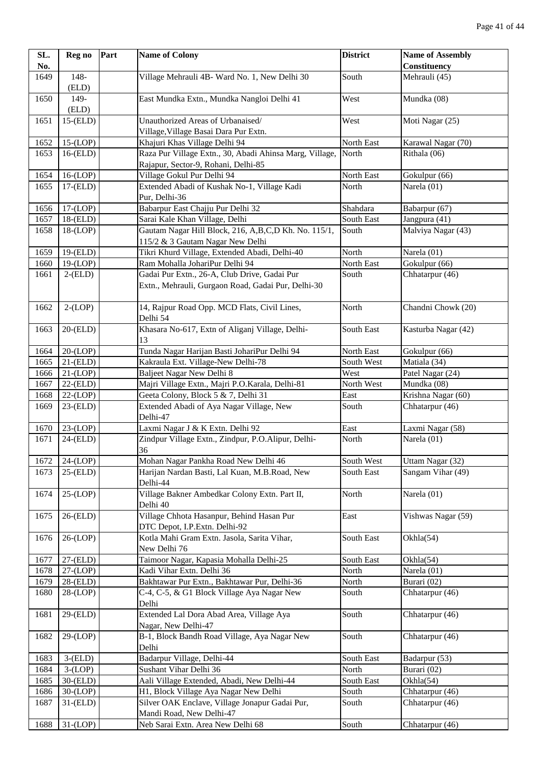| SL. No. | Reg no | Part | Name of Colony | District | Name of Assembly Constituency |
|---|---|---|---|---|---|
| 1649 | 148-(ELD) | | Village Mehrauli 4B- Ward No. 1, New Delhi 30 | South | Mehrauli (45) |
| 1650 | 149-(ELD) | | East Mundka Extn., Mundka Nangloi Delhi 41 | West | Mundka (08) |
| 1651 | 15-(ELD) | | Unauthorized Areas of Urbanaised/ Village,Village Basai Dara Pur Extn. | West | Moti Nagar (25) |
| 1652 | 15-(LOP) | | Khajuri Khas Village Delhi 94 | North East | Karawal Nagar (70) |
| 1653 | 16-(ELD) | | Raza Pur Village Extn., 30, Abadi Ahinsa Marg, Village, Rajapur, Sector-9, Rohani, Delhi-85 | North | Rithala (06) |
| 1654 | 16-(LOP) | | Village Gokul Pur Delhi 94 | North East | Gokulpur (66) |
| 1655 | 17-(ELD) | | Extended Abadi of Kushak No-1, Village Kadi Pur, Delhi-36 | North | Narela (01) |
| 1656 | 17-(LOP) | | Babarpur East Chajju Pur Delhi 32 | Shahdara | Babarpur (67) |
| 1657 | 18-(ELD) | | Sarai Kale Khan Village, Delhi | South East | Jangpura (41) |
| 1658 | 18-(LOP) | | Gautam Nagar Hill Block, 216, A,B,C,D Kh. No. 115/1, 115/2 & 3 Gautam Nagar New Delhi | South | Malviya Nagar (43) |
| 1659 | 19-(ELD) | | Tikri Khurd Village, Extended Abadi, Delhi-40 | North | Narela (01) |
| 1660 | 19-(LOP) | | Ram Mohalla JohariPur Delhi 94 | North East | Gokulpur (66) |
| 1661 | 2-(ELD) | | Gadai Pur Extn., 26-A, Club Drive, Gadai Pur Extn., Mehrauli, Gurgaon Road, Gadai Pur, Delhi-30 | South | Chhatarpur (46) |
| 1662 | 2-(LOP) | | 14, Rajpur Road Opp. MCD Flats, Civil Lines, Delhi 54 | North | Chandni Chowk (20) |
| 1663 | 20-(ELD) | | Khasara No-617, Extn of Aliganj Village, Delhi-13 | South East | Kasturba Nagar (42) |
| 1664 | 20-(LOP) | | Tunda Nagar Harijan Basti JohariPur Delhi 94 | North East | Gokulpur (66) |
| 1665 | 21-(ELD) | | Kakraula Ext. Village-New Delhi-78 | South West | Matiala (34) |
| 1666 | 21-(LOP) | | Baljeet Nagar New Delhi 8 | West | Patel Nagar (24) |
| 1667 | 22-(ELD) | | Majri Village Extn., Majri P.O.Karala, Delhi-81 | North West | Mundka (08) |
| 1668 | 22-(LOP) | | Geeta Colony, Block 5 & 7, Delhi 31 | East | Krishna Nagar (60) |
| 1669 | 23-(ELD) | | Extended Abadi of Aya Nagar Village, New Delhi-47 | South | Chhatarpur (46) |
| 1670 | 23-(LOP) | | Laxmi Nagar J & K Extn. Delhi 92 | East | Laxmi Nagar (58) |
| 1671 | 24-(ELD) | | Zindpur Village Extn., Zindpur, P.O.Alipur, Delhi-36 | North | Narela (01) |
| 1672 | 24-(LOP) | | Mohan Nagar Pankha Road New Delhi 46 | South West | Uttam Nagar (32) |
| 1673 | 25-(ELD) | | Harijan Nardan Basti, Lal Kuan, M.B.Road, New Delhi-44 | South East | Sangam Vihar (49) |
| 1674 | 25-(LOP) | | Village Bakner Ambedkar Colony Extn. Part II, Delhi 40 | North | Narela (01) |
| 1675 | 26-(ELD) | | Village Chhota Hasanpur, Behind Hasan Pur DTC Depot, I.P.Extn. Delhi-92 | East | Vishwas Nagar (59) |
| 1676 | 26-(LOP) | | Kotla Mahi Gram Extn. Jasola, Sarita Vihar, New Delhi 76 | South East | Okhla(54) |
| 1677 | 27-(ELD) | | Taimoor Nagar, Kapasia Mohalla Delhi-25 | South East | Okhla(54) |
| 1678 | 27-(LOP) | | Kadi Vihar Extn. Delhi 36 | North | Narela (01) |
| 1679 | 28-(ELD) | | Bakhtawar Pur Extn., Bakhtawar Pur, Delhi-36 | North | Burari (02) |
| 1680 | 28-(LOP) | | C-4, C-5, & G1 Block Village Aya Nagar New Delhi | South | Chhatarpur (46) |
| 1681 | 29-(ELD) | | Extended Lal Dora Abad Area, Village Aya Nagar, New Delhi-47 | South | Chhatarpur (46) |
| 1682 | 29-(LOP) | | B-1, Block Bandh Road Village, Aya Nagar New Delhi | South | Chhatarpur (46) |
| 1683 | 3-(ELD) | | Badarpur Village, Delhi-44 | South East | Badarpur (53) |
| 1684 | 3-(LOP) | | Sushant Vihar Delhi 36 | North | Burari (02) |
| 1685 | 30-(ELD) | | Aali Village Extended, Abadi, New Delhi-44 | South East | Okhla(54) |
| 1686 | 30-(LOP) | | H1, Block Village Aya Nagar New Delhi | South | Chhatarpur (46) |
| 1687 | 31-(ELD) | | Silver OAK Enclave, Village Jonapur Gadai Pur, Mandi Road, New Delhi-47 | South | Chhatarpur (46) |
| 1688 | 31-(LOP) | | Neb Sarai Extn. Area New Delhi 68 | South | Chhatarpur (46) |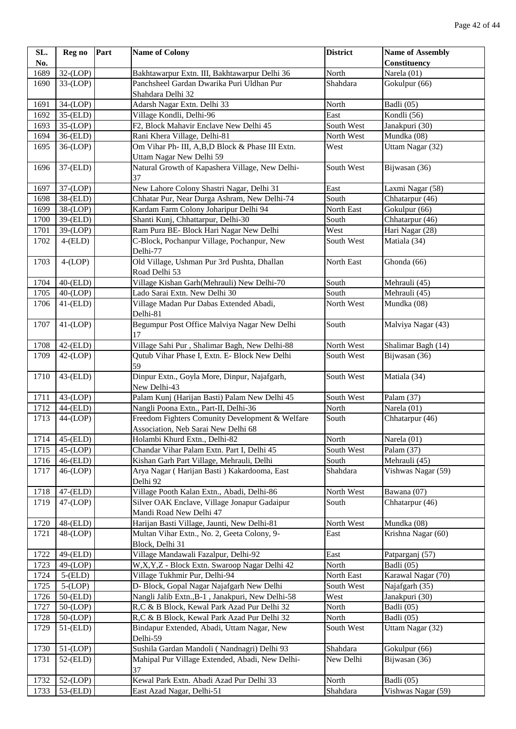| SL. No. | Reg no | Part | Name of Colony | District | Name of Assembly Constituency |
|---|---|---|---|---|---|
| 1689 | 32-(LOP) | | Bakhtawarpur Extn. III, Bakhtawarpur Delhi 36 | North | Narela (01) |
| 1690 | 33-(LOP) | | Panchsheel Gardan Dwarika Puri Uldhan Pur Shahdara Delhi 32 | Shahdara | Gokulpur (66) |
| 1691 | 34-(LOP) | | Adarsh Nagar Extn. Delhi 33 | North | Badli (05) |
| 1692 | 35-(ELD) | | Village Kondli, Delhi-96 | East | Kondli (56) |
| 1693 | 35-(LOP) | | F2, Block Mahavir Enclave New Delhi 45 | South West | Janakpuri (30) |
| 1694 | 36-(ELD) | | Rani Khera Village, Delhi-81 | North West | Mundka (08) |
| 1695 | 36-(LOP) | | Om Vihar Ph- III, A,B,D Block & Phase III Extn. Uttam Nagar New Delhi 59 | West | Uttam Nagar (32) |
| 1696 | 37-(ELD) | | Natural Growth of Kapashera Village, New Delhi-37 | South West | Bijwasan (36) |
| 1697 | 37-(LOP) | | New Lahore Colony Shastri Nagar, Delhi 31 | East | Laxmi Nagar (58) |
| 1698 | 38-(ELD) | | Chhatar Pur, Near Durga Ashram, New Delhi-74 | South | Chhatarpur (46) |
| 1699 | 38-(LOP) | | Kardam Farm Colony Johari pur Delhi 94 | North East | Gokulpur (66) |
| 1700 | 39-(ELD) | | Shanti Kunj, Chhattarpur, Delhi-30 | South | Chhatarpur (46) |
| 1701 | 39-(LOP) | | Ram Pura BE- Block Hari Nagar New Delhi | West | Hari Nagar (28) |
| 1702 | 4-(ELD) | | C-Block, Pochanpur Village, Pochanpur, New Delhi-77 | South West | Matiala (34) |
| 1703 | 4-(LOP) | | Old Village, Ushman Pur 3rd Pushta, Dhallan Road Delhi 53 | North East | Ghonda (66) |
| 1704 | 40-(ELD) | | Village Kishan Garh(Mehrauli) New Delhi-70 | South | Mehrauli (45) |
| 1705 | 40-(LOP) | | Lado Sarai Extn. New Delhi 30 | South | Mehrauli (45) |
| 1706 | 41-(ELD) | | Village Madan Pur Dabas Extended Abadi, Delhi-81 | North West | Mundka (08) |
| 1707 | 41-(LOP) | | Begumpur Post Office Malviya Nagar New Delhi 17 | South | Malviya Nagar (43) |
| 1708 | 42-(ELD) | | Village Sahi Pur , Shalimar Bagh, New Delhi-88 | North West | Shalimar Bagh (14) |
| 1709 | 42-(LOP) | | Qutub Vihar Phase I, Extn. E- Block New Delhi 59 | South West | Bijwasan (36) |
| 1710 | 43-(ELD) | | Dinpur Extn., Goyla More, Dinpur, Najafgarh, New Delhi-43 | South West | Matiala (34) |
| 1711 | 43-(LOP) | | Palam Kunj (Harijan Basti) Palam New Delhi 45 | South West | Palam (37) |
| 1712 | 44-(ELD) | | Nangli Poona Extn., Part-II, Delhi-36 | North | Narela (01) |
| 1713 | 44-(LOP) | | Freedom Fighters Comunity Development & Welfare Association, Neb Sarai New Delhi 68 | South | Chhatarpur (46) |
| 1714 | 45-(ELD) | | Holambi Khurd Extn., Delhi-82 | North | Narela (01) |
| 1715 | 45-(LOP) | | Chandar Vihar Palam Extn. Part I, Delhi 45 | South West | Palam (37) |
| 1716 | 46-(ELD) | | Kishan Garh Part Village, Mehrauli, Delhi | South | Mehrauli (45) |
| 1717 | 46-(LOP) | | Arya Nagar ( Harijan Basti ) Kakardooma, East Delhi 92 | Shahdara | Vishwas Nagar (59) |
| 1718 | 47-(ELD) | | Village Pooth Kalan Extn., Abadi, Delhi-86 | North West | Bawana (07) |
| 1719 | 47-(LOP) | | Silver OAK Enclave, Village Jonapur Gadaipur Mandi Road New Delhi 47 | South | Chhatarpur (46) |
| 1720 | 48-(ELD) | | Harijan Basti Village, Jaunti, New Delhi-81 | North West | Mundka (08) |
| 1721 | 48-(LOP) | | Multan Vihar Extn., No. 2, Geeta Colony, 9-Block, Delhi 31 | East | Krishna Nagar (60) |
| 1722 | 49-(ELD) | | Village Mandawali Fazalpur, Delhi-92 | East | Patparganj (57) |
| 1723 | 49-(LOP) | | W,X,Y,Z - Block Extn. Swaroop Nagar Delhi 42 | North | Badli (05) |
| 1724 | 5-(ELD) | | Village Tukhmir Pur, Delhi-94 | North East | Karawal Nagar (70) |
| 1725 | 5-(LOP) | | D- Block, Gopal Nagar Najafgarh New Delhi | South West | Najafgarh (35) |
| 1726 | 50-(ELD) | | Nangli Jalib Extn.,B-1 , Janakpuri, New Delhi-58 | West | Janakpuri (30) |
| 1727 | 50-(LOP) | | R,C & B Block, Kewal Park Azad Pur Delhi 32 | North | Badli (05) |
| 1728 | 50-(LOP) | | R,C & B Block, Kewal Park Azad Pur Delhi 32 | North | Badli (05) |
| 1729 | 51-(ELD) | | Bindapur Extended, Abadi, Uttam Nagar, New Delhi-59 | South West | Uttam Nagar (32) |
| 1730 | 51-(LOP) | | Sushila Gardan Mandoli ( Nandnagri) Delhi 93 | Shahdara | Gokulpur (66) |
| 1731 | 52-(ELD) | | Mahipal Pur Village Extended, Abadi, New Delhi-37 | New Delhi | Bijwasan (36) |
| 1732 | 52-(LOP) | | Kewal Park Extn. Abadi Azad Pur Delhi 33 | North | Badli (05) |
| 1733 | 53-(ELD) | | East Azad Nagar, Delhi-51 | Shahdara | Vishwas Nagar (59) |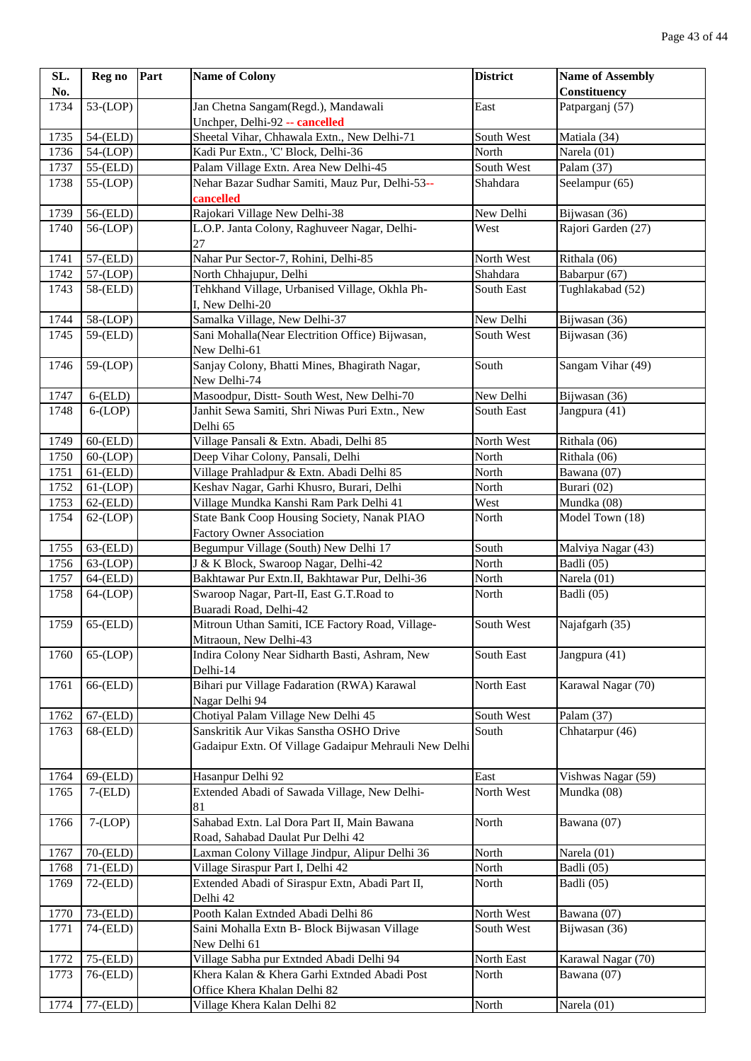| SL. No. | Reg no | Part | Name of Colony | District | Name of Assembly Constituency |
|---|---|---|---|---|---|
| 1734 | 53-(LOP) | | Jan Chetna Sangam(Regd.), Mandawali Unchper, Delhi-92 -- **cancelled** | East | Patparganj (57) |
| 1735 | 54-(ELD) | | Sheetal Vihar, Chhawala Extn., New Delhi-71 | South West | Matiala (34) |
| 1736 | 54-(LOP) | | Kadi Pur Extn., 'C' Block, Delhi-36 | North | Narela (01) |
| 1737 | 55-(ELD) | | Palam Village Extn. Area New Delhi-45 | South West | Palam (37) |
| 1738 | 55-(LOP) | | Nehar Bazar Sudhar Samiti, Mauz Pur, Delhi-53-- **cancelled** | Shahdara | Seelampur (65) |
| 1739 | 56-(ELD) | | Rajokari Village New Delhi-38 | New Delhi | Bijwasan (36) |
| 1740 | 56-(LOP) | | L.O.P. Janta Colony, Raghuveer Nagar, Delhi-27 | West | Rajori Garden (27) |
| 1741 | 57-(ELD) | | Nahar Pur Sector-7, Rohini, Delhi-85 | North West | Rithala (06) |
| 1742 | 57-(LOP) | | North Chhajupur, Delhi | Shahdara | Babarpur (67) |
| 1743 | 58-(ELD) | | Tehkhand Village, Urbanised Village, Okhla Ph-I, New Delhi-20 | South East | Tughlakabad (52) |
| 1744 | 58-(LOP) | | Samalka Village, New Delhi-37 | New Delhi | Bijwasan (36) |
| 1745 | 59-(ELD) | | Sani Mohalla(Near Electrition Office) Bijwasan, New Delhi-61 | South West | Bijwasan (36) |
| 1746 | 59-(LOP) | | Sanjay Colony, Bhatti Mines, Bhagirath Nagar, New Delhi-74 | South | Sangam Vihar (49) |
| 1747 | 6-(ELD) | | Masoodpur, Distt- South West, New Delhi-70 | New Delhi | Bijwasan (36) |
| 1748 | 6-(LOP) | | Janhit Sewa Samiti, Shri Niwas Puri Extn., New Delhi 65 | South East | Jangpura (41) |
| 1749 | 60-(ELD) | | Village Pansali & Extn. Abadi, Delhi 85 | North West | Rithala (06) |
| 1750 | 60-(LOP) | | Deep Vihar Colony, Pansali, Delhi | North | Rithala (06) |
| 1751 | 61-(ELD) | | Village Prahladpur & Extn. Abadi Delhi 85 | North | Bawana (07) |
| 1752 | 61-(LOP) | | Keshav Nagar, Garhi Khusro, Burari, Delhi | North | Burari (02) |
| 1753 | 62-(ELD) | | Village Mundka Kanshi Ram Park Delhi 41 | West | Mundka (08) |
| 1754 | 62-(LOP) | | State Bank Coop Housing Society, Nanak PIAO Factory Owner Association | North | Model Town (18) |
| 1755 | 63-(ELD) | | Begumpur Village (South) New Delhi 17 | South | Malviya Nagar (43) |
| 1756 | 63-(LOP) | | J & K Block, Swaroop Nagar, Delhi-42 | North | Badli (05) |
| 1757 | 64-(ELD) | | Bakhtawar Pur Extn.II, Bakhtawar Pur, Delhi-36 | North | Narela (01) |
| 1758 | 64-(LOP) | | Swaroop Nagar, Part-II, East G.T.Road to Buaradi Road, Delhi-42 | North | Badli (05) |
| 1759 | 65-(ELD) | | Mitroun Uthan Samiti, ICE Factory Road, Village-Mitraoun, New Delhi-43 | South West | Najafgarh (35) |
| 1760 | 65-(LOP) | | Indira Colony Near Sidharth Basti, Ashram, New Delhi-14 | South East | Jangpura (41) |
| 1761 | 66-(ELD) | | Bihari pur Village Fadaration (RWA) Karawal Nagar Delhi 94 | North East | Karawal Nagar (70) |
| 1762 | 67-(ELD) | | Chotiyal Palam Village New Delhi 45 | South West | Palam (37) |
| 1763 | 68-(ELD) | | Sanskritik Aur Vikas Sanstha OSHO Drive Gadaipur Extn. Of Village Gadaipur Mehrauli New Delhi | South | Chhatarpur (46) |
| 1764 | 69-(ELD) | | Hasanpur Delhi 92 | East | Vishwas Nagar (59) |
| 1765 | 7-(ELD) | | Extended Abadi of Sawada Village, New Delhi-81 | North West | Mundka (08) |
| 1766 | 7-(LOP) | | Sahabad Extn. Lal Dora Part II, Main Bawana Road, Sahabad Daulat Pur Delhi 42 | North | Bawana (07) |
| 1767 | 70-(ELD) | | Laxman Colony Village Jindpur, Alipur Delhi 36 | North | Narela (01) |
| 1768 | 71-(ELD) | | Village Siraspur Part I, Delhi 42 | North | Badli (05) |
| 1769 | 72-(ELD) | | Extended Abadi of Siraspur Extn, Abadi Part II, Delhi 42 | North | Badli (05) |
| 1770 | 73-(ELD) | | Pooth Kalan Extnded Abadi Delhi 86 | North West | Bawana (07) |
| 1771 | 74-(ELD) | | Saini Mohalla Extn B- Block Bijwasan Village New Delhi 61 | South West | Bijwasan (36) |
| 1772 | 75-(ELD) | | Village Sabha pur Extnded Abadi Delhi 94 | North East | Karawal Nagar (70) |
| 1773 | 76-(ELD) | | Khera Kalan & Khera Garhi Extnded Abadi Post Office Khera Khalan Delhi 82 | North | Bawana (07) |
| 1774 | 77-(ELD) | | Village Khera Kalan Delhi 82 | North | Narela (01) |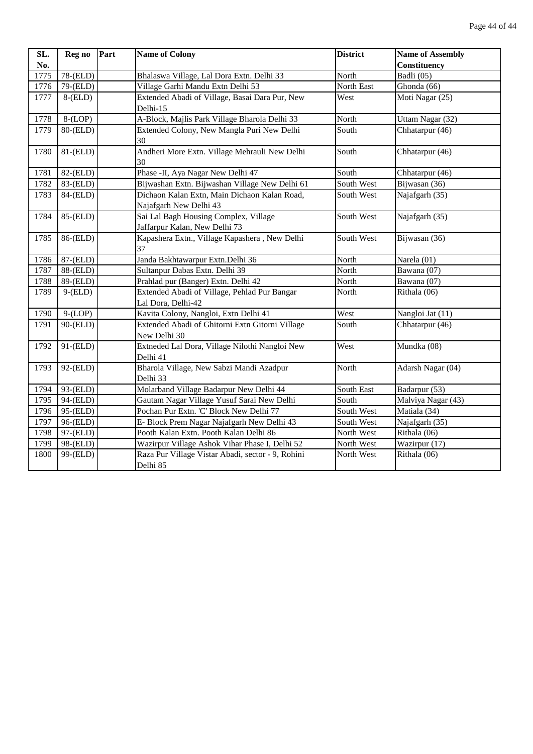| SL. No. | Reg no | Part | Name of Colony | District | Name of Assembly Constituency |
|---|---|---|---|---|---|
| 1775 | 78-(ELD) | | Bhalaswa Village, Lal Dora Extn. Delhi 33 | North | Badli (05) |
| 1776 | 79-(ELD) | | Village Garhi Mandu Extn Delhi 53 | North East | Ghonda (66) |
| 1777 | 8-(ELD) | | Extended Abadi of Village, Basai Dara Pur, New Delhi-15 | West | Moti Nagar (25) |
| 1778 | 8-(LOP) | | A-Block, Majlis Park Village Bharola Delhi 33 | North | Uttam Nagar (32) |
| 1779 | 80-(ELD) | | Extended Colony, New Mangla Puri New Delhi 30 | South | Chhatarpur (46) |
| 1780 | 81-(ELD) | | Andheri More Extn. Village Mehrauli New Delhi 30 | South | Chhatarpur (46) |
| 1781 | 82-(ELD) | | Phase -II, Aya Nagar New Delhi 47 | South | Chhatarpur (46) |
| 1782 | 83-(ELD) | | Bijwashan Extn. Bijwashan Village New Delhi 61 | South West | Bijwasan (36) |
| 1783 | 84-(ELD) | | Dichaon Kalan Extn, Main Dichaon Kalan Road, Najafgarh New Delhi 43 | South West | Najafgarh (35) |
| 1784 | 85-(ELD) | | Sai Lal Bagh Housing Complex, Village Jaffarpur Kalan, New Delhi 73 | South West | Najafgarh (35) |
| 1785 | 86-(ELD) | | Kapashera Extn., Village Kapashera , New Delhi 37 | South West | Bijwasan (36) |
| 1786 | 87-(ELD) | | Janda Bakhtawarpur Extn.Delhi 36 | North | Narela (01) |
| 1787 | 88-(ELD) | | Sultanpur Dabas Extn. Delhi 39 | North | Bawana (07) |
| 1788 | 89-(ELD) | | Prahlad pur (Banger) Extn. Delhi 42 | North | Bawana (07) |
| 1789 | 9-(ELD) | | Extended Abadi of Village, Pehlad Pur Bangar Lal Dora, Delhi-42 | North | Rithala (06) |
| 1790 | 9-(LOP) | | Kavita Colony, Nangloi, Extn Delhi 41 | West | Nangloi Jat (11) |
| 1791 | 90-(ELD) | | Extended Abadi of Ghitorni Extn Gitorni Village New Delhi 30 | South | Chhatarpur (46) |
| 1792 | 91-(ELD) | | Extneded Lal Dora, Village Nilothi Nangloi New Delhi 41 | West | Mundka (08) |
| 1793 | 92-(ELD) | | Bharola Village, New Sabzi Mandi Azadpur Delhi 33 | North | Adarsh Nagar (04) |
| 1794 | 93-(ELD) | | Molarband Village Badarpur New Delhi 44 | South East | Badarpur (53) |
| 1795 | 94-(ELD) | | Gautam Nagar Village Yusuf Sarai New Delhi | South | Malviya Nagar (43) |
| 1796 | 95-(ELD) | | Pochan Pur Extn. 'C' Block New Delhi 77 | South West | Matiala (34) |
| 1797 | 96-(ELD) | | E- Block Prem Nagar Najafgarh New Delhi 43 | South West | Najafgarh (35) |
| 1798 | 97-(ELD) | | Pooth Kalan Extn. Pooth Kalan Delhi 86 | North West | Rithala (06) |
| 1799 | 98-(ELD) | | Wazirpur Village Ashok Vihar Phase I, Delhi 52 | North West | Wazirpur (17) |
| 1800 | 99-(ELD) | | Raza Pur Village Vistar Abadi, sector - 9, Rohini Delhi 85 | North West | Rithala (06) |